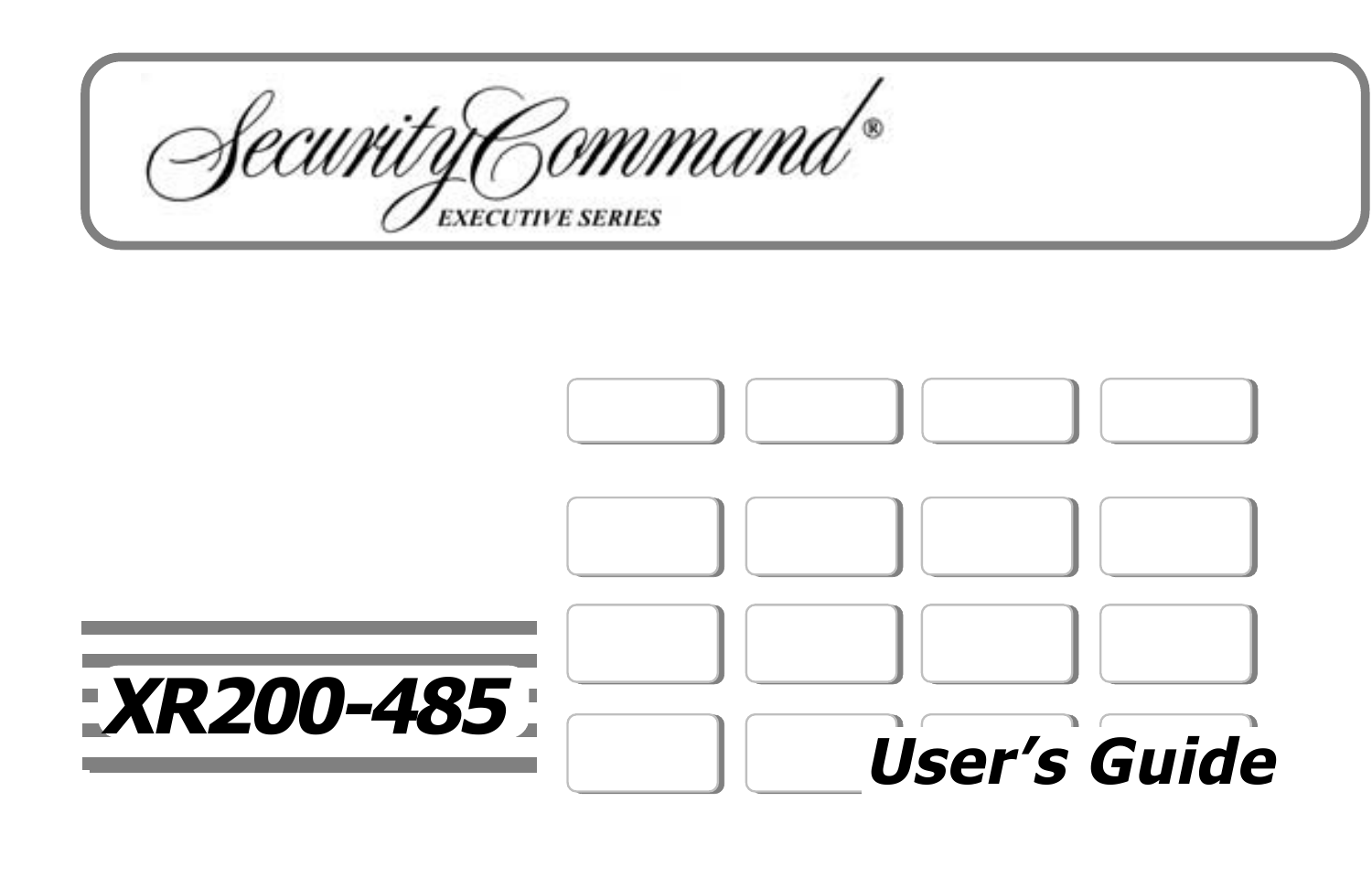Security Command®

EXECUTIVE SERIES

# XR200-485

## User's Guide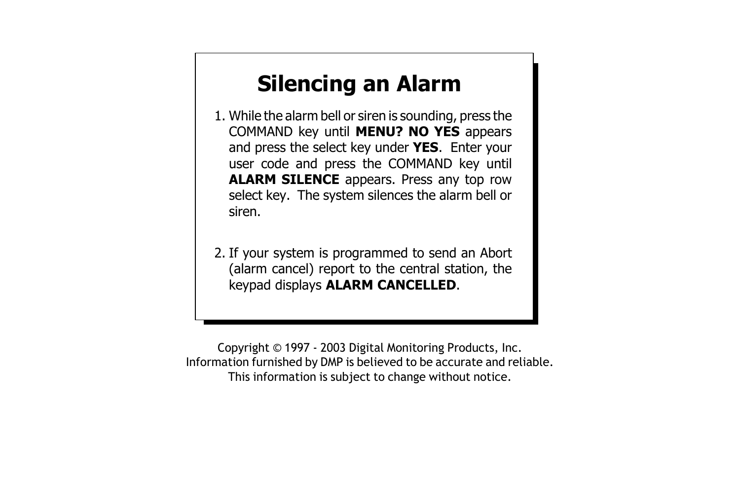# Silencing an Alarm

1. While the alarm bell or siren is sounding, press the COMMAND key until **MENU? NO YES** appears and press the select key under **YES**. Enter your user code and press the COMMAND key until **ALARM SILENCE** appears. Press any top row select key. The system silences the alarm bell or siren.

2. If your system is programmed to send an Abort (alarm cancel) report to the central station, the keypad displays **ALARM CANCELLED**.

Copyright © 1997 - 2003 Digital Monitoring Products, Inc.
Information furnished by DMP is believed to be accurate and reliable.
This information is subject to change without notice.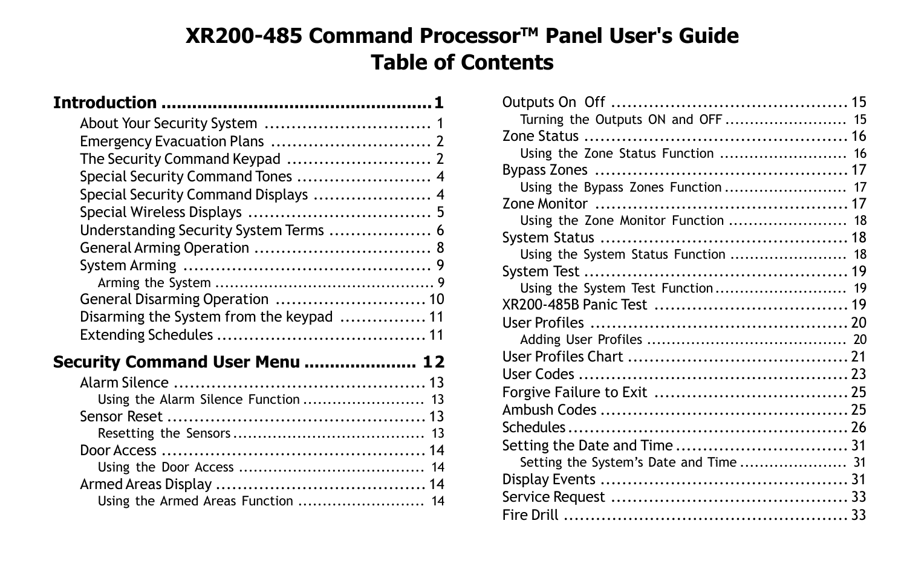# XR200-485 Command Processor™ Panel User's Guide
# Table of Contents

**Introduction .................................................. 1**

- About Your Security System ............................... 1
- Emergency Evacuation Plans .............................. 2
- The Security Command Keypad ........................... 2
- Special Security Command Tones ......................... 4
- Special Security Command Displays ...................... 4
- Special Wireless Displays .................................. 5
- Understanding Security System Terms ................... 6
- General Arming Operation ................................. 8
- System Arming ............................................... 9
  - Arming the System ............................................ 9
- General Disarming Operation ............................ 10
- Disarming the System from the keypad ................ 11
- Extending Schedules ....................................... 11

**Security Command User Menu ..................... 12**

- Alarm Silence ............................................... 13
  - Using the Alarm Silence Function ........................ 13
- Sensor Reset ................................................ 13
  - Resetting the Sensors ...................................... 13
- Door Access ................................................. 14
  - Using the Door Access ..................................... 14
- Armed Areas Display ....................................... 14
  - Using the Armed Areas Function ......................... 14
- Outputs On Off ............................................. 15
  - Turning the Outputs ON and OFF ........................ 15
- Zone Status ................................................. 16
  - Using the Zone Status Function ......................... 16
- Bypass Zones ............................................... 17
  - Using the Bypass Zones Function ........................ 17
- Zone Monitor ............................................... 17
  - Using the Zone Monitor Function ....................... 18
- System Status .............................................. 18
  - Using the System Status Function ....................... 18
- System Test ................................................. 19
  - Using the System Test Function .......................... 19
- XR200-485B Panic Test .................................... 19
- User Profiles ................................................ 20
  - Adding User Profiles ........................................ 20
- User Profiles Chart ......................................... 21
- User Codes .................................................. 23
- Forgive Failure to Exit .................................... 25
- Ambush Codes .............................................. 25
- Schedules .................................................... 26
- Setting the Date and Time ................................ 31
  - Setting the System's Date and Time ...................... 31
- Display Events .............................................. 31
- Service Request ............................................ 33
- Fire Drill ..................................................... 33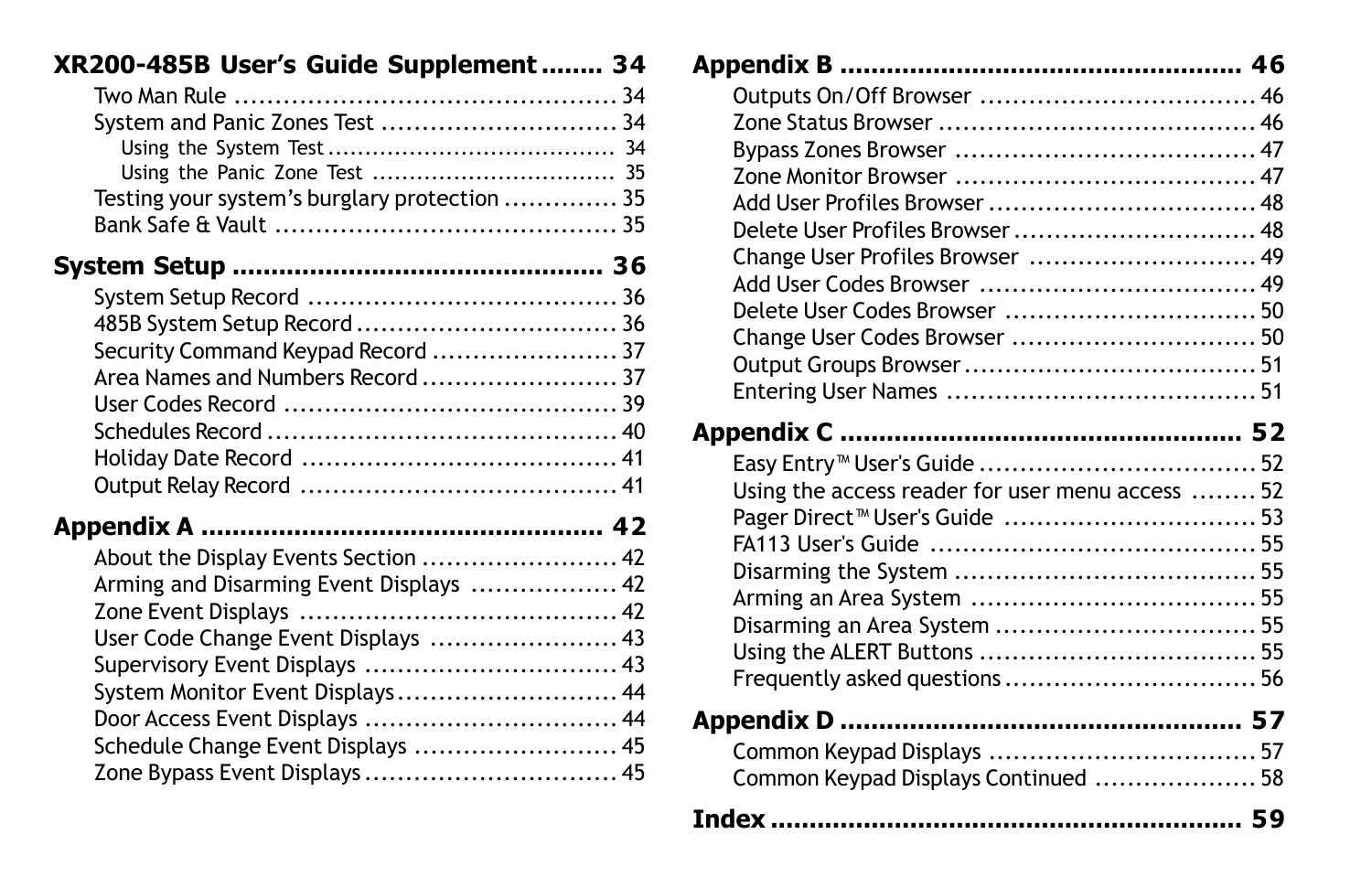**XR200-485B User's Guide Supplement ........ 34**

Two Man Rule .............................................. 34
System and Panic Zones Test ............................. 34
Using the System Test ....................................... 34
Using the Panic Zone Test ................................. 35
Testing your system's burglary protection .............. 35
Bank Safe & Vault .......................................... 35

**System Setup ............................................ 36**

System Setup Record ...................................... 36
485B System Setup Record ................................ 36
Security Command Keypad Record ....................... 37
Area Names and Numbers Record ........................ 37
User Codes Record ......................................... 39
Schedules Record ........................................... 40
Holiday Date Record ....................................... 41
Output Relay Record ....................................... 41

**Appendix A ................................................ 42**

About the Display Events Section ........................ 42
Arming and Disarming Event Displays .................. 42
Zone Event Displays ....................................... 42
User Code Change Event Displays ....................... 43
Supervisory Event Displays ............................... 43
System Monitor Event Displays ........................... 44
Door Access Event Displays ............................... 44
Schedule Change Event Displays ......................... 45
Zone Bypass Event Displays ............................... 45

**Appendix B ................................................ 46**

Outputs On/Off Browser .................................. 46
Zone Status Browser ....................................... 46
Bypass Zones Browser ..................................... 47
Zone Monitor Browser ..................................... 47
Add User Profiles Browser ................................. 48
Delete User Profiles Browser .............................. 48
Change User Profiles Browser ............................ 49
Add User Codes Browser .................................. 49
Delete User Codes Browser ............................... 50
Change User Codes Browser .............................. 50
Output Groups Browser .................................... 51
Entering User Names ...................................... 51

**Appendix C ................................................ 52**

Easy Entry™ User's Guide .................................. 52
Using the access reader for user menu access ........ 52
Pager Direct™ User's Guide ............................... 53
FA113 User's Guide ........................................ 55
Disarming the System ..................................... 55
Arming an Area System ................................... 55
Disarming an Area System ................................ 55
Using the ALERT Buttons .................................. 55
Frequently asked questions ............................... 56

**Appendix D ................................................ 57**

Common Keypad Displays ................................. 57
Common Keypad Displays Continued .................... 58

**Index ....................................................... 59**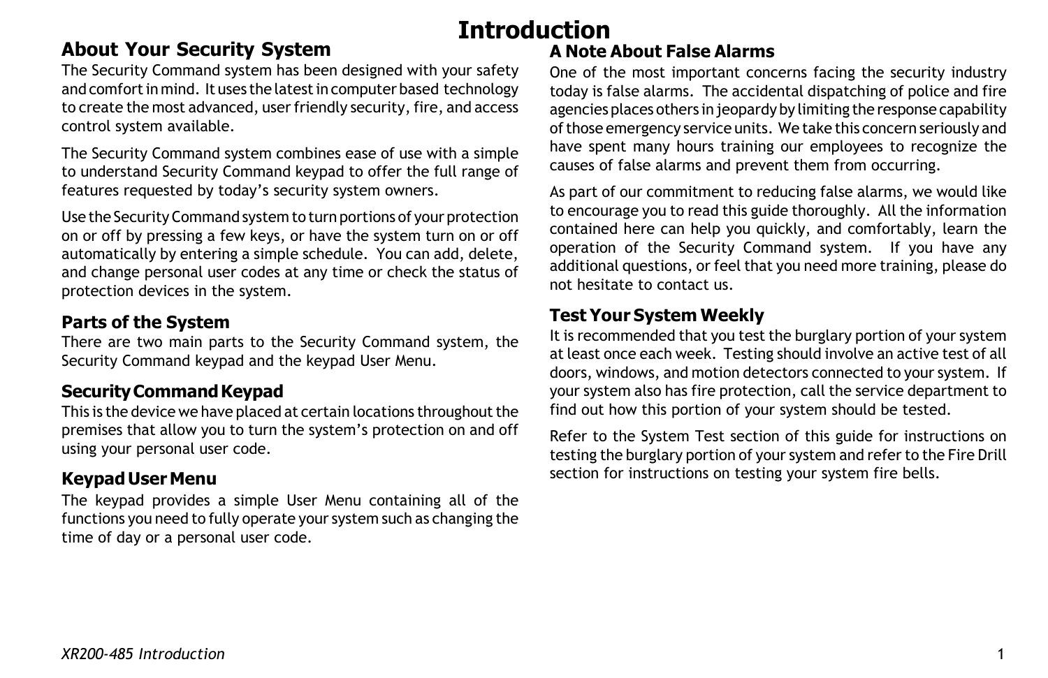# Introduction

## About Your Security System

The Security Command system has been designed with your safety and comfort in mind. It uses the latest in computer based technology to create the most advanced, user friendly security, fire, and access control system available.

The Security Command system combines ease of use with a simple to understand Security Command keypad to offer the full range of features requested by today's security system owners.

Use the Security Command system to turn portions of your protection on or off by pressing a few keys, or have the system turn on or off automatically by entering a simple schedule. You can add, delete, and change personal user codes at any time or check the status of protection devices in the system.

### Parts of the System

There are two main parts to the Security Command system, the Security Command keypad and the keypad User Menu.

### Security Command Keypad

This is the device we have placed at certain locations throughout the premises that allow you to turn the system's protection on and off using your personal user code.

### Keypad User Menu

The keypad provides a simple User Menu containing all of the functions you need to fully operate your system such as changing the time of day or a personal user code.

### A Note About False Alarms

One of the most important concerns facing the security industry today is false alarms. The accidental dispatching of police and fire agencies places others in jeopardy by limiting the response capability of those emergency service units. We take this concern seriously and have spent many hours training our employees to recognize the causes of false alarms and prevent them from occurring.

As part of our commitment to reducing false alarms, we would like to encourage you to read this guide thoroughly. All the information contained here can help you quickly, and comfortably, learn the operation of the Security Command system. If you have any additional questions, or feel that you need more training, please do not hesitate to contact us.

### Test Your System Weekly

It is recommended that you test the burglary portion of your system at least once each week. Testing should involve an active test of all doors, windows, and motion detectors connected to your system. If your system also has fire protection, call the service department to find out how this portion of your system should be tested.

Refer to the System Test section of this guide for instructions on testing the burglary portion of your system and refer to the Fire Drill section for instructions on testing your system fire bells.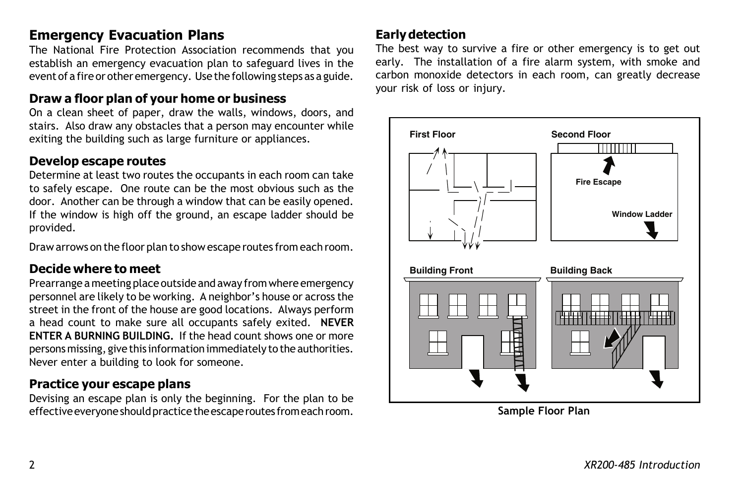## Emergency Evacuation Plans

The National Fire Protection Association recommends that you establish an emergency evacuation plan to safeguard lives in the event of a fire or other emergency. Use the following steps as a guide.

### Draw a floor plan of your home or business

On a clean sheet of paper, draw the walls, windows, doors, and stairs. Also draw any obstacles that a person may encounter while exiting the building such as large furniture or appliances.

### Develop escape routes

Determine at least two routes the occupants in each room can take to safely escape. One route can be the most obvious such as the door. Another can be through a window that can be easily opened. If the window is high off the ground, an escape ladder should be provided.

Draw arrows on the floor plan to show escape routes from each room.

### Decide where to meet

Prearrange a meeting place outside and away from where emergency personnel are likely to be working. A neighbor's house or across the street in the front of the house are good locations. Always perform a head count to make sure all occupants safely exited. **NEVER ENTER A BURNING BUILDING.** If the head count shows one or more persons missing, give this information immediately to the authorities. Never enter a building to look for someone.

### Practice your escape plans

Devising an escape plan is only the beginning. For the plan to be effective everyone should practice the escape routes from each room.

### Early detection

The best way to survive a fire or other emergency is to get out early. The installation of a fire alarm system, with smoke and carbon monoxide detectors in each room, can greatly decrease your risk of loss or injury.

First Floor

Second Floor

Fire Escape

Window Ladder

Building Front

Building Back

Sample Floor Plan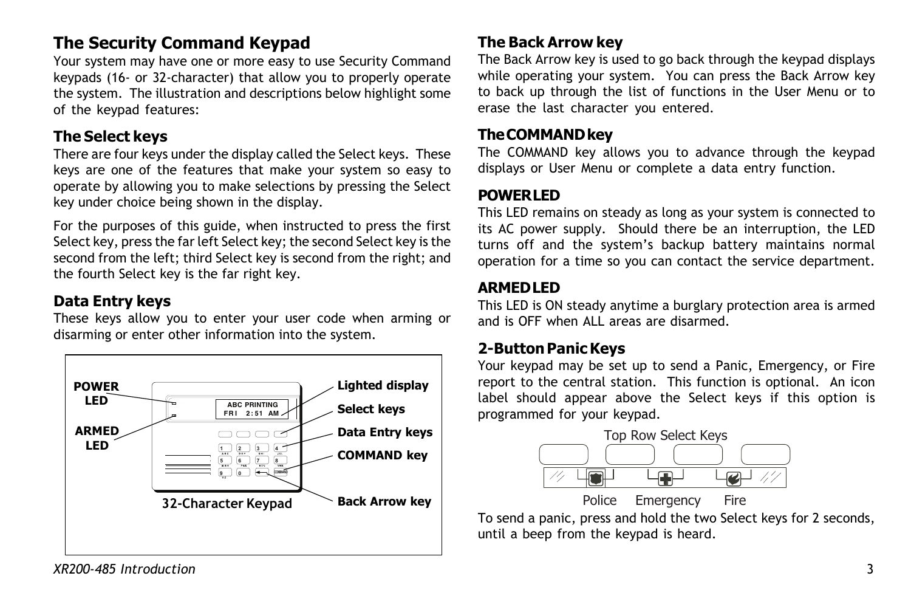## The Security Command Keypad

Your system may have one or more easy to use Security Command keypads (16- or 32-character) that allow you to properly operate the system. The illustration and descriptions below highlight some of the keypad features:

### The Select keys

There are four keys under the display called the Select keys. These keys are one of the features that make your system so easy to operate by allowing you to make selections by pressing the Select key under choice being shown in the display.

For the purposes of this guide, when instructed to press the first Select key, press the far left Select key; the second Select key is the second from the left; third Select key is second from the right; and the fourth Select key is the far right key.

### Data Entry keys

These keys allow you to enter your user code when arming or disarming or enter other information into the system.

POWER LED
ARMED LED
ABC PRINTING
FRI 2:51 AM
Lighted display
Select keys
Data Entry keys
COMMAND key
Back Arrow key
32-Character Keypad

### The Back Arrow key

The Back Arrow key is used to go back through the keypad displays while operating your system. You can press the Back Arrow key to back up through the list of functions in the User Menu or to erase the last character you entered.

### The COMMAND key

The COMMAND key allows you to advance through the keypad displays or User Menu or complete a data entry function.

### POWER LED

This LED remains on steady as long as your system is connected to its AC power supply. Should there be an interruption, the LED turns off and the system's backup battery maintains normal operation for a time so you can contact the service department.

### ARMED LED

This LED is ON steady anytime a burglary protection area is armed and is OFF when ALL areas are disarmed.

### 2-Button Panic Keys

Your keypad may be set up to send a Panic, Emergency, or Fire report to the central station. This function is optional. An icon label should appear above the Select keys if this option is programmed for your keypad.

Top Row Select Keys
Police Emergency Fire

To send a panic, press and hold the two Select keys for 2 seconds, until a beep from the keypad is heard.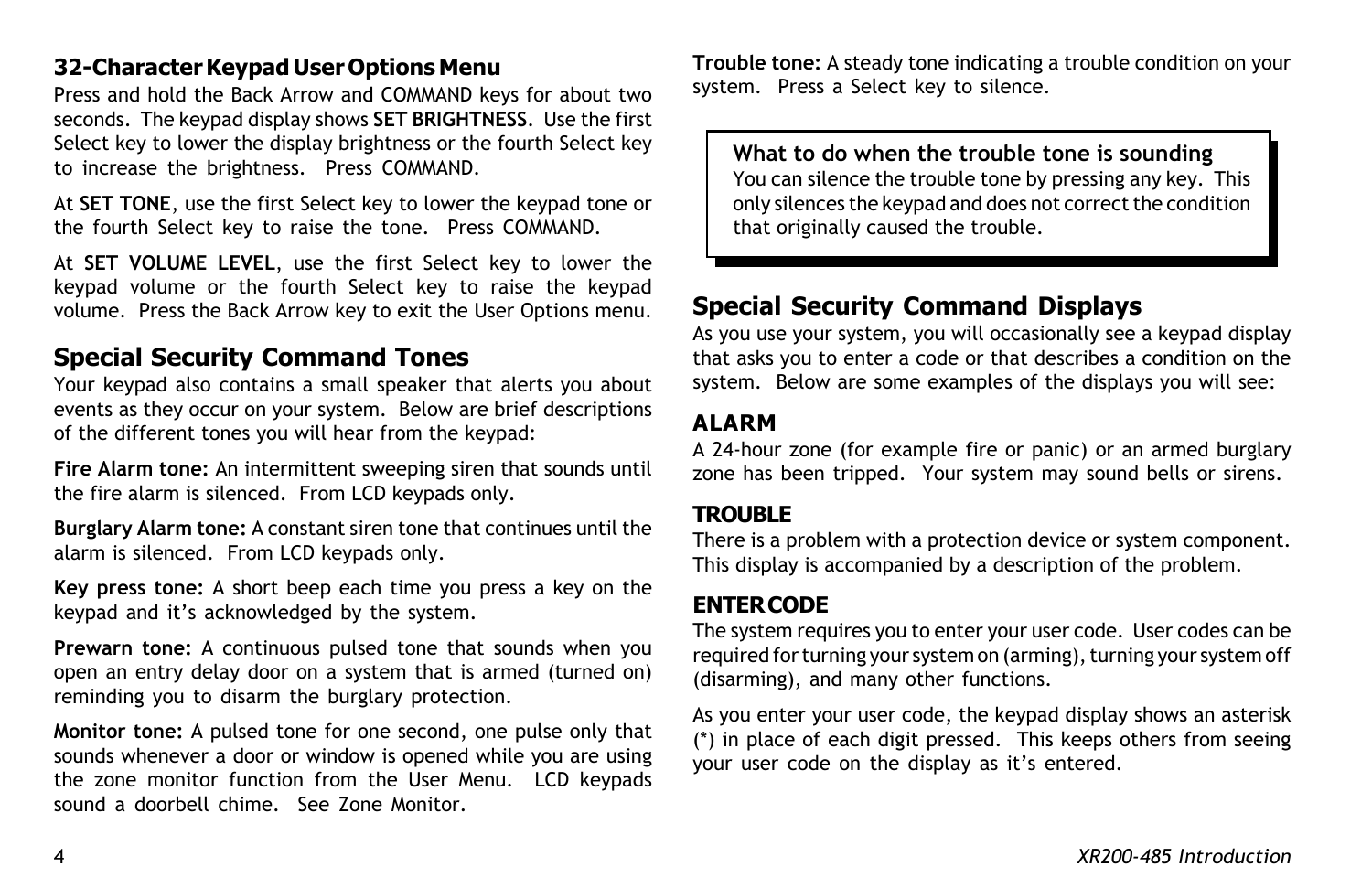### 32-Character Keypad User Options Menu

Press and hold the Back Arrow and COMMAND keys for about two seconds. The keypad display shows **SET BRIGHTNESS**. Use the first Select key to lower the display brightness or the fourth Select key to increase the brightness. Press COMMAND.

At **SET TONE**, use the first Select key to lower the keypad tone or the fourth Select key to raise the tone. Press COMMAND.

At **SET VOLUME LEVEL**, use the first Select key to lower the keypad volume or the fourth Select key to raise the keypad volume. Press the Back Arrow key to exit the User Options menu.

## Special Security Command Tones

Your keypad also contains a small speaker that alerts you about events as they occur on your system. Below are brief descriptions of the different tones you will hear from the keypad:

**Fire Alarm tone:** An intermittent sweeping siren that sounds until the fire alarm is silenced. From LCD keypads only.

**Burglary Alarm tone:** A constant siren tone that continues until the alarm is silenced. From LCD keypads only.

**Key press tone:** A short beep each time you press a key on the keypad and it's acknowledged by the system.

**Prewarn tone:** A continuous pulsed tone that sounds when you open an entry delay door on a system that is armed (turned on) reminding you to disarm the burglary protection.

**Monitor tone:** A pulsed tone for one second, one pulse only that sounds whenever a door or window is opened while you are using the zone monitor function from the User Menu. LCD keypads sound a doorbell chime. See Zone Monitor.

**Trouble tone:** A steady tone indicating a trouble condition on your system. Press a Select key to silence.

> **What to do when the trouble tone is sounding**
> You can silence the trouble tone by pressing any key. This only silences the keypad and does not correct the condition that originally caused the trouble.

## Special Security Command Displays

As you use your system, you will occasionally see a keypad display that asks you to enter a code or that describes a condition on the system. Below are some examples of the displays you will see:

### ALARM

A 24-hour zone (for example fire or panic) or an armed burglary zone has been tripped. Your system may sound bells or sirens.

### TROUBLE

There is a problem with a protection device or system component. This display is accompanied by a description of the problem.

### ENTER CODE

The system requires you to enter your user code. User codes can be required for turning your system on (arming), turning your system off (disarming), and many other functions.

As you enter your user code, the keypad display shows an asterisk (*) in place of each digit pressed. This keeps others from seeing your user code on the display as it's entered.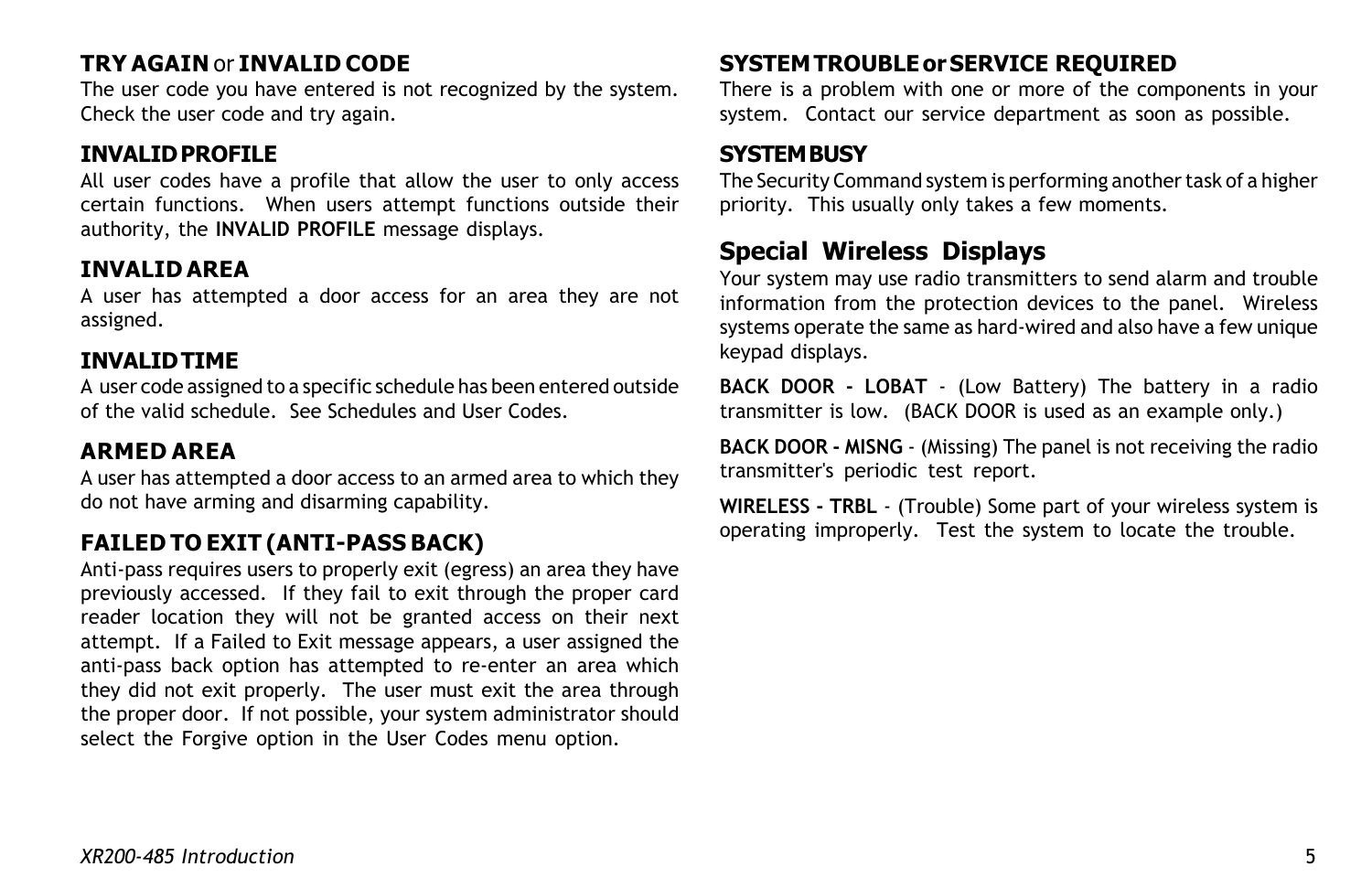### **TRY AGAIN** or **INVALID CODE**

The user code you have entered is not recognized by the system. Check the user code and try again.

### **INVALID PROFILE**

All user codes have a profile that allow the user to only access certain functions. When users attempt functions outside their authority, the **INVALID PROFILE** message displays.

### **INVALID AREA**

A user has attempted a door access for an area they are not assigned.

### **INVALID TIME**

A user code assigned to a specific schedule has been entered outside of the valid schedule. See Schedules and User Codes.

### **ARMED AREA**

A user has attempted a door access to an armed area to which they do not have arming and disarming capability.

### **FAILED TO EXIT (ANTI-PASS BACK)**

Anti-pass requires users to properly exit (egress) an area they have previously accessed. If they fail to exit through the proper card reader location they will not be granted access on their next attempt. If a Failed to Exit message appears, a user assigned the anti-pass back option has attempted to re-enter an area which they did not exit properly. The user must exit the area through the proper door. If not possible, your system administrator should select the Forgive option in the User Codes menu option.

### **SYSTEM TROUBLE or SERVICE REQUIRED**

There is a problem with one or more of the components in your system. Contact our service department as soon as possible.

### **SYSTEM BUSY**

The Security Command system is performing another task of a higher priority. This usually only takes a few moments.

## Special Wireless Displays

Your system may use radio transmitters to send alarm and trouble information from the protection devices to the panel. Wireless systems operate the same as hard-wired and also have a few unique keypad displays.

**BACK DOOR - LOBAT** - (Low Battery) The battery in a radio transmitter is low. (BACK DOOR is used as an example only.)

**BACK DOOR - MISNG** - (Missing) The panel is not receiving the radio transmitter's periodic test report.

**WIRELESS - TRBL** - (Trouble) Some part of your wireless system is operating improperly. Test the system to locate the trouble.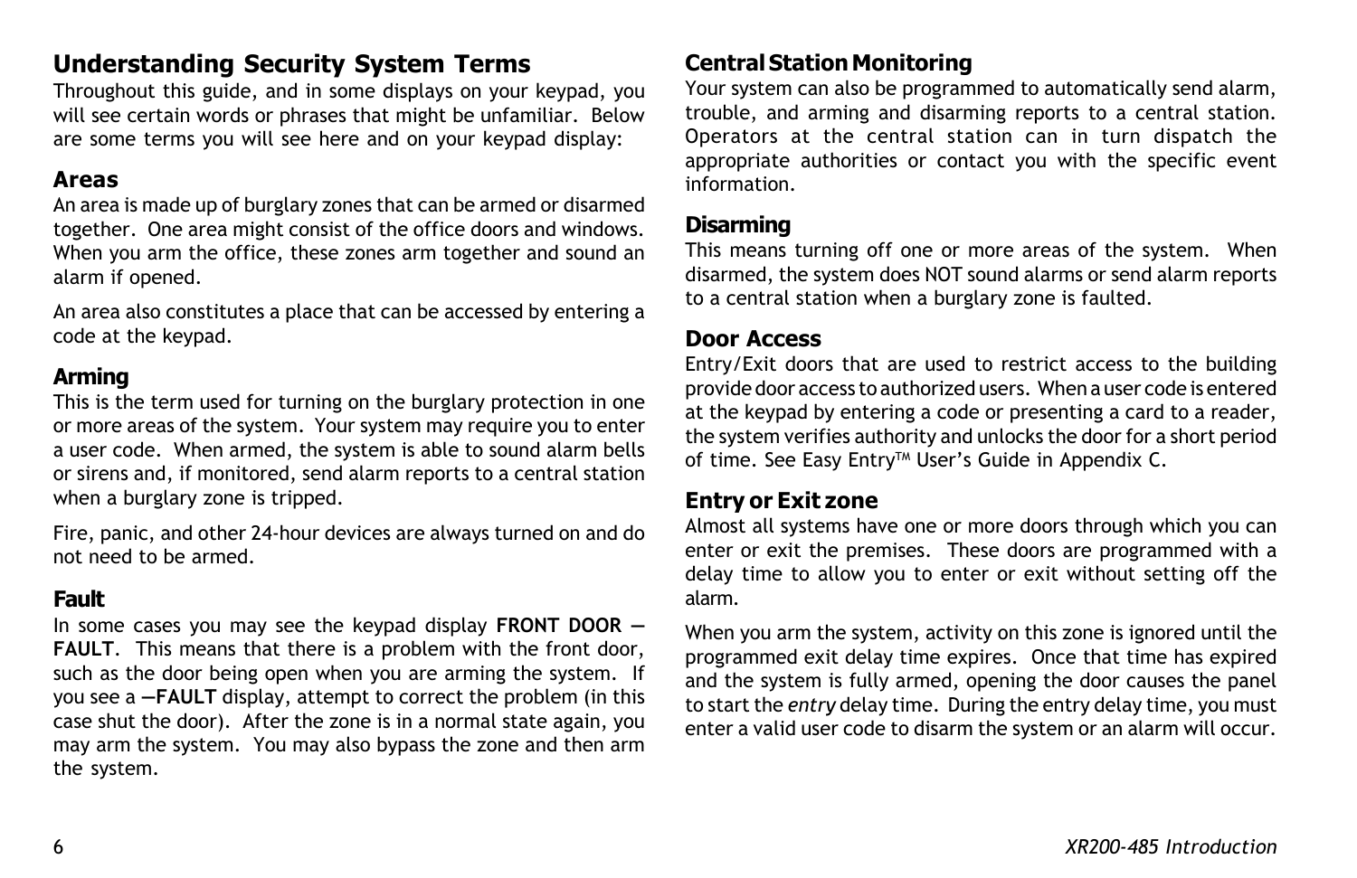## Understanding Security System Terms

Throughout this guide, and in some displays on your keypad, you will see certain words or phrases that might be unfamiliar. Below are some terms you will see here and on your keypad display:

### Areas

An area is made up of burglary zones that can be armed or disarmed together. One area might consist of the office doors and windows. When you arm the office, these zones arm together and sound an alarm if opened.

An area also constitutes a place that can be accessed by entering a code at the keypad.

### Arming

This is the term used for turning on the burglary protection in one or more areas of the system. Your system may require you to enter a user code. When armed, the system is able to sound alarm bells or sirens and, if monitored, send alarm reports to a central station when a burglary zone is tripped.

Fire, panic, and other 24-hour devices are always turned on and do not need to be armed.

### Fault

In some cases you may see the keypad display **FRONT DOOR — FAULT**. This means that there is a problem with the front door, such as the door being open when you are arming the system. If you see a **—FAULT** display, attempt to correct the problem (in this case shut the door). After the zone is in a normal state again, you may arm the system. You may also bypass the zone and then arm the system.

### Central Station Monitoring

Your system can also be programmed to automatically send alarm, trouble, and arming and disarming reports to a central station. Operators at the central station can in turn dispatch the appropriate authorities or contact you with the specific event information.

### Disarming

This means turning off one or more areas of the system. When disarmed, the system does NOT sound alarms or send alarm reports to a central station when a burglary zone is faulted.

### Door Access

Entry/Exit doors that are used to restrict access to the building provide door access to authorized users. When a user code is entered at the keypad by entering a code or presenting a card to a reader, the system verifies authority and unlocks the door for a short period of time. See Easy Entry™ User's Guide in Appendix C.

### Entry or Exit zone

Almost all systems have one or more doors through which you can enter or exit the premises. These doors are programmed with a delay time to allow you to enter or exit without setting off the alarm.

When you arm the system, activity on this zone is ignored until the programmed exit delay time expires. Once that time has expired and the system is fully armed, opening the door causes the panel to start the *entry* delay time. During the entry delay time, you must enter a valid user code to disarm the system or an alarm will occur.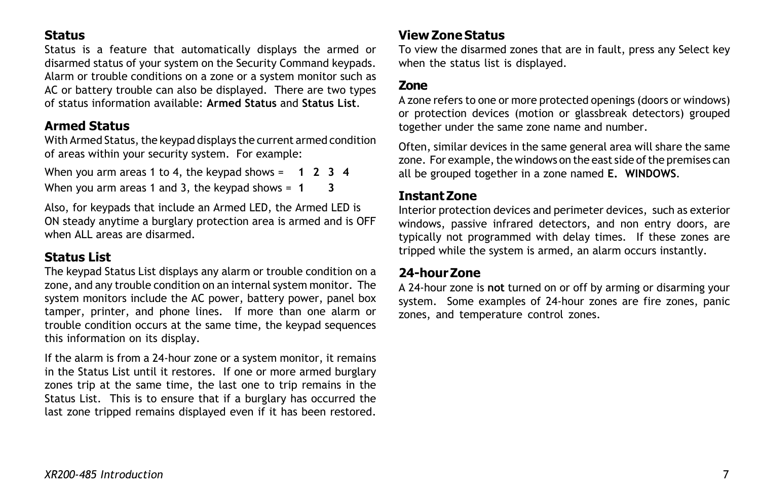## Status

Status is a feature that automatically displays the armed or disarmed status of your system on the Security Command keypads. Alarm or trouble conditions on a zone or a system monitor such as AC or battery trouble can also be displayed. There are two types of status information available: **Armed Status** and **Status List**.

## Armed Status

With Armed Status, the keypad displays the current armed condition of areas within your security system. For example:

When you arm areas 1 to 4, the keypad shows = **1 2 3 4**

When you arm areas 1 and 3, the keypad shows = **1 3**

Also, for keypads that include an Armed LED, the Armed LED is ON steady anytime a burglary protection area is armed and is OFF when ALL areas are disarmed.

## Status List

The keypad Status List displays any alarm or trouble condition on a zone, and any trouble condition on an internal system monitor. The system monitors include the AC power, battery power, panel box tamper, printer, and phone lines. If more than one alarm or trouble condition occurs at the same time, the keypad sequences this information on its display.

If the alarm is from a 24-hour zone or a system monitor, it remains in the Status List until it restores. If one or more armed burglary zones trip at the same time, the last one to trip remains in the Status List. This is to ensure that if a burglary has occurred the last zone tripped remains displayed even if it has been restored.

## View Zone Status

To view the disarmed zones that are in fault, press any Select key when the status list is displayed.

## Zone

A zone refers to one or more protected openings (doors or windows) or protection devices (motion or glassbreak detectors) grouped together under the same zone name and number.

Often, similar devices in the same general area will share the same zone. For example, the windows on the east side of the premises can all be grouped together in a zone named **E. WINDOWS**.

## Instant Zone

Interior protection devices and perimeter devices, such as exterior windows, passive infrared detectors, and non entry doors, are typically not programmed with delay times. If these zones are tripped while the system is armed, an alarm occurs instantly.

## 24-hour Zone

A 24-hour zone is **not** turned on or off by arming or disarming your system. Some examples of 24-hour zones are fire zones, panic zones, and temperature control zones.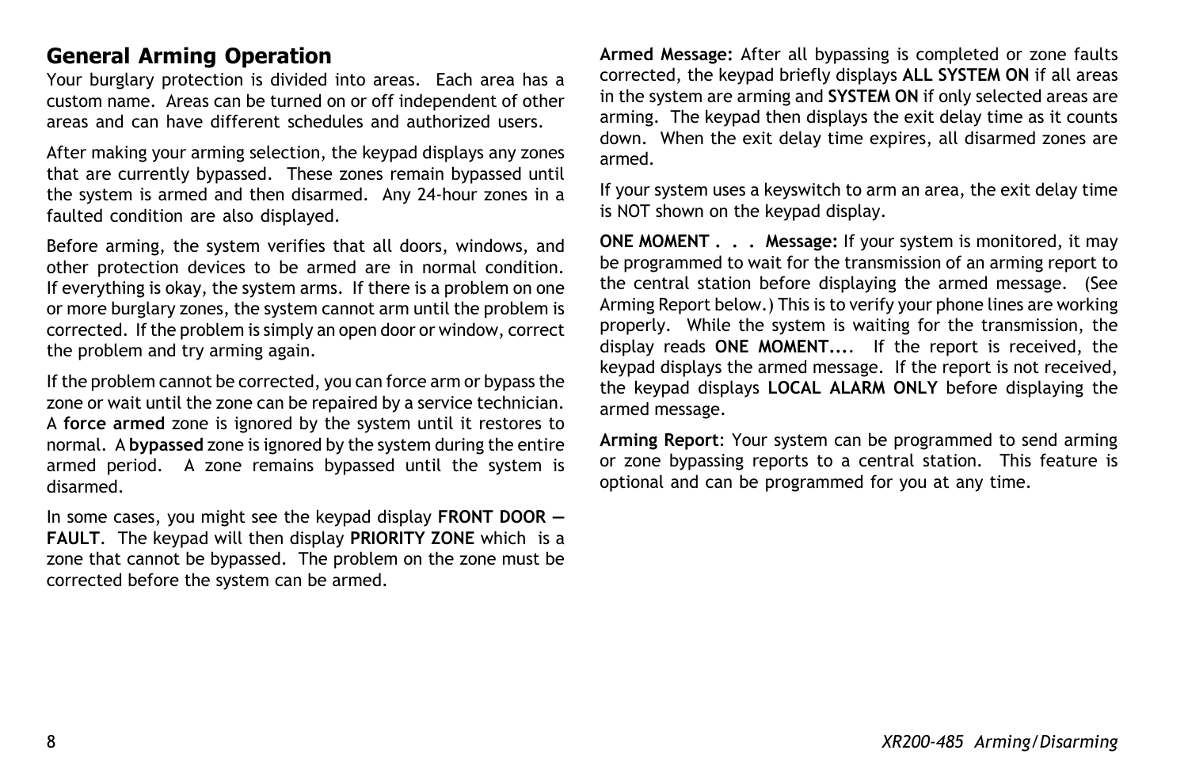## General Arming Operation

Your burglary protection is divided into areas. Each area has a custom name. Areas can be turned on or off independent of other areas and can have different schedules and authorized users.

After making your arming selection, the keypad displays any zones that are currently bypassed. These zones remain bypassed until the system is armed and then disarmed. Any 24-hour zones in a faulted condition are also displayed.

Before arming, the system verifies that all doors, windows, and other protection devices to be armed are in normal condition. If everything is okay, the system arms. If there is a problem on one or more burglary zones, the system cannot arm until the problem is corrected. If the problem is simply an open door or window, correct the problem and try arming again.

If the problem cannot be corrected, you can force arm or bypass the zone or wait until the zone can be repaired by a service technician. A **force armed** zone is ignored by the system until it restores to normal. A **bypassed** zone is ignored by the system during the entire armed period. A zone remains bypassed until the system is disarmed.

In some cases, you might see the keypad display **FRONT DOOR — FAULT**. The keypad will then display **PRIORITY ZONE** which is a zone that cannot be bypassed. The problem on the zone must be corrected before the system can be armed.

**Armed Message:** After all bypassing is completed or zone faults corrected, the keypad briefly displays **ALL SYSTEM ON** if all areas in the system are arming and **SYSTEM ON** if only selected areas are arming. The keypad then displays the exit delay time as it counts down. When the exit delay time expires, all disarmed zones are armed.

If your system uses a keyswitch to arm an area, the exit delay time is NOT shown on the keypad display.

**ONE MOMENT . . . Message:** If your system is monitored, it may be programmed to wait for the transmission of an arming report to the central station before displaying the armed message. (See Arming Report below.) This is to verify your phone lines are working properly. While the system is waiting for the transmission, the display reads **ONE MOMENT....** If the report is received, the keypad displays the armed message. If the report is not received, the keypad displays **LOCAL ALARM ONLY** before displaying the armed message.

**Arming Report**: Your system can be programmed to send arming or zone bypassing reports to a central station. This feature is optional and can be programmed for you at any time.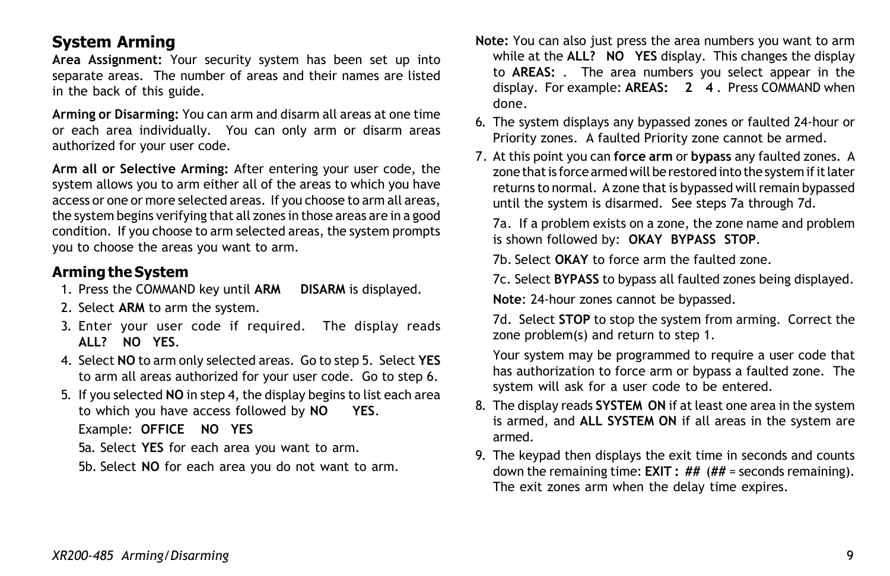## System Arming

**Area Assignment:** Your security system has been set up into separate areas. The number of areas and their names are listed in the back of this guide.

**Arming or Disarming:** You can arm and disarm all areas at one time or each area individually. You can only arm or disarm areas authorized for your user code.

**Arm all or Selective Arming:** After entering your user code, the system allows you to arm either all of the areas to which you have access or one or more selected areas. If you choose to arm all areas, the system begins verifying that all zones in those areas are in a good condition. If you choose to arm selected areas, the system prompts you to choose the areas you want to arm.

### Arming the System

1. Press the COMMAND key until **ARM DISARM** is displayed.
2. Select **ARM** to arm the system.
3. Enter your user code if required. The display reads **ALL? NO YES**.
4. Select **NO** to arm only selected areas. Go to step 5. Select **YES** to arm all areas authorized for your user code. Go to step 6.
5. If you selected **NO** in step 4, the display begins to list each area to which you have access followed by **NO YES**.

   Example: **OFFICE NO YES**

   5a. Select **YES** for each area you want to arm.

   5b. Select **NO** for each area you do not want to arm.

**Note:** You can also just press the area numbers you want to arm while at the **ALL? NO YES** display. This changes the display to **AREAS:** . The area numbers you select appear in the display. For example: **AREAS: 2 4 .** Press COMMAND when done.

6. The system displays any bypassed zones or faulted 24-hour or Priority zones. A faulted Priority zone cannot be armed.
7. At this point you can **force arm** or **bypass** any faulted zones. A zone that is force armed will be restored into the system if it later returns to normal. A zone that is bypassed will remain bypassed until the system is disarmed. See steps 7a through 7d.

   7a. If a problem exists on a zone, the zone name and problem is shown followed by: **OKAY BYPASS STOP**.

   7b. Select **OKAY** to force arm the faulted zone.

   7c. Select **BYPASS** to bypass all faulted zones being displayed.

   **Note**: 24-hour zones cannot be bypassed.

   7d. Select **STOP** to stop the system from arming. Correct the zone problem(s) and return to step 1.

   Your system may be programmed to require a user code that has authorization to force arm or bypass a faulted zone. The system will ask for a user code to be entered.

8. The display reads **SYSTEM ON** if at least one area in the system is armed, and **ALL SYSTEM ON** if all areas in the system are armed.
9. The keypad then displays the exit time in seconds and counts down the remaining time: **EXIT : ##** (**##** = seconds remaining). The exit zones arm when the delay time expires.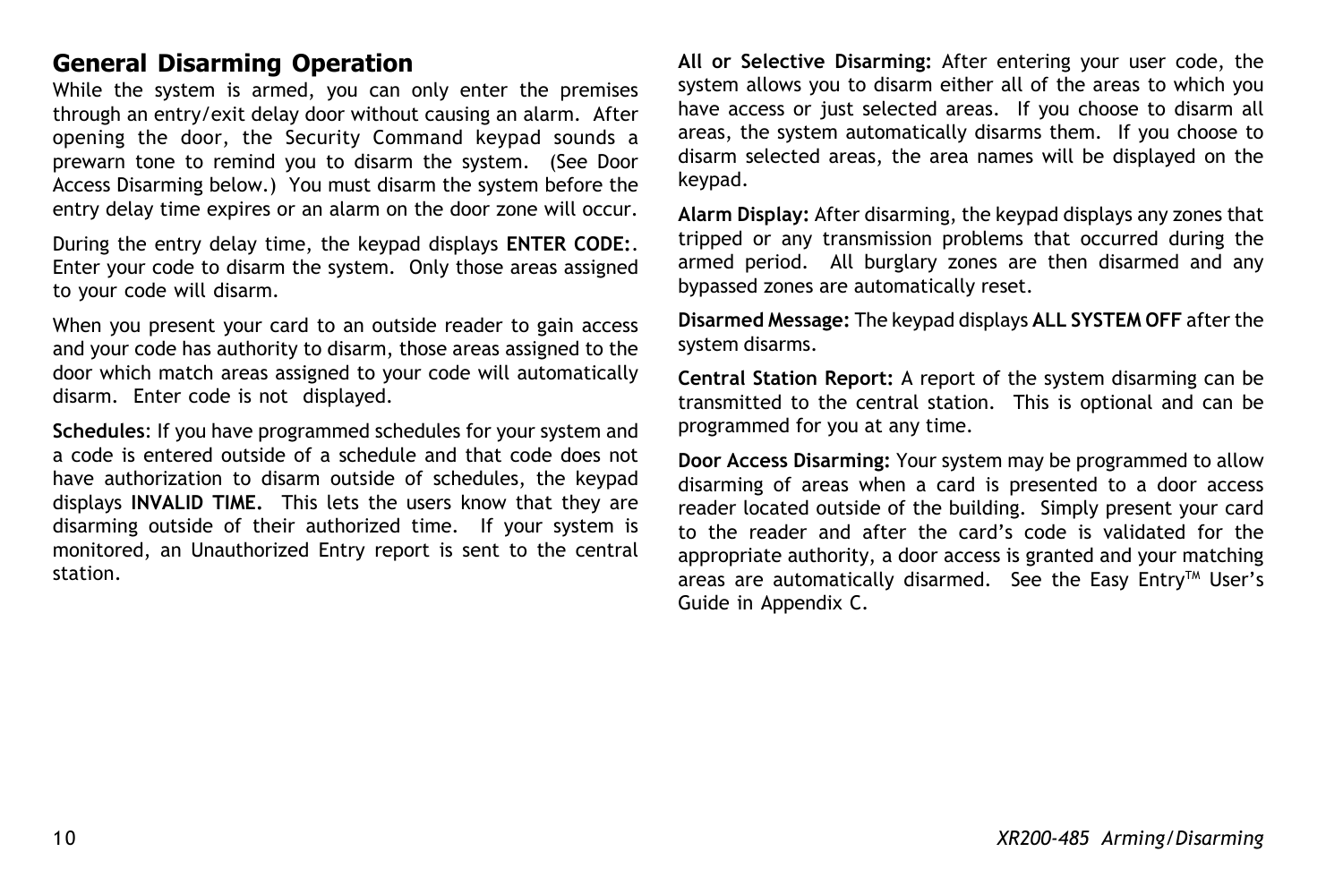## General Disarming Operation

While the system is armed, you can only enter the premises through an entry/exit delay door without causing an alarm. After opening the door, the Security Command keypad sounds a prewarn tone to remind you to disarm the system. (See Door Access Disarming below.) You must disarm the system before the entry delay time expires or an alarm on the door zone will occur.

During the entry delay time, the keypad displays **ENTER CODE:**. Enter your code to disarm the system. Only those areas assigned to your code will disarm.

When you present your card to an outside reader to gain access and your code has authority to disarm, those areas assigned to the door which match areas assigned to your code will automatically disarm. Enter code is not displayed.

**Schedules**: If you have programmed schedules for your system and a code is entered outside of a schedule and that code does not have authorization to disarm outside of schedules, the keypad displays **INVALID TIME.** This lets the users know that they are disarming outside of their authorized time. If your system is monitored, an Unauthorized Entry report is sent to the central station.

**All or Selective Disarming:** After entering your user code, the system allows you to disarm either all of the areas to which you have access or just selected areas. If you choose to disarm all areas, the system automatically disarms them. If you choose to disarm selected areas, the area names will be displayed on the keypad.

**Alarm Display:** After disarming, the keypad displays any zones that tripped or any transmission problems that occurred during the armed period. All burglary zones are then disarmed and any bypassed zones are automatically reset.

**Disarmed Message:** The keypad displays **ALL SYSTEM OFF** after the system disarms.

**Central Station Report:** A report of the system disarming can be transmitted to the central station. This is optional and can be programmed for you at any time.

**Door Access Disarming:** Your system may be programmed to allow disarming of areas when a card is presented to a door access reader located outside of the building. Simply present your card to the reader and after the card's code is validated for the appropriate authority, a door access is granted and your matching areas are automatically disarmed. See the Easy Entry™ User's Guide in Appendix C.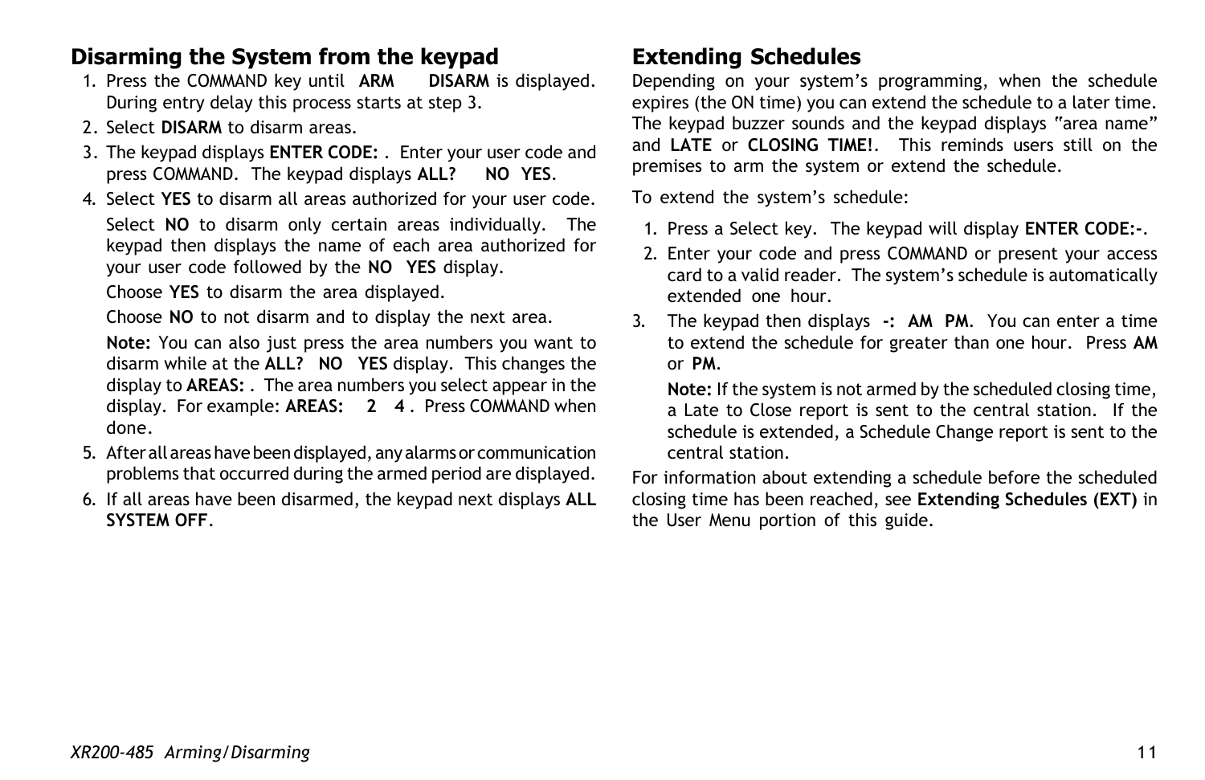## Disarming the System from the keypad

1. Press the COMMAND key until **ARM DISARM** is displayed. During entry delay this process starts at step 3.
2. Select **DISARM** to disarm areas.
3. The keypad displays **ENTER CODE:** . Enter your user code and press COMMAND. The keypad displays **ALL? NO YES**.
4. Select **YES** to disarm all areas authorized for your user code.

   Select **NO** to disarm only certain areas individually. The keypad then displays the name of each area authorized for your user code followed by the **NO YES** display.

   Choose **YES** to disarm the area displayed.

   Choose **NO** to not disarm and to display the next area.

   **Note:** You can also just press the area numbers you want to disarm while at the **ALL? NO YES** display. This changes the display to **AREAS:** . The area numbers you select appear in the display. For example: **AREAS: 2 4** . Press COMMAND when done.
5. After all areas have been displayed, any alarms or communication problems that occurred during the armed period are displayed.
6. If all areas have been disarmed, the keypad next displays **ALL SYSTEM OFF**.

## Extending Schedules

Depending on your system's programming, when the schedule expires (the ON time) you can extend the schedule to a later time. The keypad buzzer sounds and the keypad displays "area name" and **LATE** or **CLOSING TIME!**. This reminds users still on the premises to arm the system or extend the schedule.

To extend the system's schedule:

1. Press a Select key. The keypad will display **ENTER CODE:-**.
2. Enter your code and press COMMAND or present your access card to a valid reader. The system's schedule is automatically extended one hour.
3. The keypad then displays **-: AM PM**. You can enter a time to extend the schedule for greater than one hour. Press **AM** or **PM**.

   **Note:** If the system is not armed by the scheduled closing time, a Late to Close report is sent to the central station. If the schedule is extended, a Schedule Change report is sent to the central station.

For information about extending a schedule before the scheduled closing time has been reached, see **Extending Schedules (EXT)** in the User Menu portion of this guide.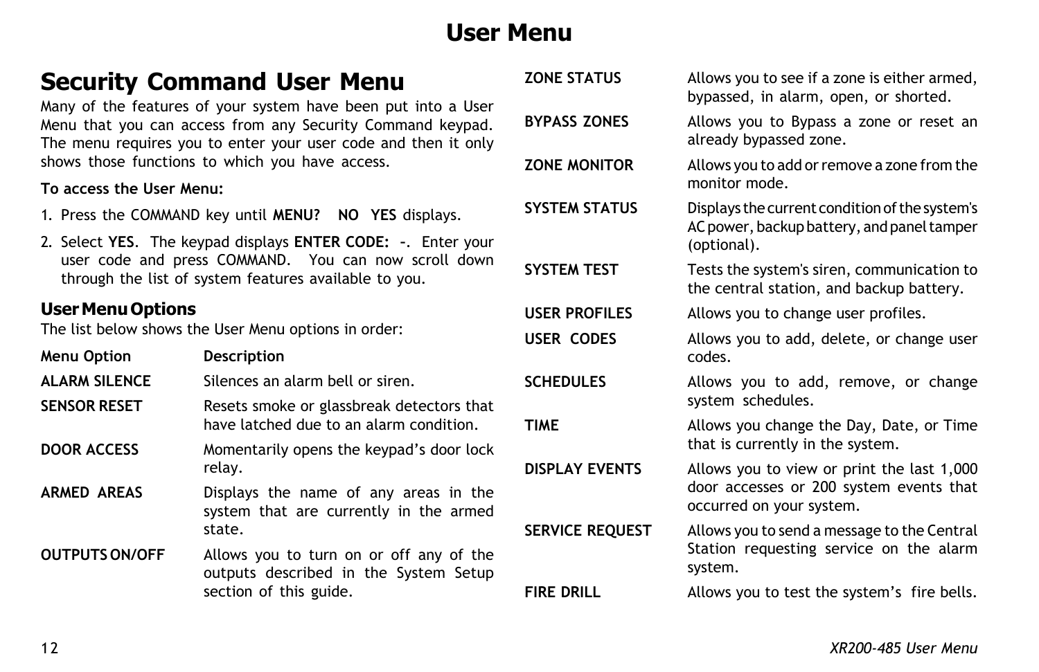# User Menu

## Security Command User Menu

Many of the features of your system have been put into a User Menu that you can access from any Security Command keypad. The menu requires you to enter your user code and then it only shows those functions to which you have access.

**To access the User Menu:**

1. Press the COMMAND key until **MENU? NO YES** displays.
2. Select **YES**. The keypad displays **ENTER CODE: -**. Enter your user code and press COMMAND. You can now scroll down through the list of system features available to you.

### User Menu Options

The list below shows the User Menu options in order:

| Menu Option | Description |
|---|---|
| **ALARM SILENCE** | Silences an alarm bell or siren. |
| **SENSOR RESET** | Resets smoke or glassbreak detectors that have latched due to an alarm condition. |
| **DOOR ACCESS** | Momentarily opens the keypad's door lock relay. |
| **ARMED AREAS** | Displays the name of any areas in the system that are currently in the armed state. |
| **OUTPUTS ON/OFF** | Allows you to turn on or off any of the outputs described in the System Setup section of this guide. |
| **ZONE STATUS** | Allows you to see if a zone is either armed, bypassed, in alarm, open, or shorted. |
| **BYPASS ZONES** | Allows you to Bypass a zone or reset an already bypassed zone. |
| **ZONE MONITOR** | Allows you to add or remove a zone from the monitor mode. |
| **SYSTEM STATUS** | Displays the current condition of the system's AC power, backup battery, and panel tamper (optional). |
| **SYSTEM TEST** | Tests the system's siren, communication to the central station, and backup battery. |
| **USER PROFILES** | Allows you to change user profiles. |
| **USER CODES** | Allows you to add, delete, or change user codes. |
| **SCHEDULES** | Allows you to add, remove, or change system schedules. |
| **TIME** | Allows you change the Day, Date, or Time that is currently in the system. |
| **DISPLAY EVENTS** | Allows you to view or print the last 1,000 door accesses or 200 system events that occurred on your system. |
| **SERVICE REQUEST** | Allows you to send a message to the Central Station requesting service on the alarm system. |
| **FIRE DRILL** | Allows you to test the system's fire bells. |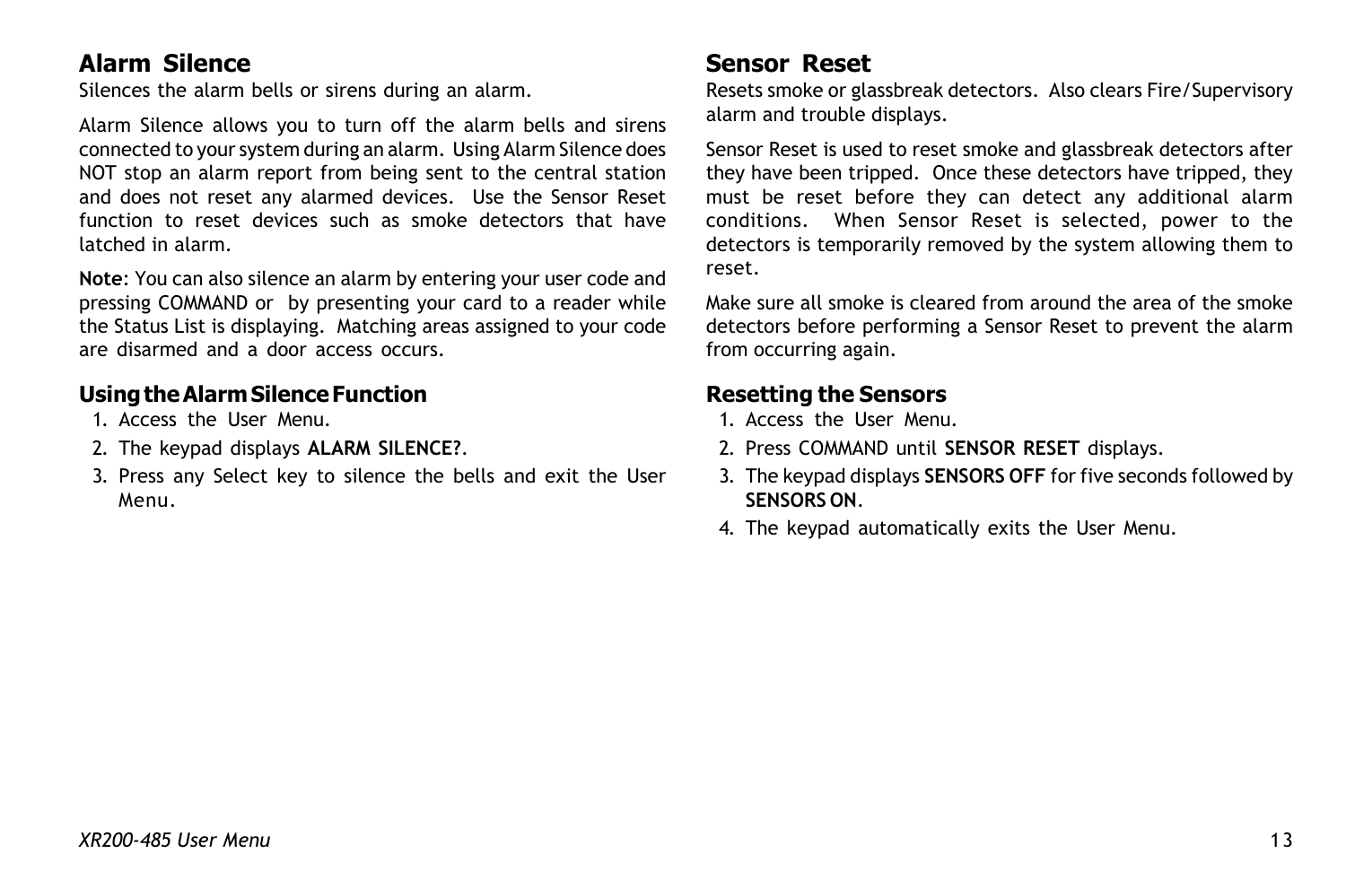## Alarm Silence

Silences the alarm bells or sirens during an alarm.

Alarm Silence allows you to turn off the alarm bells and sirens connected to your system during an alarm. Using Alarm Silence does NOT stop an alarm report from being sent to the central station and does not reset any alarmed devices. Use the Sensor Reset function to reset devices such as smoke detectors that have latched in alarm.

**Note**: You can also silence an alarm by entering your user code and pressing COMMAND or by presenting your card to a reader while the Status List is displaying. Matching areas assigned to your code are disarmed and a door access occurs.

### Using the Alarm Silence Function

1. Access the User Menu.
2. The keypad displays **ALARM SILENCE?**.
3. Press any Select key to silence the bells and exit the User Menu.

## Sensor Reset

Resets smoke or glassbreak detectors. Also clears Fire/Supervisory alarm and trouble displays.

Sensor Reset is used to reset smoke and glassbreak detectors after they have been tripped. Once these detectors have tripped, they must be reset before they can detect any additional alarm conditions. When Sensor Reset is selected, power to the detectors is temporarily removed by the system allowing them to reset.

Make sure all smoke is cleared from around the area of the smoke detectors before performing a Sensor Reset to prevent the alarm from occurring again.

### Resetting the Sensors

1. Access the User Menu.
2. Press COMMAND until **SENSOR RESET** displays.
3. The keypad displays **SENSORS OFF** for five seconds followed by **SENSORS ON**.
4. The keypad automatically exits the User Menu.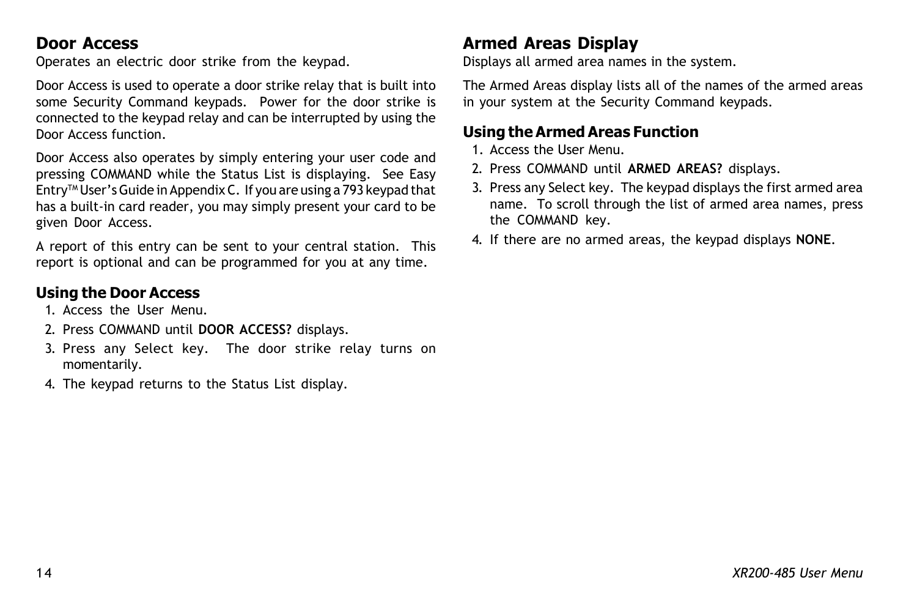## Door Access

Operates an electric door strike from the keypad.

Door Access is used to operate a door strike relay that is built into some Security Command keypads. Power for the door strike is connected to the keypad relay and can be interrupted by using the Door Access function.

Door Access also operates by simply entering your user code and pressing COMMAND while the Status List is displaying. See Easy Entry™ User's Guide in Appendix C. If you are using a 793 keypad that has a built-in card reader, you may simply present your card to be given Door Access.

A report of this entry can be sent to your central station. This report is optional and can be programmed for you at any time.

### Using the Door Access

1. Access the User Menu.
2. Press COMMAND until **DOOR ACCESS?** displays.
3. Press any Select key. The door strike relay turns on momentarily.
4. The keypad returns to the Status List display.

## Armed Areas Display

Displays all armed area names in the system.

The Armed Areas display lists all of the names of the armed areas in your system at the Security Command keypads.

### Using the Armed Areas Function

1. Access the User Menu.
2. Press COMMAND until **ARMED AREAS?** displays.
3. Press any Select key. The keypad displays the first armed area name. To scroll through the list of armed area names, press the COMMAND key.
4. If there are no armed areas, the keypad displays **NONE**.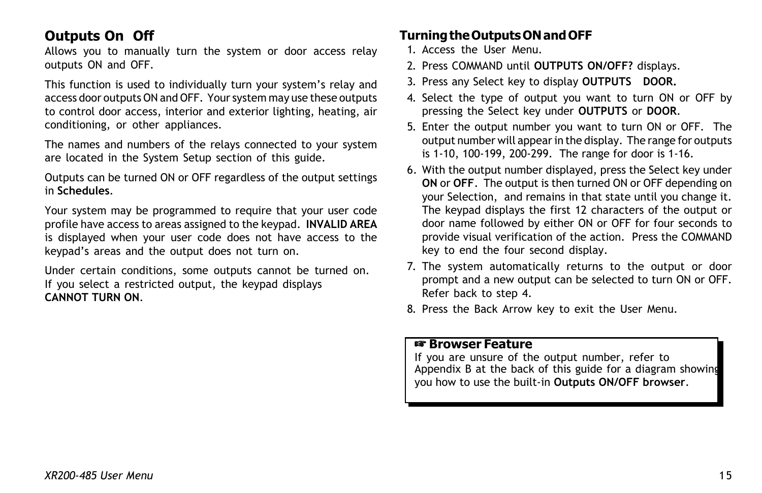## Outputs On  Off

Allows you to manually turn the system or door access relay outputs ON and OFF.

This function is used to individually turn your system's relay and access door outputs ON and OFF. Your system may use these outputs to control door access, interior and exterior lighting, heating, air conditioning, or other appliances.

The names and numbers of the relays connected to your system are located in the System Setup section of this guide.

Outputs can be turned ON or OFF regardless of the output settings in **Schedules**.

Your system may be programmed to require that your user code profile have access to areas assigned to the keypad. **INVALID AREA** is displayed when your user code does not have access to the keypad's areas and the output does not turn on.

Under certain conditions, some outputs cannot be turned on. If you select a restricted output, the keypad displays **CANNOT TURN ON**.

### Turning the Outputs ON and OFF

1. Access the User Menu.
2. Press COMMAND until **OUTPUTS ON/OFF?** displays.
3. Press any Select key to display **OUTPUTS  DOOR.**
4. Select the type of output you want to turn ON or OFF by pressing the Select key under **OUTPUTS** or **DOOR**.
5. Enter the output number you want to turn ON or OFF. The output number will appear in the display. The range for outputs is 1-10, 100-199, 200-299. The range for door is 1-16.
6. With the output number displayed, press the Select key under **ON** or **OFF**. The output is then turned ON or OFF depending on your Selection, and remains in that state until you change it. The keypad displays the first 12 characters of the output or door name followed by either ON or OFF for four seconds to provide visual verification of the action. Press the COMMAND key to end the four second display.
7. The system automatically returns to the output or door prompt and a new output can be selected to turn ON or OFF. Refer back to step 4.
8. Press the Back Arrow key to exit the User Menu.

> ☞ **Browser Feature**
> If you are unsure of the output number, refer to Appendix B at the back of this guide for a diagram showing you how to use the built-in **Outputs ON/OFF browser**.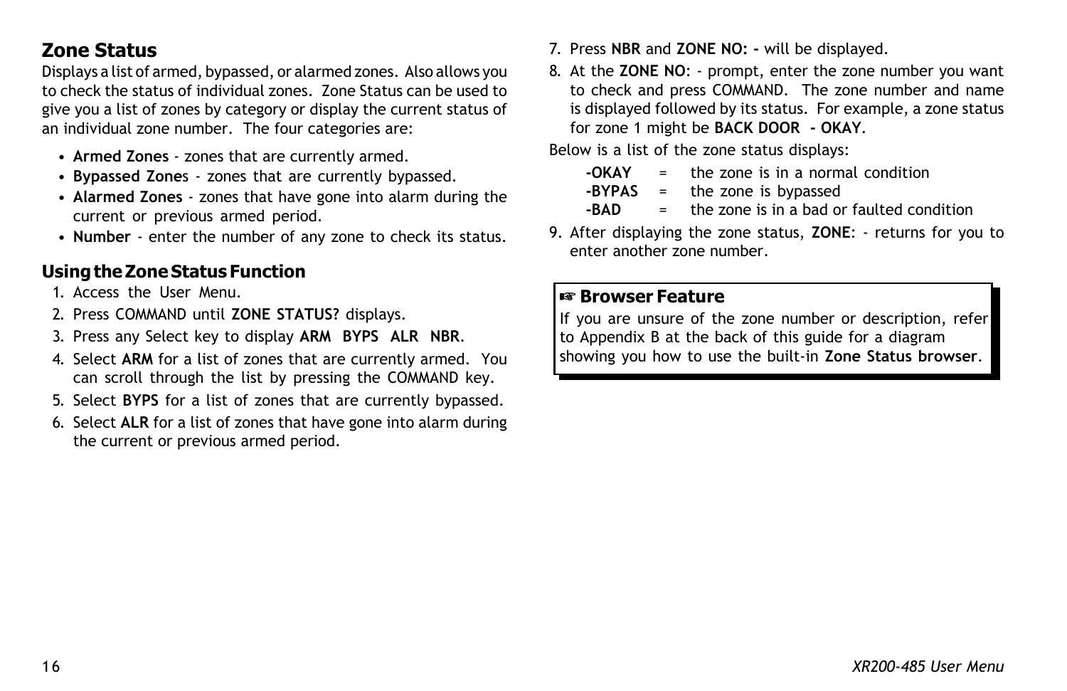## Zone Status

Displays a list of armed, bypassed, or alarmed zones. Also allows you to check the status of individual zones. Zone Status can be used to give you a list of zones by category or display the current status of an individual zone number. The four categories are:

- **Armed Zones** - zones that are currently armed.
- **Bypassed Zone**s - zones that are currently bypassed.
- **Alarmed Zones** - zones that have gone into alarm during the current or previous armed period.
- **Number** - enter the number of any zone to check its status.

### Using the Zone Status Function

1. Access the User Menu.
2. Press COMMAND until **ZONE STATUS?** displays.
3. Press any Select key to display **ARM BYPS ALR NBR**.
4. Select **ARM** for a list of zones that are currently armed. You can scroll through the list by pressing the COMMAND key.
5. Select **BYPS** for a list of zones that are currently bypassed.
6. Select **ALR** for a list of zones that have gone into alarm during the current or previous armed period.
7. Press **NBR** and **ZONE NO: -** will be displayed.
8. At the **ZONE NO**: - prompt, enter the zone number you want to check and press COMMAND. The zone number and name is displayed followed by its status. For example, a zone status for zone 1 might be **BACK DOOR - OKAY**.

Below is a list of the zone status displays:

| | | |
|---|---|---|
| **-OKAY** | = | the zone is in a normal condition |
| **-BYPAS** | = | the zone is bypassed |
| **-BAD** | = | the zone is in a bad or faulted condition |

9. After displaying the zone status, **ZONE**: - returns for you to enter another zone number.

> ☞ **Browser Feature**
>
> If you are unsure of the zone number or description, refer to Appendix B at the back of this guide for a diagram showing you how to use the built-in **Zone Status browser**.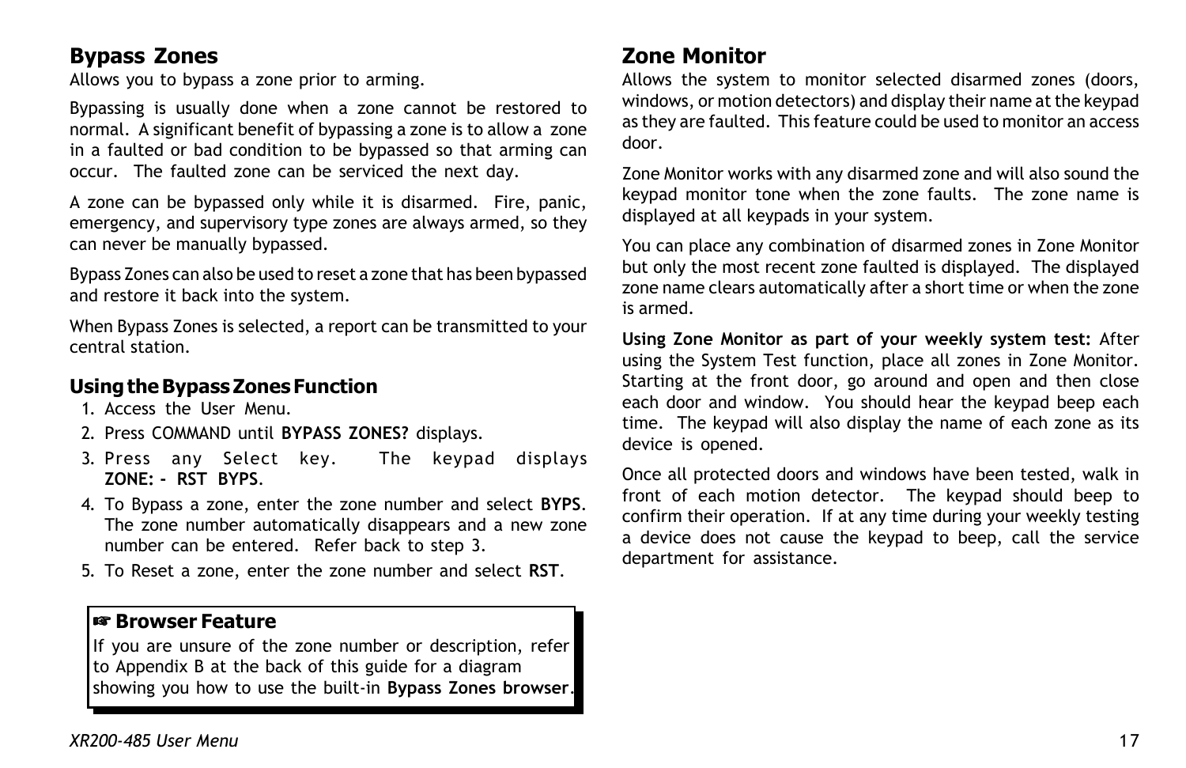## Bypass Zones

Allows you to bypass a zone prior to arming.

Bypassing is usually done when a zone cannot be restored to normal. A significant benefit of bypassing a zone is to allow a zone in a faulted or bad condition to be bypassed so that arming can occur. The faulted zone can be serviced the next day.

A zone can be bypassed only while it is disarmed. Fire, panic, emergency, and supervisory type zones are always armed, so they can never be manually bypassed.

Bypass Zones can also be used to reset a zone that has been bypassed and restore it back into the system.

When Bypass Zones is selected, a report can be transmitted to your central station.

### Using the Bypass Zones Function

1. Access the User Menu.
2. Press COMMAND until **BYPASS ZONES?** displays.
3. Press any Select key. The keypad displays **ZONE: - RST BYPS**.
4. To Bypass a zone, enter the zone number and select **BYPS**. The zone number automatically disappears and a new zone number can be entered. Refer back to step 3.
5. To Reset a zone, enter the zone number and select **RST**.

> ☞ **Browser Feature**
> If you are unsure of the zone number or description, refer to Appendix B at the back of this guide for a diagram showing you how to use the built-in **Bypass Zones browser**.

## Zone Monitor

Allows the system to monitor selected disarmed zones (doors, windows, or motion detectors) and display their name at the keypad as they are faulted. This feature could be used to monitor an access door.

Zone Monitor works with any disarmed zone and will also sound the keypad monitor tone when the zone faults. The zone name is displayed at all keypads in your system.

You can place any combination of disarmed zones in Zone Monitor but only the most recent zone faulted is displayed. The displayed zone name clears automatically after a short time or when the zone is armed.

**Using Zone Monitor as part of your weekly system test:** After using the System Test function, place all zones in Zone Monitor. Starting at the front door, go around and open and then close each door and window. You should hear the keypad beep each time. The keypad will also display the name of each zone as its device is opened.

Once all protected doors and windows have been tested, walk in front of each motion detector. The keypad should beep to confirm their operation. If at any time during your weekly testing a device does not cause the keypad to beep, call the service department for assistance.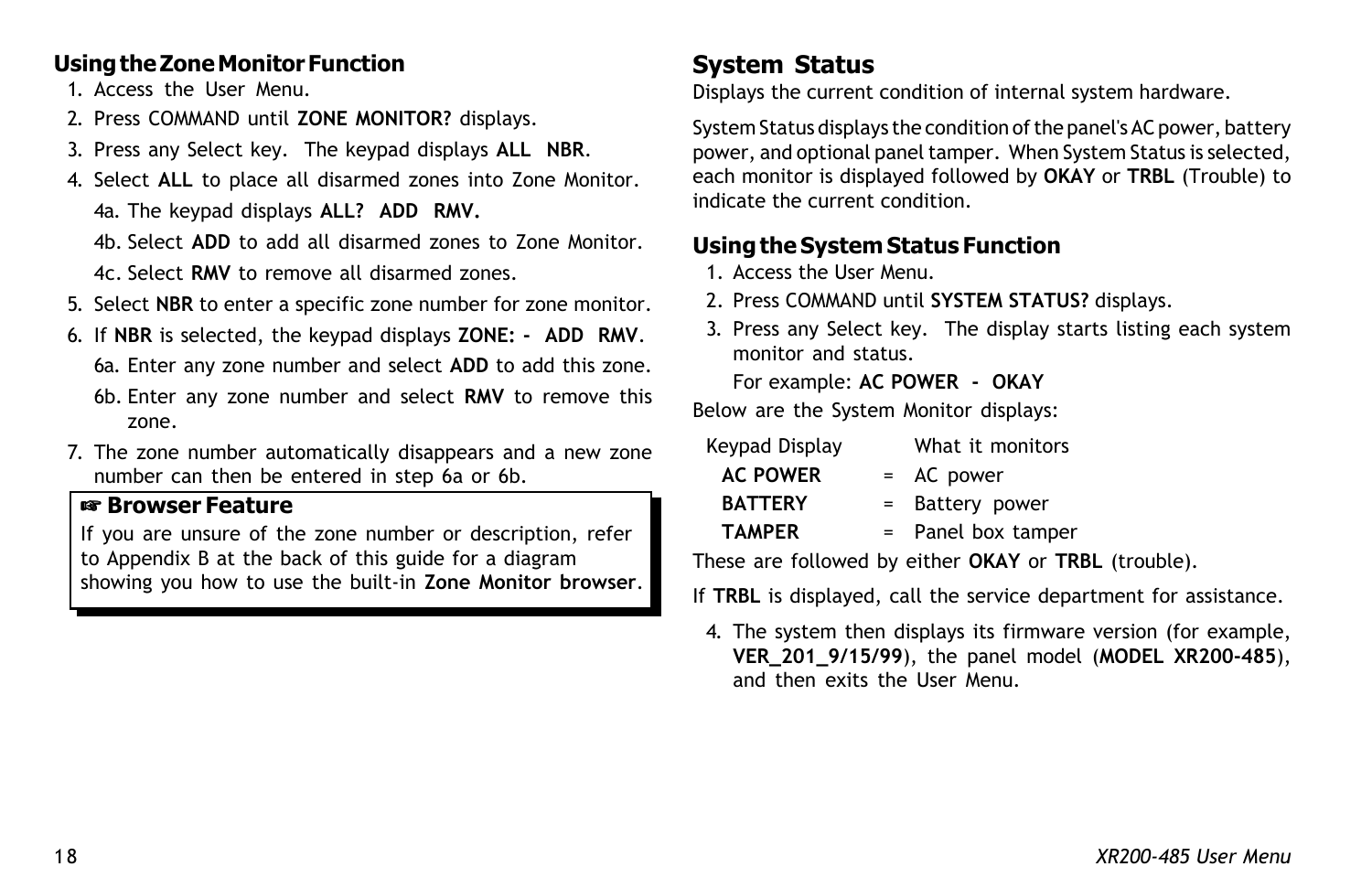### Using the Zone Monitor Function

1. Access the User Menu.
2. Press COMMAND until **ZONE MONITOR?** displays.
3. Press any Select key. The keypad displays **ALL NBR**.
4. Select **ALL** to place all disarmed zones into Zone Monitor.
   
   4a. The keypad displays **ALL? ADD RMV.**
   
   4b. Select **ADD** to add all disarmed zones to Zone Monitor.
   
   4c. Select **RMV** to remove all disarmed zones.
5. Select **NBR** to enter a specific zone number for zone monitor.
6. If **NBR** is selected, the keypad displays **ZONE: - ADD RMV**.
   
   6a. Enter any zone number and select **ADD** to add this zone.
   
   6b. Enter any zone number and select **RMV** to remove this zone.
7. The zone number automatically disappears and a new zone number can then be entered in step 6a or 6b.

> **☞ Browser Feature**
>
> If you are unsure of the zone number or description, refer to Appendix B at the back of this guide for a diagram showing you how to use the built-in **Zone Monitor browser**.

## System Status

Displays the current condition of internal system hardware.

System Status displays the condition of the panel's AC power, battery power, and optional panel tamper. When System Status is selected, each monitor is displayed followed by **OKAY** or **TRBL** (Trouble) to indicate the current condition.

### Using the System Status Function

1. Access the User Menu.
2. Press COMMAND until **SYSTEM STATUS?** displays.
3. Press any Select key. The display starts listing each system monitor and status.
   
   For example: **AC POWER - OKAY**

Below are the System Monitor displays:

| Keypad Display | | What it monitors |
|---|---|---|
| **AC POWER** | = | AC power |
| **BATTERY** | = | Battery power |
| **TAMPER** | = | Panel box tamper |

These are followed by either **OKAY** or **TRBL** (trouble).

If **TRBL** is displayed, call the service department for assistance.

4. The system then displays its firmware version (for example, **VER_201_9/15/99**), the panel model (**MODEL XR200-485**), and then exits the User Menu.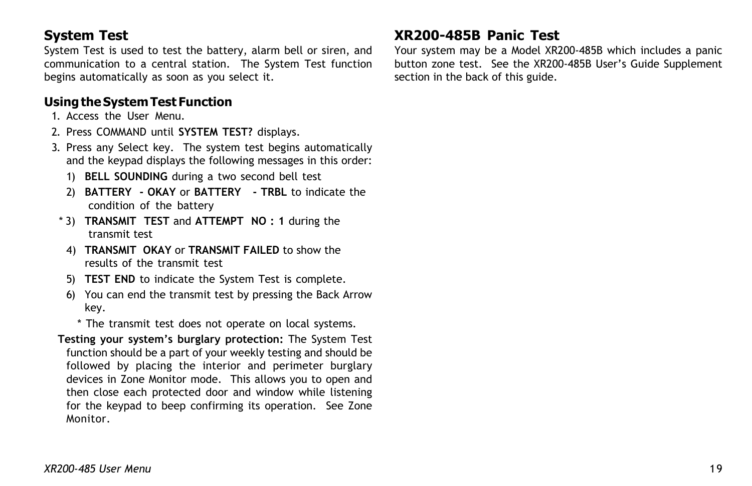## System Test

System Test is used to test the battery, alarm bell or siren, and communication to a central station. The System Test function begins automatically as soon as you select it.

### Using the System Test Function

1. Access the User Menu.
2. Press COMMAND until **SYSTEM TEST?** displays.
3. Press any Select key. The system test begins automatically and the keypad displays the following messages in this order:
   1) **BELL SOUNDING** during a two second bell test
   2) **BATTERY - OKAY** or **BATTERY - TRBL** to indicate the condition of the battery
   
   \* 3) **TRANSMIT TEST** and **ATTEMPT NO : 1** during the transmit test
   
   4) **TRANSMIT OKAY** or **TRANSMIT FAILED** to show the results of the transmit test
   5) **TEST END** to indicate the System Test is complete.
   6) You can end the transmit test by pressing the Back Arrow key.

   \* The transmit test does not operate on local systems.

**Testing your system's burglary protection:** The System Test function should be a part of your weekly testing and should be followed by placing the interior and perimeter burglary devices in Zone Monitor mode. This allows you to open and then close each protected door and window while listening for the keypad to beep confirming its operation. See Zone Monitor.

## XR200-485B Panic Test

Your system may be a Model XR200-485B which includes a panic button zone test. See the XR200-485B User's Guide Supplement section in the back of this guide.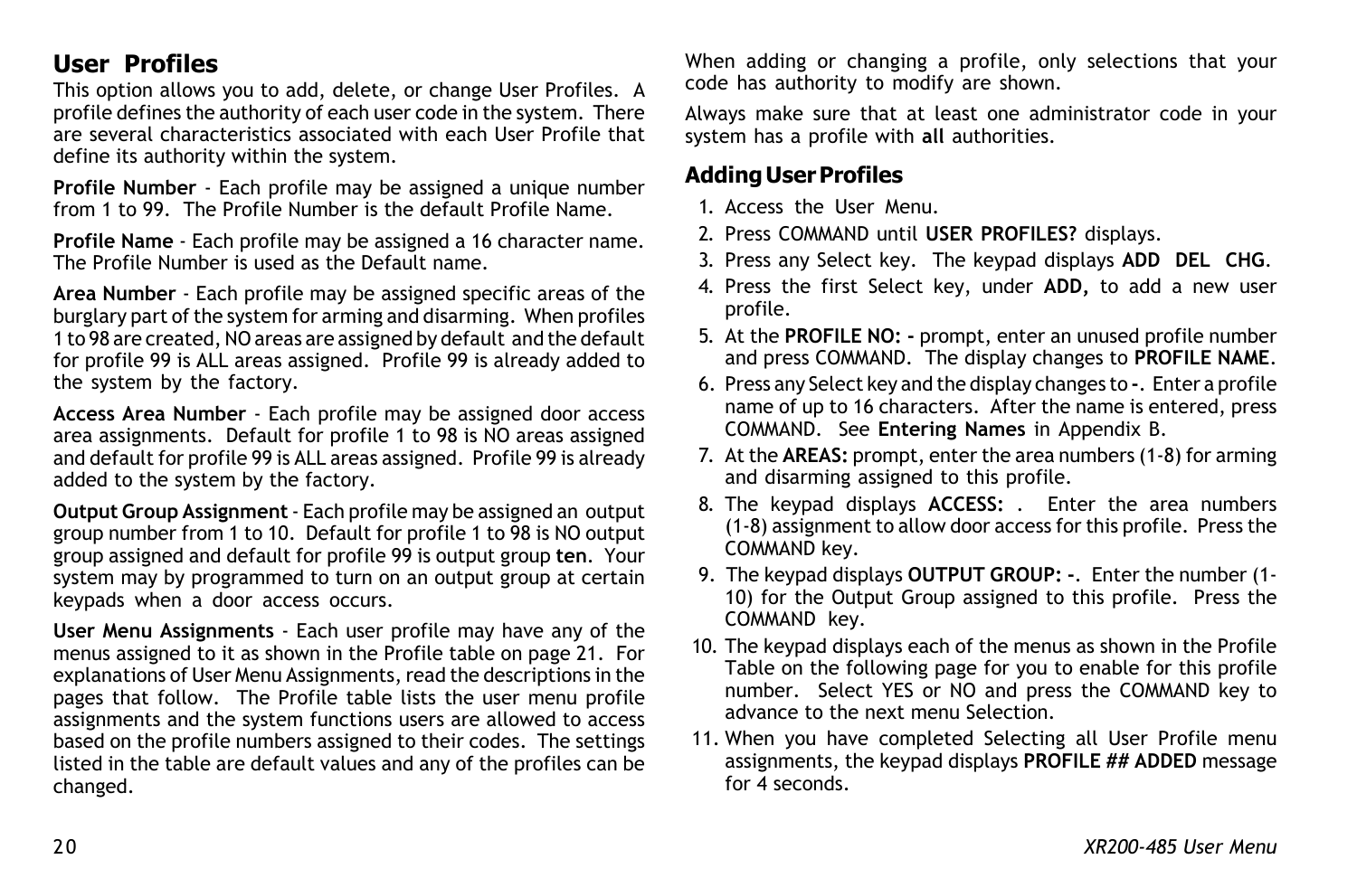## User Profiles

This option allows you to add, delete, or change User Profiles. A profile defines the authority of each user code in the system. There are several characteristics associated with each User Profile that define its authority within the system.

**Profile Number** - Each profile may be assigned a unique number from 1 to 99. The Profile Number is the default Profile Name.

**Profile Name** - Each profile may be assigned a 16 character name. The Profile Number is used as the Default name.

**Area Number** - Each profile may be assigned specific areas of the burglary part of the system for arming and disarming. When profiles 1 to 98 are created, NO areas are assigned by default and the default for profile 99 is ALL areas assigned. Profile 99 is already added to the system by the factory.

**Access Area Number** - Each profile may be assigned door access area assignments. Default for profile 1 to 98 is NO areas assigned and default for profile 99 is ALL areas assigned. Profile 99 is already added to the system by the factory.

**Output Group Assignment** - Each profile may be assigned an output group number from 1 to 10. Default for profile 1 to 98 is NO output group assigned and default for profile 99 is output group **ten**. Your system may by programmed to turn on an output group at certain keypads when a door access occurs.

**User Menu Assignments** - Each user profile may have any of the menus assigned to it as shown in the Profile table on page 21. For explanations of User Menu Assignments, read the descriptions in the pages that follow. The Profile table lists the user menu profile assignments and the system functions users are allowed to access based on the profile numbers assigned to their codes. The settings listed in the table are default values and any of the profiles can be changed.

When adding or changing a profile, only selections that your code has authority to modify are shown.

Always make sure that at least one administrator code in your system has a profile with **all** authorities.

### Adding User Profiles

1. Access the User Menu.
2. Press COMMAND until **USER PROFILES?** displays.
3. Press any Select key. The keypad displays **ADD DEL CHG**.
4. Press the first Select key, under **ADD**, to add a new user profile.
5. At the **PROFILE NO: -** prompt, enter an unused profile number and press COMMAND. The display changes to **PROFILE NAME**.
6. Press any Select key and the display changes to **-**. Enter a profile name of up to 16 characters. After the name is entered, press COMMAND. See **Entering Names** in Appendix B.
7. At the **AREAS:** prompt, enter the area numbers (1-8) for arming and disarming assigned to this profile.
8. The keypad displays **ACCESS:** . Enter the area numbers (1-8) assignment to allow door access for this profile. Press the COMMAND key.
9. The keypad displays **OUTPUT GROUP: -**. Enter the number (1-10) for the Output Group assigned to this profile. Press the COMMAND key.
10. The keypad displays each of the menus as shown in the Profile Table on the following page for you to enable for this profile number. Select YES or NO and press the COMMAND key to advance to the next menu Selection.
11. When you have completed Selecting all User Profile menu assignments, the keypad displays **PROFILE ## ADDED** message for 4 seconds.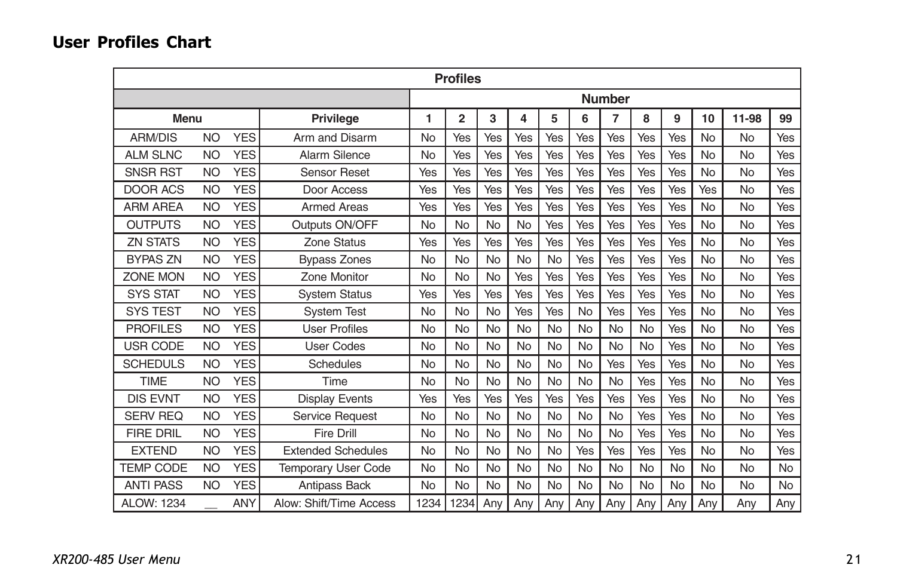## User Profiles Chart

| Profiles | | | | | | | | | | | | | | | |
|---|---|---|---|---|---|---|---|---|---|---|---|---|---|---|---|
| | | | | Number | | | | | | | | | | | |
| Menu | | | Privilege | 1 | 2 | 3 | 4 | 5 | 6 | 7 | 8 | 9 | 10 | 11-98 | 99 |
| ARM/DIS | NO | YES | Arm and Disarm | No | Yes | Yes | Yes | Yes | Yes | Yes | Yes | Yes | No | No | Yes |
| ALM SLNC | NO | YES | Alarm Silence | No | Yes | Yes | Yes | Yes | Yes | Yes | Yes | Yes | No | No | Yes |
| SNSR RST | NO | YES | Sensor Reset | Yes | Yes | Yes | Yes | Yes | Yes | Yes | Yes | Yes | No | No | Yes |
| DOOR ACS | NO | YES | Door Access | Yes | Yes | Yes | Yes | Yes | Yes | Yes | Yes | Yes | Yes | No | Yes |
| ARM AREA | NO | YES | Armed Areas | Yes | Yes | Yes | Yes | Yes | Yes | Yes | Yes | Yes | No | No | Yes |
| OUTPUTS | NO | YES | Outputs ON/OFF | No | No | No | No | Yes | Yes | Yes | Yes | Yes | No | No | Yes |
| ZN STATS | NO | YES | Zone Status | Yes | Yes | Yes | Yes | Yes | Yes | Yes | Yes | Yes | No | No | Yes |
| BYPAS ZN | NO | YES | Bypass Zones | No | No | No | No | No | Yes | Yes | Yes | Yes | No | No | Yes |
| ZONE MON | NO | YES | Zone Monitor | No | No | No | Yes | Yes | Yes | Yes | Yes | Yes | No | No | Yes |
| SYS STAT | NO | YES | System Status | Yes | Yes | Yes | Yes | Yes | Yes | Yes | Yes | Yes | No | No | Yes |
| SYS TEST | NO | YES | System Test | No | No | No | Yes | Yes | No | Yes | Yes | Yes | No | No | Yes |
| PROFILES | NO | YES | User Profiles | No | No | No | No | No | No | No | No | Yes | No | No | Yes |
| USR CODE | NO | YES | User Codes | No | No | No | No | No | No | No | No | Yes | No | No | Yes |
| SCHEDULS | NO | YES | Schedules | No | No | No | No | No | No | Yes | Yes | Yes | No | No | Yes |
| TIME | NO | YES | Time | No | No | No | No | No | No | No | Yes | Yes | No | No | Yes |
| DIS EVNT | NO | YES | Display Events | Yes | Yes | Yes | Yes | Yes | Yes | Yes | Yes | Yes | No | No | Yes |
| SERV REQ | NO | YES | Service Request | No | No | No | No | No | No | No | Yes | Yes | No | No | Yes |
| FIRE DRIL | NO | YES | Fire Drill | No | No | No | No | No | No | No | Yes | Yes | No | No | Yes |
| EXTEND | NO | YES | Extended Schedules | No | No | No | No | No | Yes | Yes | Yes | Yes | No | No | Yes |
| TEMP CODE | NO | YES | Temporary User Code | No | No | No | No | No | No | No | No | No | No | No | No |
| ANTI PASS | NO | YES | Antipass Back | No | No | No | No | No | No | No | No | No | No | No | No |
| ALOW: 1234 | __ | ANY | Alow: Shift/Time Access | 1234 | 1234 | Any | Any | Any | Any | Any | Any | Any | Any | Any | Any |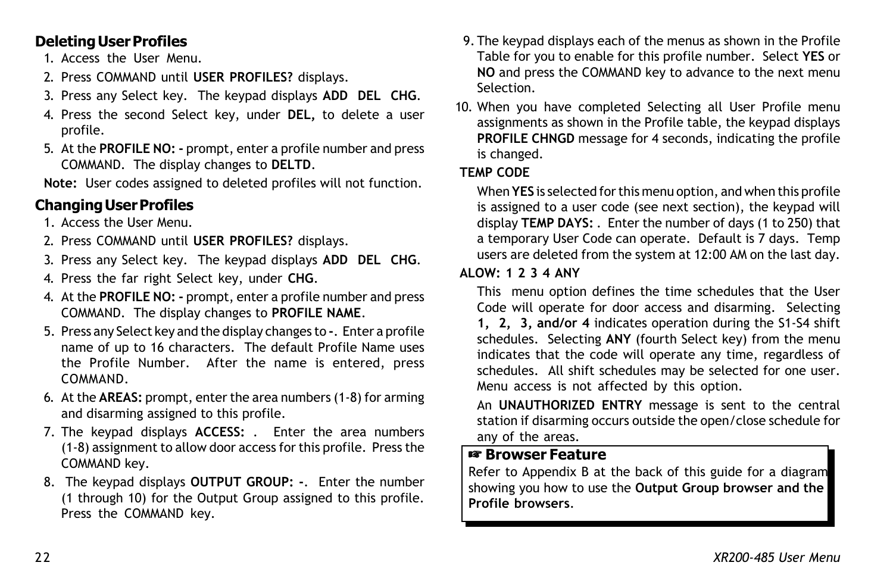## Deleting User Profiles

1. Access the User Menu.
2. Press COMMAND until **USER PROFILES?** displays.
3. Press any Select key. The keypad displays **ADD DEL CHG**.
4. Press the second Select key, under **DEL,** to delete a user profile.
5. At the **PROFILE NO: -** prompt, enter a profile number and press COMMAND. The display changes to **DELTD**.

**Note:** User codes assigned to deleted profiles will not function.

## Changing User Profiles

1. Access the User Menu.
2. Press COMMAND until **USER PROFILES?** displays.
3. Press any Select key. The keypad displays **ADD DEL CHG**.
4. Press the far right Select key, under **CHG**.
4. At the **PROFILE NO: -** prompt, enter a profile number and press COMMAND. The display changes to **PROFILE NAME**.
5. Press any Select key and the display changes to **-**. Enter a profile name of up to 16 characters. The default Profile Name uses the Profile Number. After the name is entered, press COMMAND.
6. At the **AREAS:** prompt, enter the area numbers (1-8) for arming and disarming assigned to this profile.
7. The keypad displays **ACCESS:** . Enter the area numbers (1-8) assignment to allow door access for this profile. Press the COMMAND key.
8. The keypad displays **OUTPUT GROUP: -**. Enter the number (1 through 10) for the Output Group assigned to this profile. Press the COMMAND key.
9. The keypad displays each of the menus as shown in the Profile Table for you to enable for this profile number. Select **YES** or **NO** and press the COMMAND key to advance to the next menu Selection.
10. When you have completed Selecting all User Profile menu assignments as shown in the Profile table, the keypad displays **PROFILE CHNGD** message for 4 seconds, indicating the profile is changed.

**TEMP CODE**

When **YES** is selected for this menu option, and when this profile is assigned to a user code (see next section), the keypad will display **TEMP DAYS:** . Enter the number of days (1 to 250) that a temporary User Code can operate. Default is 7 days. Temp users are deleted from the system at 12:00 AM on the last day.

**ALOW: 1 2 3 4 ANY**

This menu option defines the time schedules that the User Code will operate for door access and disarming. Selecting **1, 2, 3, and/or 4** indicates operation during the S1-S4 shift schedules. Selecting **ANY** (fourth Select key) from the menu indicates that the code will operate any time, regardless of schedules. All shift schedules may be selected for one user. Menu access is not affected by this option.

An **UNAUTHORIZED ENTRY** message is sent to the central station if disarming occurs outside the open/close schedule for any of the areas.

> **☞ Browser Feature**
>
> Refer to Appendix B at the back of this guide for a diagram showing you how to use the **Output Group browser and the Profile browsers**.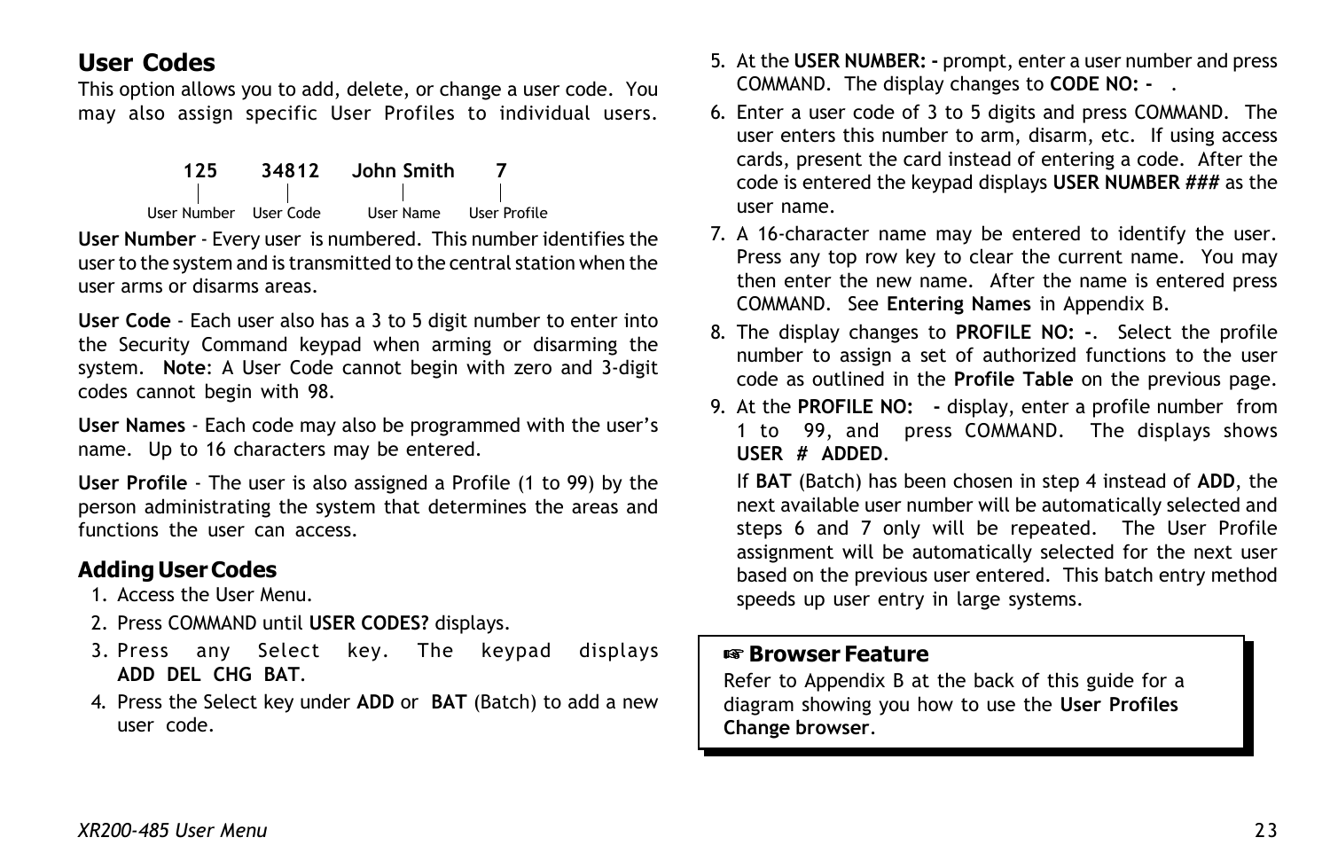## User Codes

This option allows you to add, delete, or change a user code. You may also assign specific User Profiles to individual users.

| 125 | 34812 | John Smith | 7 |
|---|---|---|---|
| User Number | User Code | User Name | User Profile |

**User Number** - Every user is numbered. This number identifies the user to the system and is transmitted to the central station when the user arms or disarms areas.

**User Code** - Each user also has a 3 to 5 digit number to enter into the Security Command keypad when arming or disarming the system. **Note**: A User Code cannot begin with zero and 3-digit codes cannot begin with 98.

**User Names** - Each code may also be programmed with the user's name. Up to 16 characters may be entered.

**User Profile** - The user is also assigned a Profile (1 to 99) by the person administrating the system that determines the areas and functions the user can access.

### Adding User Codes

1. Access the User Menu.
2. Press COMMAND until **USER CODES?** displays.
3. Press any Select key. The keypad displays **ADD DEL CHG BAT**.
4. Press the Select key under **ADD** or **BAT** (Batch) to add a new user code.
5. At the **USER NUMBER: -** prompt, enter a user number and press COMMAND. The display changes to **CODE NO: -** .
6. Enter a user code of 3 to 5 digits and press COMMAND. The user enters this number to arm, disarm, etc. If using access cards, present the card instead of entering a code. After the code is entered the keypad displays **USER NUMBER ###** as the user name.
7. A 16-character name may be entered to identify the user. Press any top row key to clear the current name. You may then enter the new name. After the name is entered press COMMAND. See **Entering Names** in Appendix B.
8. The display changes to **PROFILE NO: -**. Select the profile number to assign a set of authorized functions to the user code as outlined in the **Profile Table** on the previous page.
9. At the **PROFILE NO: -** display, enter a profile number from 1 to 99, and press COMMAND. The displays shows **USER # ADDED**.

   If **BAT** (Batch) has been chosen in step 4 instead of **ADD**, the next available user number will be automatically selected and steps 6 and 7 only will be repeated. The User Profile assignment will be automatically selected for the next user based on the previous user entered. This batch entry method speeds up user entry in large systems.

> ☞ **Browser Feature**
>
> Refer to Appendix B at the back of this guide for a diagram showing you how to use the **User Profiles Change browser**.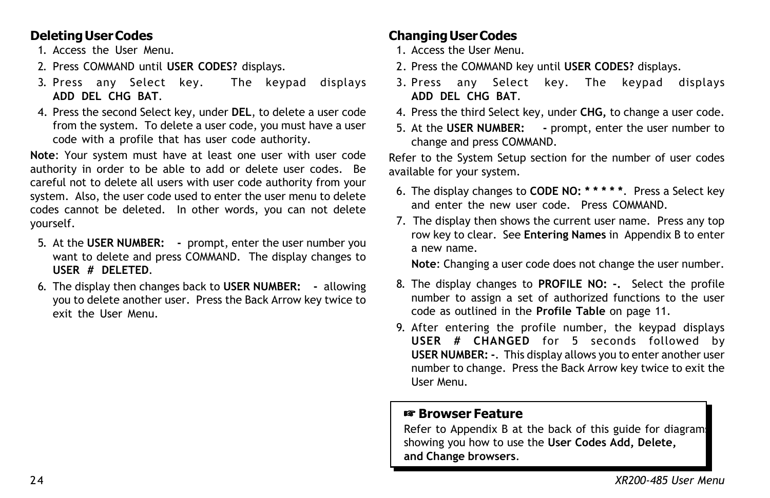## Deleting User Codes

1. Access the User Menu.
2. Press COMMAND until **USER CODES?** displays.
3. Press any Select key. The keypad displays **ADD DEL CHG BAT**.
4. Press the second Select key, under **DEL**, to delete a user code from the system. To delete a user code, you must have a user code with a profile that has user code authority.

**Note**: Your system must have at least one user with user code authority in order to be able to add or delete user codes. Be careful not to delete all users with user code authority from your system. Also, the user code used to enter the user menu to delete codes cannot be deleted. In other words, you can not delete yourself.

5. At the **USER NUMBER: -** prompt, enter the user number you want to delete and press COMMAND. The display changes to **USER # DELETED**.
6. The display then changes back to **USER NUMBER: -** allowing you to delete another user. Press the Back Arrow key twice to exit the User Menu.

## Changing User Codes

1. Access the User Menu.
2. Press the COMMAND key until **USER CODES?** displays.
3. Press any Select key. The keypad displays **ADD DEL CHG BAT**.
4. Press the third Select key, under **CHG**, to change a user code.
5. At the **USER NUMBER: -** prompt, enter the user number to change and press COMMAND.

Refer to the System Setup section for the number of user codes available for your system.

6. The display changes to **CODE NO: * * * * ***. Press a Select key and enter the new user code. Press COMMAND.
7. The display then shows the current user name. Press any top row key to clear. See **Entering Names** in Appendix B to enter a new name.

   **Note**: Changing a user code does not change the user number.

8. The display changes to **PROFILE NO: -**. Select the profile number to assign a set of authorized functions to the user code as outlined in the **Profile Table** on page 11.
9. After entering the profile number, the keypad displays **USER # CHANGED** for 5 seconds followed by **USER NUMBER: -**. This display allows you to enter another user number to change. Press the Back Arrow key twice to exit the User Menu.

> ☞ **Browser Feature**
> Refer to Appendix B at the back of this guide for diagrams showing you how to use the **User Codes Add, Delete, and Change browsers**.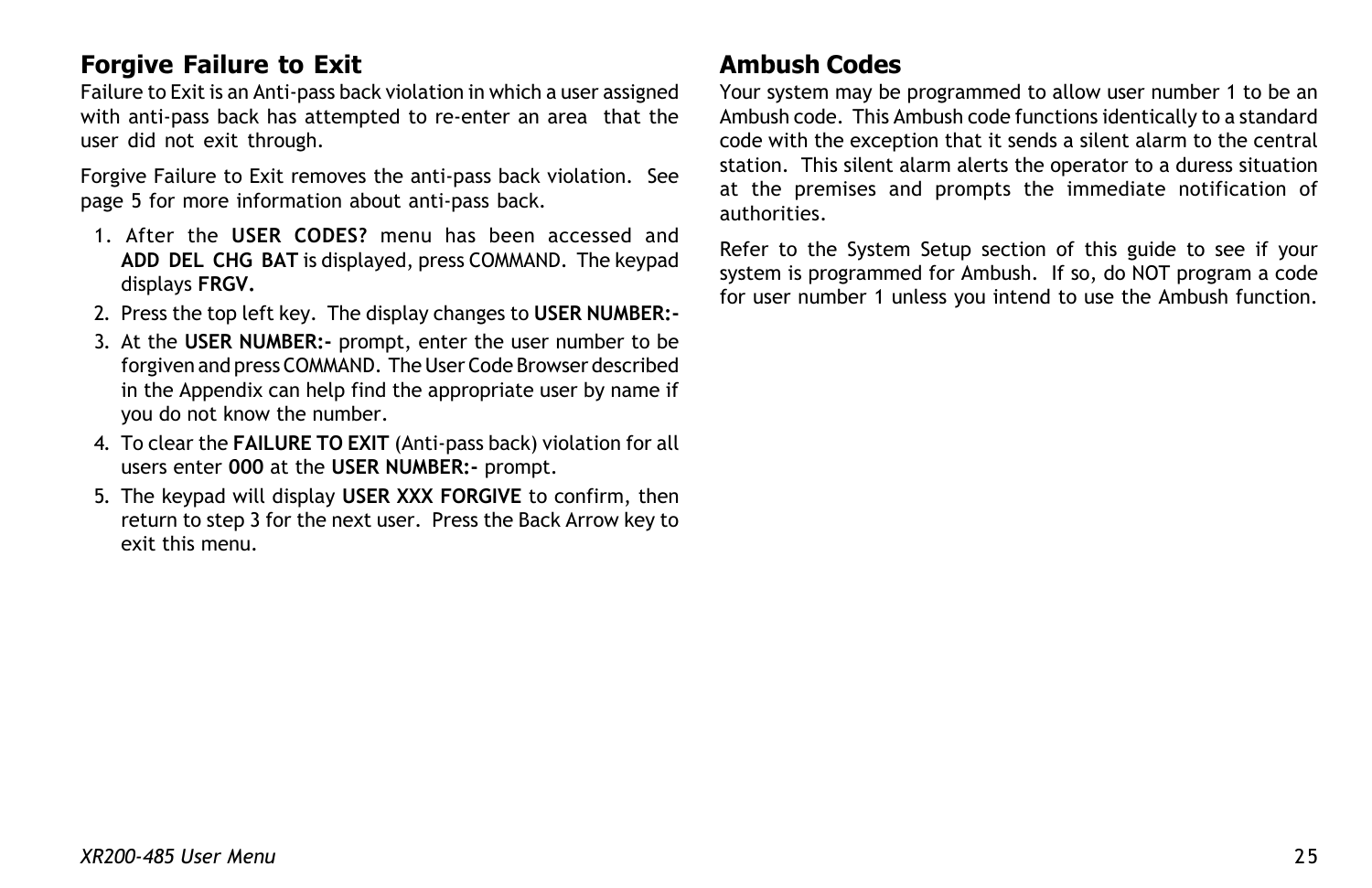## Forgive Failure to Exit

Failure to Exit is an Anti-pass back violation in which a user assigned with anti-pass back has attempted to re-enter an area that the user did not exit through.

Forgive Failure to Exit removes the anti-pass back violation. See page 5 for more information about anti-pass back.

1. After the **USER CODES?** menu has been accessed and **ADD DEL CHG BAT** is displayed, press COMMAND. The keypad displays **FRGV.**
2. Press the top left key. The display changes to **USER NUMBER:-**
3. At the **USER NUMBER:-** prompt, enter the user number to be forgiven and press COMMAND. The User Code Browser described in the Appendix can help find the appropriate user by name if you do not know the number.
4. To clear the **FAILURE TO EXIT** (Anti-pass back) violation for all users enter **000** at the **USER NUMBER:-** prompt.
5. The keypad will display **USER XXX FORGIVE** to confirm, then return to step 3 for the next user. Press the Back Arrow key to exit this menu.

## Ambush Codes

Your system may be programmed to allow user number 1 to be an Ambush code. This Ambush code functions identically to a standard code with the exception that it sends a silent alarm to the central station. This silent alarm alerts the operator to a duress situation at the premises and prompts the immediate notification of authorities.

Refer to the System Setup section of this guide to see if your system is programmed for Ambush. If so, do NOT program a code for user number 1 unless you intend to use the Ambush function.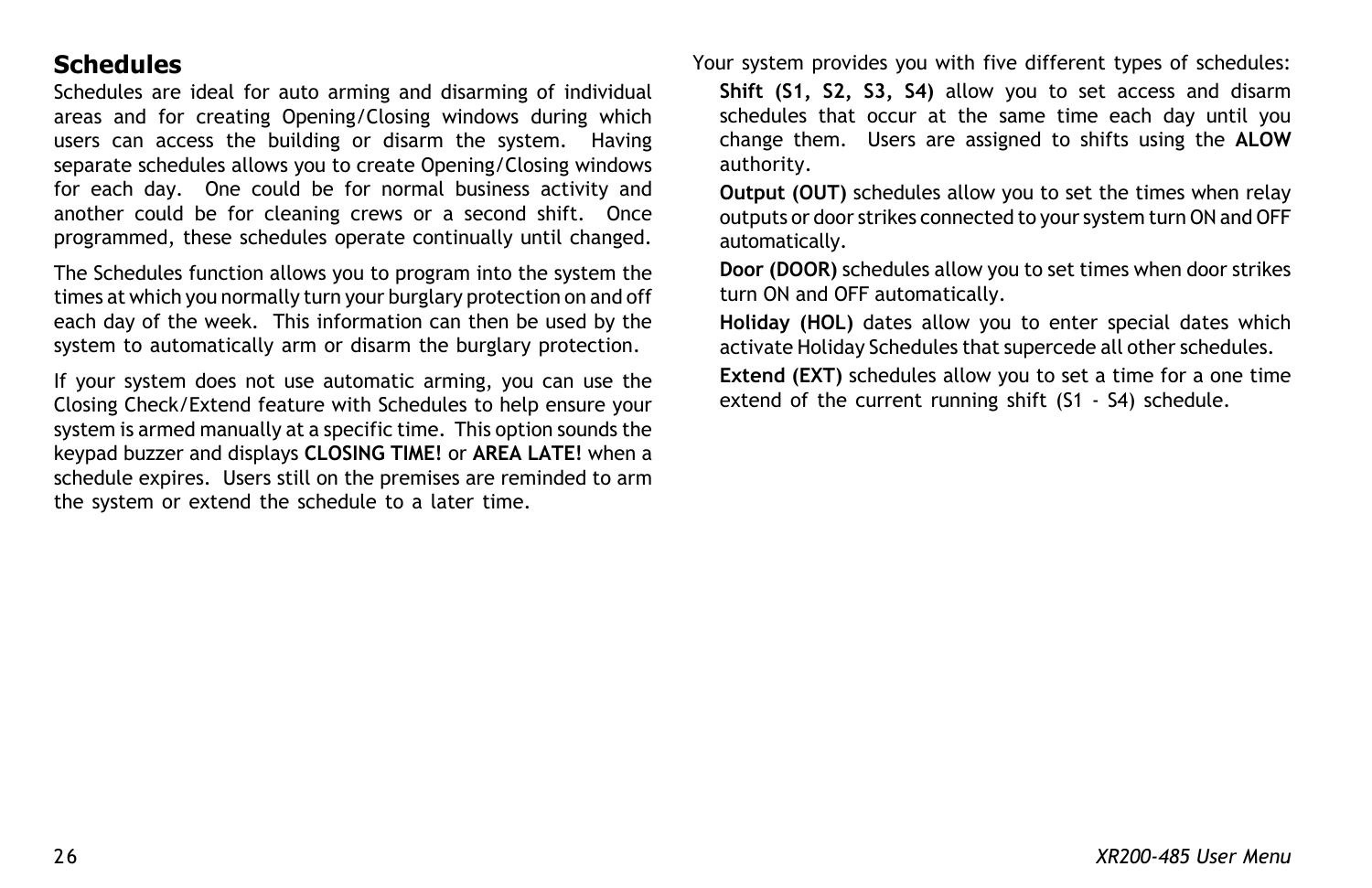## Schedules

Schedules are ideal for auto arming and disarming of individual areas and for creating Opening/Closing windows during which users can access the building or disarm the system. Having separate schedules allows you to create Opening/Closing windows for each day. One could be for normal business activity and another could be for cleaning crews or a second shift. Once programmed, these schedules operate continually until changed.

The Schedules function allows you to program into the system the times at which you normally turn your burglary protection on and off each day of the week. This information can then be used by the system to automatically arm or disarm the burglary protection.

If your system does not use automatic arming, you can use the Closing Check/Extend feature with Schedules to help ensure your system is armed manually at a specific time. This option sounds the keypad buzzer and displays **CLOSING TIME!** or **AREA LATE!** when a schedule expires. Users still on the premises are reminded to arm the system or extend the schedule to a later time.

Your system provides you with five different types of schedules:

**Shift (S1, S2, S3, S4)** allow you to set access and disarm schedules that occur at the same time each day until you change them. Users are assigned to shifts using the **ALOW** authority.

**Output (OUT)** schedules allow you to set the times when relay outputs or door strikes connected to your system turn ON and OFF automatically.

**Door (DOOR)** schedules allow you to set times when door strikes turn ON and OFF automatically.

**Holiday (HOL)** dates allow you to enter special dates which activate Holiday Schedules that supercede all other schedules.

**Extend (EXT)** schedules allow you to set a time for a one time extend of the current running shift (S1 - S4) schedule.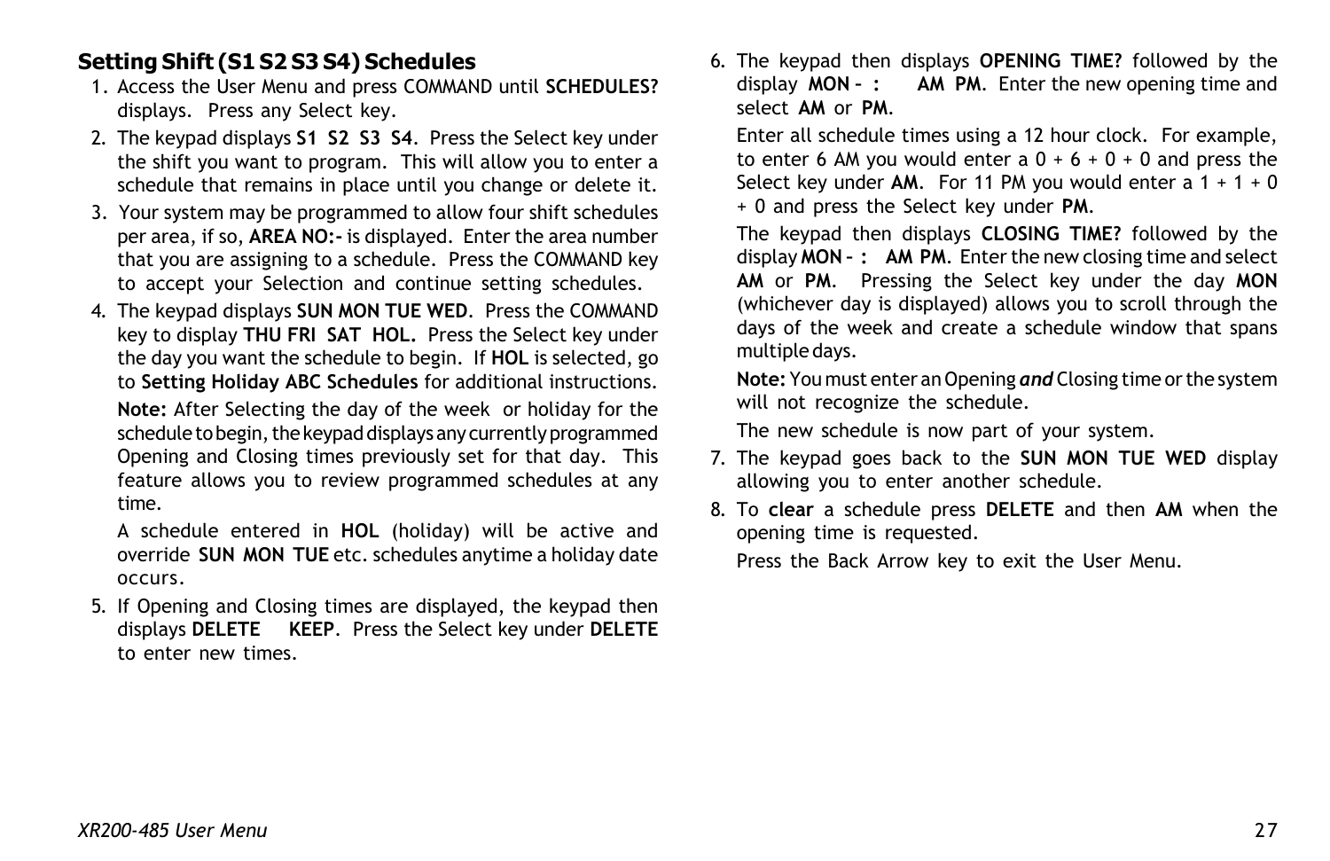### Setting Shift (S1 S2 S3 S4) Schedules

1. Access the User Menu and press COMMAND until **SCHEDULES?** displays. Press any Select key.
2. The keypad displays **S1 S2 S3 S4**. Press the Select key under the shift you want to program. This will allow you to enter a schedule that remains in place until you change or delete it.
3. Your system may be programmed to allow four shift schedules per area, if so, **AREA NO:-** is displayed. Enter the area number that you are assigning to a schedule. Press the COMMAND key to accept your Selection and continue setting schedules.
4. The keypad displays **SUN MON TUE WED**. Press the COMMAND key to display **THU FRI SAT HOL.** Press the Select key under the day you want the schedule to begin. If **HOL** is selected, go to **Setting Holiday ABC Schedules** for additional instructions.

   **Note:** After Selecting the day of the week or holiday for the schedule to begin, the keypad displays any currently programmed Opening and Closing times previously set for that day. This feature allows you to review programmed schedules at any time.

   A schedule entered in **HOL** (holiday) will be active and override **SUN MON TUE** etc. schedules anytime a holiday date occurs.
5. If Opening and Closing times are displayed, the keypad then displays **DELETE KEEP**. Press the Select key under **DELETE** to enter new times.
6. The keypad then displays **OPENING TIME?** followed by the display **MON – : AM PM**. Enter the new opening time and select **AM** or **PM**.

   Enter all schedule times using a 12 hour clock. For example, to enter 6 AM you would enter a 0 + 6 + 0 + 0 and press the Select key under **AM**. For 11 PM you would enter a 1 + 1 + 0 + 0 and press the Select key under **PM**.

   The keypad then displays **CLOSING TIME?** followed by the display **MON – : AM PM**. Enter the new closing time and select **AM** or **PM**. Pressing the Select key under the day **MON** (whichever day is displayed) allows you to scroll through the days of the week and create a schedule window that spans multiple days.

   **Note:** You must enter an Opening ***and*** Closing time or the system will not recognize the schedule.

   The new schedule is now part of your system.
7. The keypad goes back to the **SUN MON TUE WED** display allowing you to enter another schedule.
8. To **clear** a schedule press **DELETE** and then **AM** when the opening time is requested.

   Press the Back Arrow key to exit the User Menu.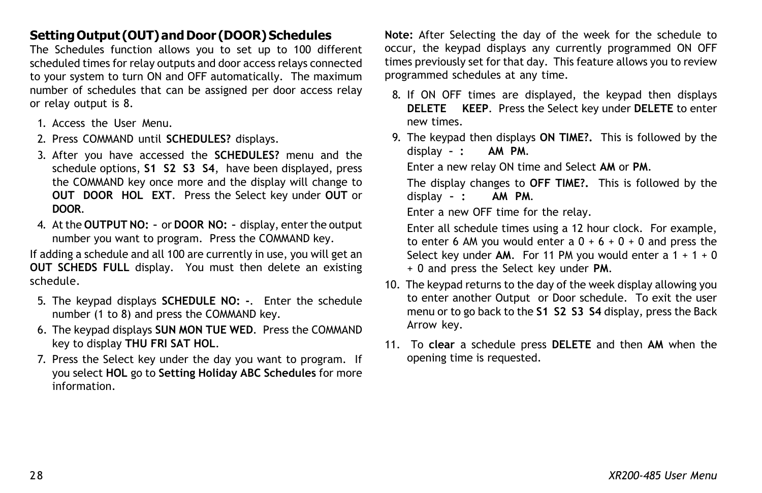## Setting Output (OUT) and Door (DOOR) Schedules

The Schedules function allows you to set up to 100 different scheduled times for relay outputs and door access relays connected to your system to turn ON and OFF automatically. The maximum number of schedules that can be assigned per door access relay or relay output is 8.

1. Access the User Menu.
2. Press COMMAND until **SCHEDULES?** displays.
3. After you have accessed the **SCHEDULES?** menu and the schedule options, **S1 S2 S3 S4**, have been displayed, press the COMMAND key once more and the display will change to **OUT DOOR HOL EXT**. Press the Select key under **OUT** or **DOOR**.
4. At the **OUTPUT NO: -** or **DOOR NO: -** display, enter the output number you want to program. Press the COMMAND key.

If adding a schedule and all 100 are currently in use, you will get an **OUT SCHEDS FULL** display. You must then delete an existing schedule.

5. The keypad displays **SCHEDULE NO: -**. Enter the schedule number (1 to 8) and press the COMMAND key.
6. The keypad displays **SUN MON TUE WED**. Press the COMMAND key to display **THU FRI SAT HOL**.
7. Press the Select key under the day you want to program. If you select **HOL** go to **Setting Holiday ABC Schedules** for more information.

**Note:** After Selecting the day of the week for the schedule to occur, the keypad displays any currently programmed ON OFF times previously set for that day. This feature allows you to review programmed schedules at any time.

8. If ON OFF times are displayed, the keypad then displays **DELETE KEEP**. Press the Select key under **DELETE** to enter new times.
9. The keypad then displays **ON TIME?.** This is followed by the display **- : AM PM**.

   Enter a new relay ON time and Select **AM** or **PM**.

   The display changes to **OFF TIME?.** This is followed by the display **- : AM PM**.

   Enter a new OFF time for the relay.

   Enter all schedule times using a 12 hour clock. For example, to enter 6 AM you would enter a 0 + 6 + 0 + 0 and press the Select key under **AM**. For 11 PM you would enter a 1 + 1 + 0 + 0 and press the Select key under **PM**.
10. The keypad returns to the day of the week display allowing you to enter another Output or Door schedule. To exit the user menu or to go back to the **S1 S2 S3 S4** display, press the Back Arrow key.
11. To **clear** a schedule press **DELETE** and then **AM** when the opening time is requested.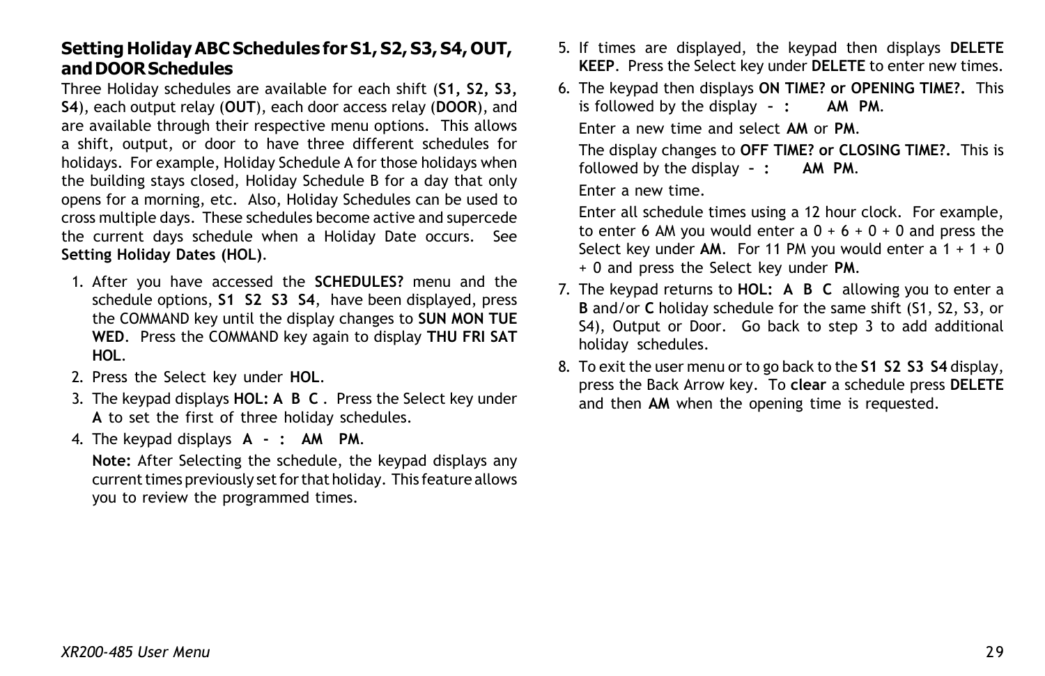## Setting Holiday ABC Schedules for S1, S2, S3, S4, OUT, and DOOR Schedules

Three Holiday schedules are available for each shift (**S1, S2, S3, S4**), each output relay (**OUT**), each door access relay (**DOOR**), and are available through their respective menu options. This allows a shift, output, or door to have three different schedules for holidays. For example, Holiday Schedule A for those holidays when the building stays closed, Holiday Schedule B for a day that only opens for a morning, etc. Also, Holiday Schedules can be used to cross multiple days. These schedules become active and supercede the current days schedule when a Holiday Date occurs. See **Setting Holiday Dates (HOL)**.

1. After you have accessed the **SCHEDULES?** menu and the schedule options, **S1 S2 S3 S4**, have been displayed, press the COMMAND key until the display changes to **SUN MON TUE WED**. Press the COMMAND key again to display **THU FRI SAT HOL**.
2. Press the Select key under **HOL**.
3. The keypad displays **HOL: A B C** . Press the Select key under **A** to set the first of three holiday schedules.
4. The keypad displays **A - : AM PM**.

   **Note:** After Selecting the schedule, the keypad displays any current times previously set for that holiday. This feature allows you to review the programmed times.
5. If times are displayed, the keypad then displays **DELETE KEEP**. Press the Select key under **DELETE** to enter new times.
6. The keypad then displays **ON TIME? or OPENING TIME?.** This is followed by the display **- : AM PM**.

   Enter a new time and select **AM** or **PM**.

   The display changes to **OFF TIME? or CLOSING TIME?.** This is followed by the display **- : AM PM**.

   Enter a new time.

   Enter all schedule times using a 12 hour clock. For example, to enter 6 AM you would enter a 0 + 6 + 0 + 0 and press the Select key under **AM**. For 11 PM you would enter a 1 + 1 + 0 + 0 and press the Select key under **PM**.
7. The keypad returns to **HOL: A B C** allowing you to enter a **B** and/or **C** holiday schedule for the same shift (S1, S2, S3, or S4), Output or Door. Go back to step 3 to add additional holiday schedules.
8. To exit the user menu or to go back to the **S1 S2 S3 S4** display, press the Back Arrow key. To **clear** a schedule press **DELETE** and then **AM** when the opening time is requested.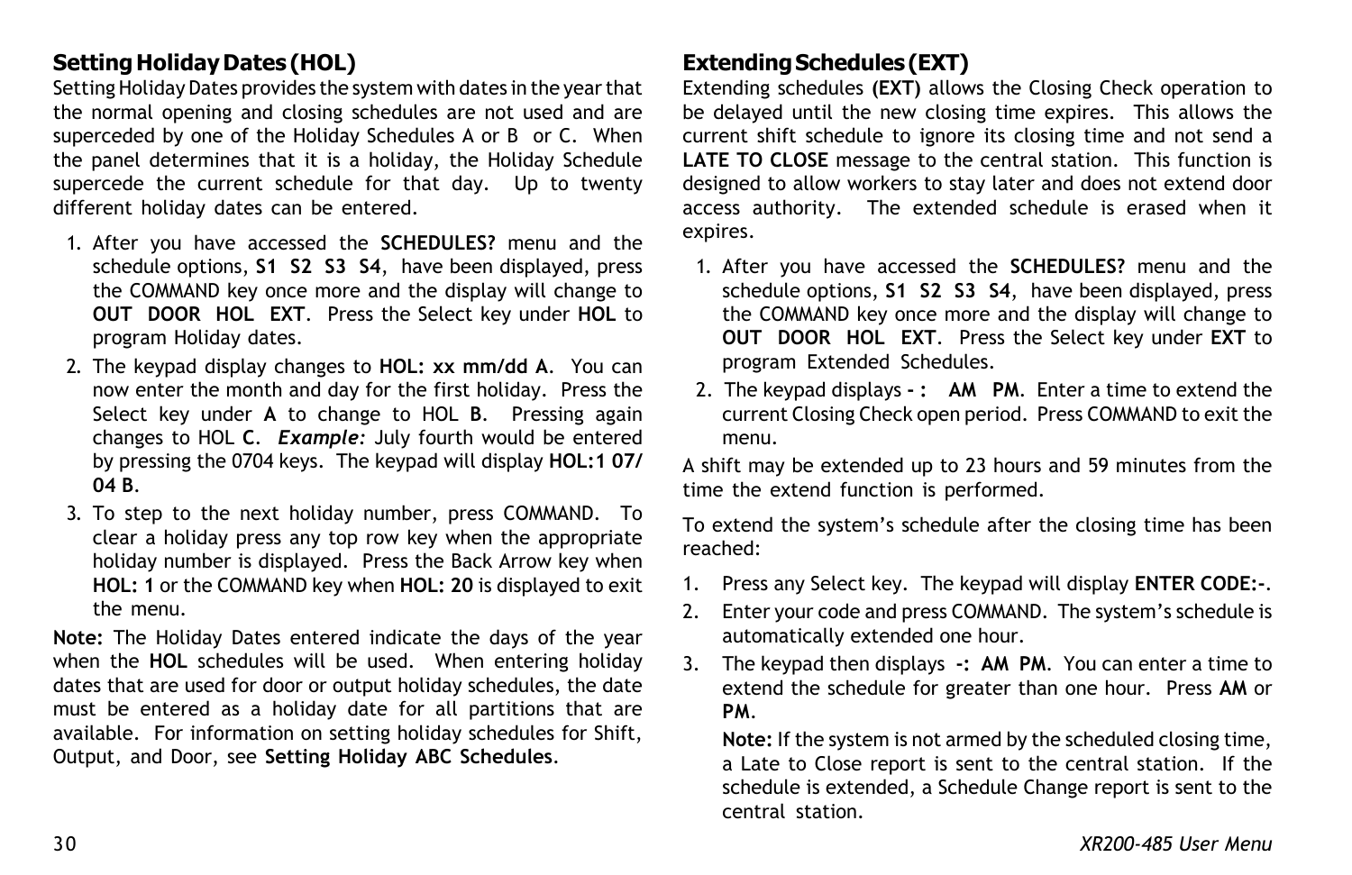## Setting Holiday Dates (HOL)

Setting Holiday Dates provides the system with dates in the year that the normal opening and closing schedules are not used and are superceded by one of the Holiday Schedules A or B or C. When the panel determines that it is a holiday, the Holiday Schedule supercede the current schedule for that day. Up to twenty different holiday dates can be entered.

1. After you have accessed the **SCHEDULES?** menu and the schedule options, **S1 S2 S3 S4**, have been displayed, press the COMMAND key once more and the display will change to **OUT DOOR HOL EXT**. Press the Select key under **HOL** to program Holiday dates.
2. The keypad display changes to **HOL: xx mm/dd A**. You can now enter the month and day for the first holiday. Press the Select key under **A** to change to HOL **B**. Pressing again changes to HOL **C**. ***Example:*** July fourth would be entered by pressing the 0704 keys. The keypad will display **HOL:1 07/04 B**.
3. To step to the next holiday number, press COMMAND. To clear a holiday press any top row key when the appropriate holiday number is displayed. Press the Back Arrow key when **HOL: 1** or the COMMAND key when **HOL: 20** is displayed to exit the menu.

**Note:** The Holiday Dates entered indicate the days of the year when the **HOL** schedules will be used. When entering holiday dates that are used for door or output holiday schedules, the date must be entered as a holiday date for all partitions that are available. For information on setting holiday schedules for Shift, Output, and Door, see **Setting Holiday ABC Schedules**.

## Extending Schedules (EXT)

Extending schedules **(EXT)** allows the Closing Check operation to be delayed until the new closing time expires. This allows the current shift schedule to ignore its closing time and not send a **LATE TO CLOSE** message to the central station. This function is designed to allow workers to stay later and does not extend door access authority. The extended schedule is erased when it expires.

1. After you have accessed the **SCHEDULES?** menu and the schedule options, **S1 S2 S3 S4**, have been displayed, press the COMMAND key once more and the display will change to **OUT DOOR HOL EXT**. Press the Select key under **EXT** to program Extended Schedules.
2. The keypad displays **- : AM PM**. Enter a time to extend the current Closing Check open period. Press COMMAND to exit the menu.

A shift may be extended up to 23 hours and 59 minutes from the time the extend function is performed.

To extend the system's schedule after the closing time has been reached:

1. Press any Select key. The keypad will display **ENTER CODE:-**.
2. Enter your code and press COMMAND. The system's schedule is automatically extended one hour.
3. The keypad then displays **-: AM PM**. You can enter a time to extend the schedule for greater than one hour. Press **AM** or **PM**.

   **Note:** If the system is not armed by the scheduled closing time, a Late to Close report is sent to the central station. If the schedule is extended, a Schedule Change report is sent to the central station.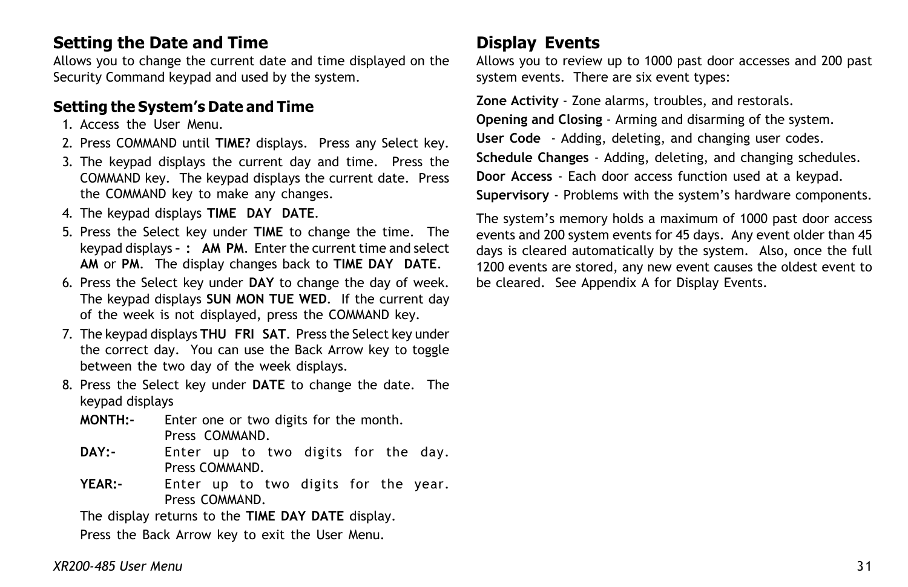## Setting the Date and Time

Allows you to change the current date and time displayed on the Security Command keypad and used by the system.

### Setting the System's Date and Time

1. Access the User Menu.
2. Press COMMAND until **TIME?** displays. Press any Select key.
3. The keypad displays the current day and time. Press the COMMAND key. The keypad displays the current date. Press the COMMAND key to make any changes.
4. The keypad displays **TIME DAY DATE**.
5. Press the Select key under **TIME** to change the time. The keypad displays **- : AM PM**. Enter the current time and select **AM** or **PM**. The display changes back to **TIME DAY DATE**.
6. Press the Select key under **DAY** to change the day of week. The keypad displays **SUN MON TUE WED**. If the current day of the week is not displayed, press the COMMAND key.
7. The keypad displays **THU FRI SAT**. Press the Select key under the correct day. You can use the Back Arrow key to toggle between the two day of the week displays.
8. Press the Select key under **DATE** to change the date. The keypad displays

   **MONTH:-** Enter one or two digits for the month. Press COMMAND.

   **DAY:-** Enter up to two digits for the day. Press COMMAND.

   **YEAR:-** Enter up to two digits for the year. Press COMMAND.

   The display returns to the **TIME DAY DATE** display.

   Press the Back Arrow key to exit the User Menu.

## Display Events

Allows you to review up to 1000 past door accesses and 200 past system events. There are six event types:

**Zone Activity** - Zone alarms, troubles, and restorals.

**Opening and Closing** - Arming and disarming of the system.

**User Code** - Adding, deleting, and changing user codes.

**Schedule Changes** - Adding, deleting, and changing schedules.

**Door Access** - Each door access function used at a keypad.

**Supervisory** - Problems with the system's hardware components.

The system's memory holds a maximum of 1000 past door access events and 200 system events for 45 days. Any event older than 45 days is cleared automatically by the system. Also, once the full 1200 events are stored, any new event causes the oldest event to be cleared. See Appendix A for Display Events.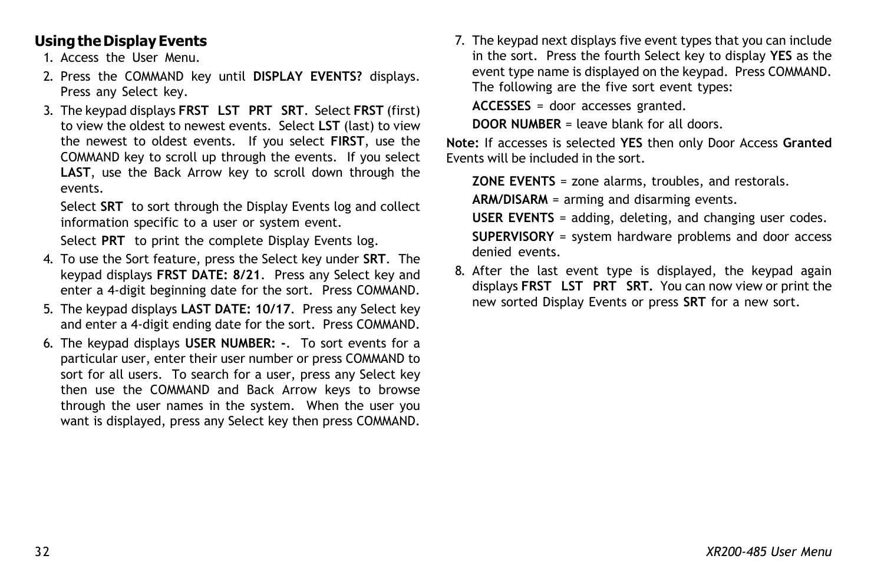## Using the Display Events

1. Access the User Menu.
2. Press the COMMAND key until **DISPLAY EVENTS?** displays. Press any Select key.
3. The keypad displays **FRST  LST  PRT  SRT**. Select **FRST** (first) to view the oldest to newest events. Select **LST** (last) to view the newest to oldest events. If you select **FIRST**, use the COMMAND key to scroll up through the events. If you select **LAST**, use the Back Arrow key to scroll down through the events.

   Select **SRT** to sort through the Display Events log and collect information specific to a user or system event.

   Select **PRT** to print the complete Display Events log.
4. To use the Sort feature, press the Select key under **SRT**. The keypad displays **FRST DATE: 8/21**. Press any Select key and enter a 4-digit beginning date for the sort. Press COMMAND.
5. The keypad displays **LAST DATE: 10/17**. Press any Select key and enter a 4-digit ending date for the sort. Press COMMAND.
6. The keypad displays **USER NUMBER: -**. To sort events for a particular user, enter their user number or press COMMAND to sort for all users. To search for a user, press any Select key then use the COMMAND and Back Arrow keys to browse through the user names in the system. When the user you want is displayed, press any Select key then press COMMAND.
7. The keypad next displays five event types that you can include in the sort. Press the fourth Select key to display **YES** as the event type name is displayed on the keypad. Press COMMAND. The following are the five sort event types:

   **ACCESSES** = door accesses granted.

   **DOOR NUMBER** = leave blank for all doors.

**Note:** If accesses is selected **YES** then only Door Access **Granted** Events will be included in the sort.

   **ZONE EVENTS** = zone alarms, troubles, and restorals.

   **ARM/DISARM** = arming and disarming events.

   **USER EVENTS** = adding, deleting, and changing user codes.

   **SUPERVISORY** = system hardware problems and door access denied events.

8. After the last event type is displayed, the keypad again displays **FRST  LST  PRT  SRT.** You can now view or print the new sorted Display Events or press **SRT** for a new sort.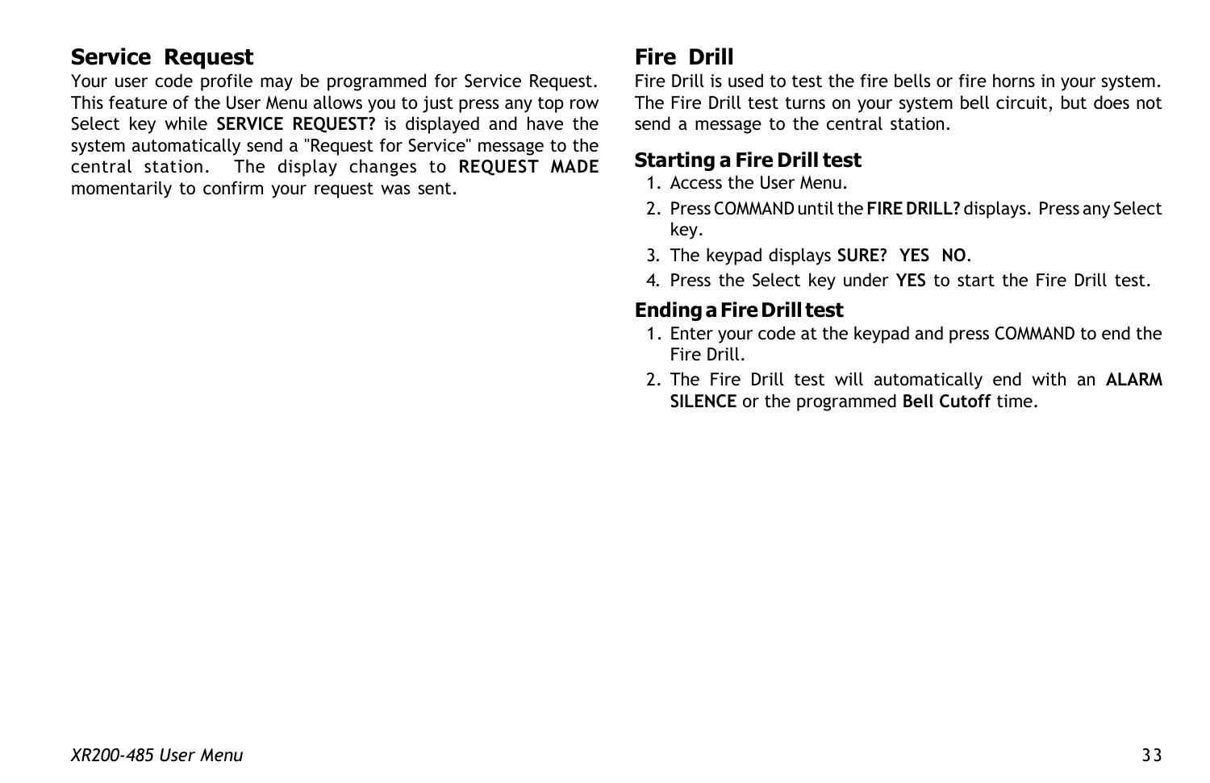## Service Request

Your user code profile may be programmed for Service Request. This feature of the User Menu allows you to just press any top row Select key while **SERVICE REQUEST?** is displayed and have the system automatically send a "Request for Service" message to the central station. The display changes to **REQUEST MADE** momentarily to confirm your request was sent.

## Fire Drill

Fire Drill is used to test the fire bells or fire horns in your system. The Fire Drill test turns on your system bell circuit, but does not send a message to the central station.

### Starting a Fire Drill test

1. Access the User Menu.
2. Press COMMAND until the **FIRE DRILL?** displays. Press any Select key.
3. The keypad displays **SURE? YES NO**.
4. Press the Select key under **YES** to start the Fire Drill test.

### Ending a Fire Drill test

1. Enter your code at the keypad and press COMMAND to end the Fire Drill.
2. The Fire Drill test will automatically end with an **ALARM SILENCE** or the programmed **Bell Cutoff** time.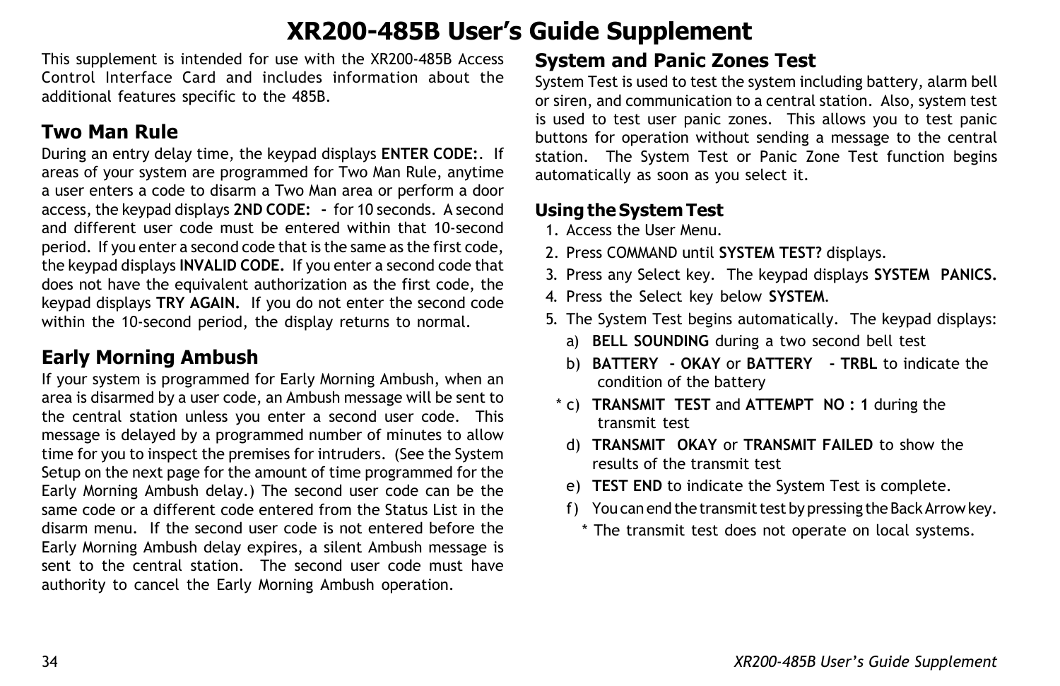# XR200-485B User's Guide Supplement

This supplement is intended for use with the XR200-485B Access Control Interface Card and includes information about the additional features specific to the 485B.

## Two Man Rule

During an entry delay time, the keypad displays **ENTER CODE:**. If areas of your system are programmed for Two Man Rule, anytime a user enters a code to disarm a Two Man area or perform a door access, the keypad displays **2ND CODE: -** for 10 seconds. A second and different user code must be entered within that 10-second period. If you enter a second code that is the same as the first code, the keypad displays **INVALID CODE.** If you enter a second code that does not have the equivalent authorization as the first code, the keypad displays **TRY AGAIN.** If you do not enter the second code within the 10-second period, the display returns to normal.

## Early Morning Ambush

If your system is programmed for Early Morning Ambush, when an area is disarmed by a user code, an Ambush message will be sent to the central station unless you enter a second user code. This message is delayed by a programmed number of minutes to allow time for you to inspect the premises for intruders. (See the System Setup on the next page for the amount of time programmed for the Early Morning Ambush delay.) The second user code can be the same code or a different code entered from the Status List in the disarm menu. If the second user code is not entered before the Early Morning Ambush delay expires, a silent Ambush message is sent to the central station. The second user code must have authority to cancel the Early Morning Ambush operation.

## System and Panic Zones Test

System Test is used to test the system including battery, alarm bell or siren, and communication to a central station. Also, system test is used to test user panic zones. This allows you to test panic buttons for operation without sending a message to the central station. The System Test or Panic Zone Test function begins automatically as soon as you select it.

### Using the System Test

1. Access the User Menu.
2. Press COMMAND until **SYSTEM TEST?** displays.
3. Press any Select key. The keypad displays **SYSTEM PANICS.**
4. Press the Select key below **SYSTEM**.
5. The System Test begins automatically. The keypad displays:
   a) **BELL SOUNDING** during a two second bell test
   b) **BATTERY - OKAY** or **BATTERY - TRBL** to indicate the condition of the battery
   * c) **TRANSMIT TEST** and **ATTEMPT NO : 1** during the transmit test
   d) **TRANSMIT OKAY** or **TRANSMIT FAILED** to show the results of the transmit test
   e) **TEST END** to indicate the System Test is complete.
   f) You can end the transmit test by pressing the Back Arrow key.

   * The transmit test does not operate on local systems.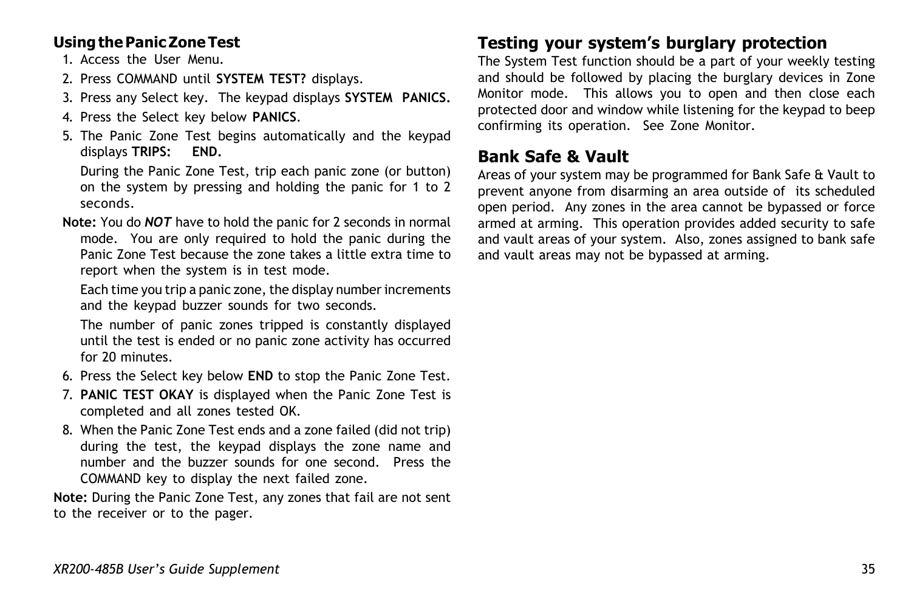### Using the Panic Zone Test

1. Access the User Menu.
2. Press COMMAND until **SYSTEM TEST?** displays.
3. Press any Select key. The keypad displays **SYSTEM PANICS.**
4. Press the Select key below **PANICS**.
5. The Panic Zone Test begins automatically and the keypad displays **TRIPS: END.**

   During the Panic Zone Test, trip each panic zone (or button) on the system by pressing and holding the panic for 1 to 2 seconds.

   **Note:** You do ***NOT*** have to hold the panic for 2 seconds in normal mode. You are only required to hold the panic during the Panic Zone Test because the zone takes a little extra time to report when the system is in test mode.

   Each time you trip a panic zone, the display number increments and the keypad buzzer sounds for two seconds.

   The number of panic zones tripped is constantly displayed until the test is ended or no panic zone activity has occurred for 20 minutes.
6. Press the Select key below **END** to stop the Panic Zone Test.
7. **PANIC TEST OKAY** is displayed when the Panic Zone Test is completed and all zones tested OK.
8. When the Panic Zone Test ends and a zone failed (did not trip) during the test, the keypad displays the zone name and number and the buzzer sounds for one second. Press the COMMAND key to display the next failed zone.

**Note:** During the Panic Zone Test, any zones that fail are not sent to the receiver or to the pager.

## Testing your system's burglary protection

The System Test function should be a part of your weekly testing and should be followed by placing the burglary devices in Zone Monitor mode. This allows you to open and then close each protected door and window while listening for the keypad to beep confirming its operation. See Zone Monitor.

## Bank Safe & Vault

Areas of your system may be programmed for Bank Safe & Vault to prevent anyone from disarming an area outside of its scheduled open period. Any zones in the area cannot be bypassed or force armed at arming. This operation provides added security to safe and vault areas of your system. Also, zones assigned to bank safe and vault areas may not be bypassed at arming.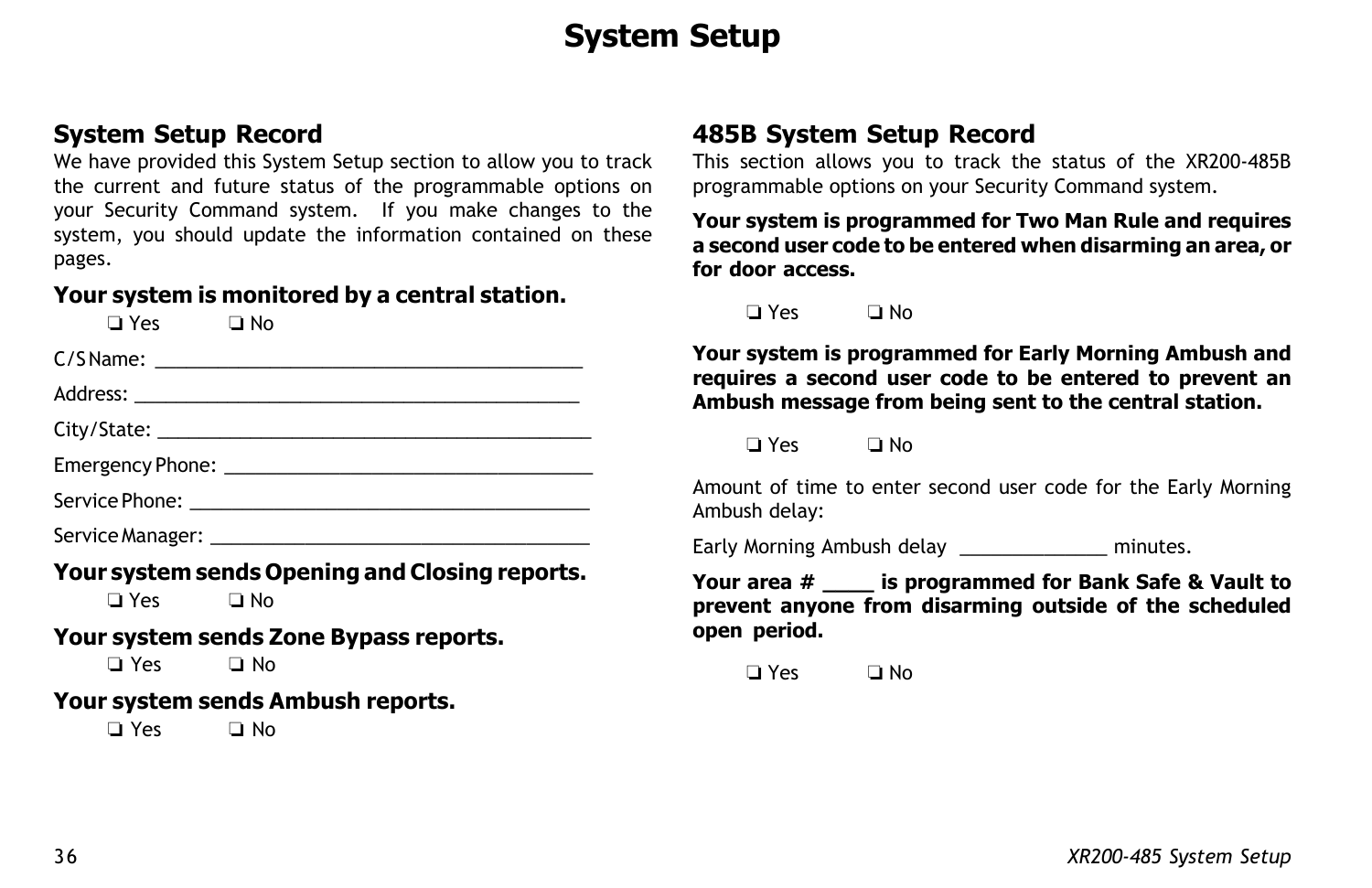# System Setup

## System Setup Record

We have provided this System Setup section to allow you to track the current and future status of the programmable options on your Security Command system. If you make changes to the system, you should update the information contained on these pages.

### Your system is monitored by a central station.

❏ Yes ❏ No

C/S Name: ________________________________________

Address: __________________________________________

City/State: ________________________________________

Emergency Phone: ___________________________________

Service Phone: ______________________________________

Service Manager: ____________________________________

### Your system sends Opening and Closing reports.

❏ Yes ❏ No

### Your system sends Zone Bypass reports.

❏ Yes ❏ No

### Your system sends Ambush reports.

❏ Yes ❏ No

## 485B System Setup Record

This section allows you to track the status of the XR200-485B programmable options on your Security Command system.

**Your system is programmed for Two Man Rule and requires a second user code to be entered when disarming an area, or for door access.**

❏ Yes ❏ No

**Your system is programmed for Early Morning Ambush and requires a second user code to be entered to prevent an Ambush message from being sent to the central station.**

❏ Yes ❏ No

Amount of time to enter second user code for the Early Morning Ambush delay:

Early Morning Ambush delay ______________ minutes.

**Your area # ____ is programmed for Bank Safe & Vault to prevent anyone from disarming outside of the scheduled open period.**

❏ Yes ❏ No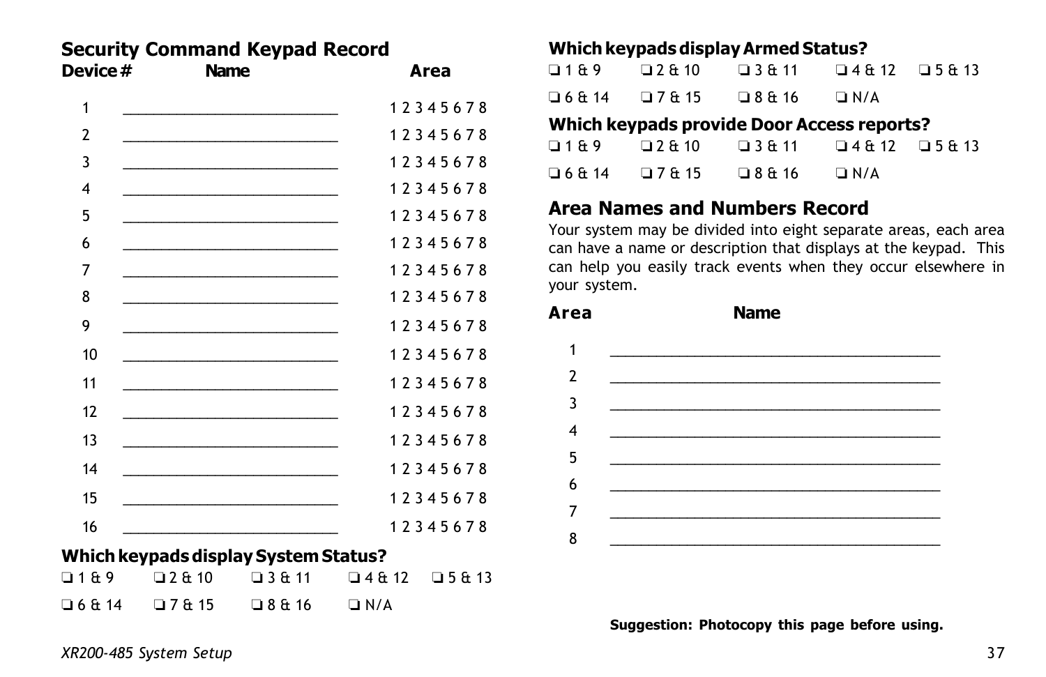## Security Command Keypad Record

| Device # | Name | Area |
|---|---|---|
| 1 | ___________________________ | 1 2 3 4 5 6 7 8 |
| 2 | ___________________________ | 1 2 3 4 5 6 7 8 |
| 3 | ___________________________ | 1 2 3 4 5 6 7 8 |
| 4 | ___________________________ | 1 2 3 4 5 6 7 8 |
| 5 | ___________________________ | 1 2 3 4 5 6 7 8 |
| 6 | ___________________________ | 1 2 3 4 5 6 7 8 |
| 7 | ___________________________ | 1 2 3 4 5 6 7 8 |
| 8 | ___________________________ | 1 2 3 4 5 6 7 8 |
| 9 | ___________________________ | 1 2 3 4 5 6 7 8 |
| 10 | ___________________________ | 1 2 3 4 5 6 7 8 |
| 11 | ___________________________ | 1 2 3 4 5 6 7 8 |
| 12 | ___________________________ | 1 2 3 4 5 6 7 8 |
| 13 | ___________________________ | 1 2 3 4 5 6 7 8 |
| 14 | ___________________________ | 1 2 3 4 5 6 7 8 |
| 15 | ___________________________ | 1 2 3 4 5 6 7 8 |
| 16 | ___________________________ | 1 2 3 4 5 6 7 8 |

### Which keypads display System Status?

❑ 1 & 9 ❑ 2 & 10 ❑ 3 & 11 ❑ 4 & 12 ❑ 5 & 13

❑ 6 & 14 ❑ 7 & 15 ❑ 8 & 16 ❑ N/A

### Which keypads display Armed Status?

❑ 1 & 9 ❑ 2 & 10 ❑ 3 & 11 ❑ 4 & 12 ❑ 5 & 13

❑ 6 & 14 ❑ 7 & 15 ❑ 8 & 16 ❑ N/A

### Which keypads provide Door Access reports?

❑ 1 & 9 ❑ 2 & 10 ❑ 3 & 11 ❑ 4 & 12 ❑ 5 & 13

❑ 6 & 14 ❑ 7 & 15 ❑ 8 & 16 ❑ N/A

## Area Names and Numbers Record

Your system may be divided into eight separate areas, each area can have a name or description that displays at the keypad. This can help you easily track events when they occur elsewhere in your system.

| Area | Name |
|---|---|
| 1 | ________________________________________ |
| 2 | ________________________________________ |
| 3 | ________________________________________ |
| 4 | ________________________________________ |
| 5 | ________________________________________ |
| 6 | ________________________________________ |
| 7 | ________________________________________ |
| 8 | ________________________________________ |

**Suggestion: Photocopy this page before using.**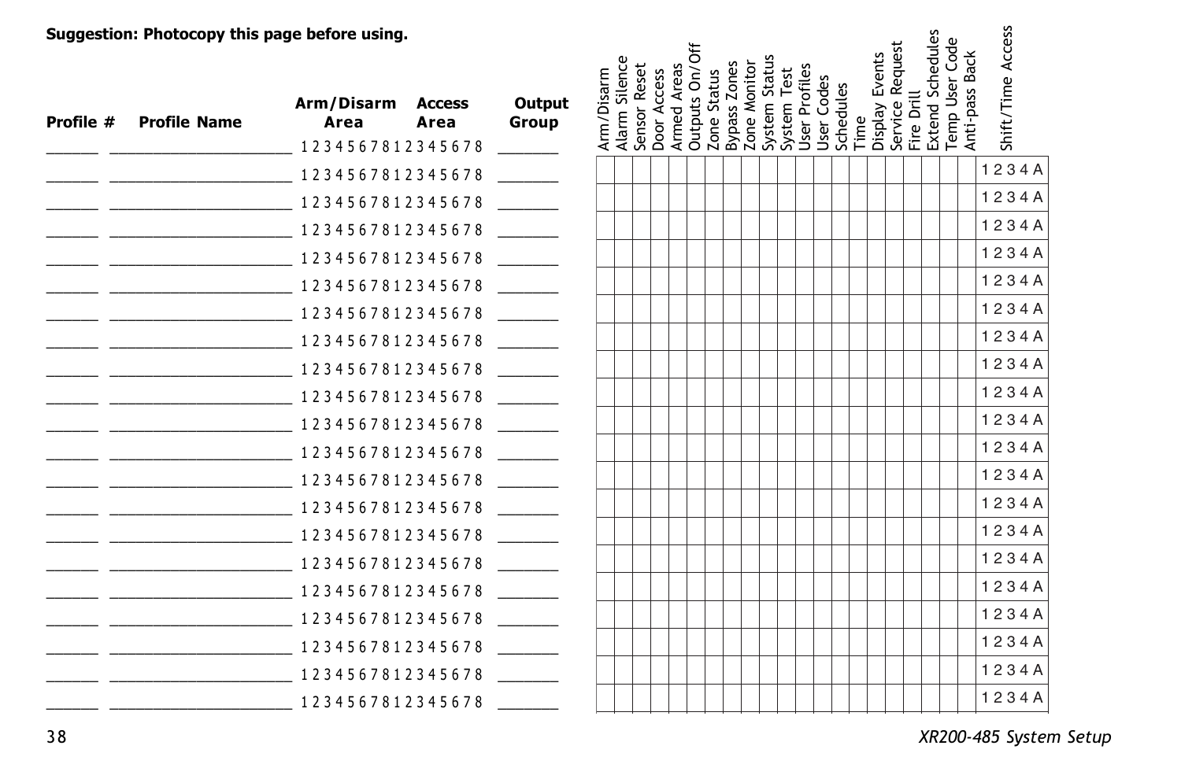**Suggestion: Photocopy this page before using.**

| Profile # | Profile Name | Arm/Disarm Area | Access Area | Output Group | Arm/Disarm | Alarm Silence | Sensor Reset | Door Access | Armed Areas | Outputs On/Off | Zone Status | Bypass Zones | Zone Monitor | System Status | System Test | User Profiles | User Codes | Schedules | Time | Display Events | Service Request | Fire Drill | Extend Schedules | Temp User Code | Anti-pass Back | Shift/Time Access |
|---|---|---|---|---|---|---|---|---|---|---|---|---|---|---|---|---|---|---|---|---|---|---|---|---|---|---|
| ______ | ____________________ | 1 2 3 4 5 6 7 8 | 1 2 3 4 5 6 7 8 | _______ | | | | | | | | | | | | | | | | | | | | | | 1 2 3 4 A |
| ______ | ____________________ | 1 2 3 4 5 6 7 8 | 1 2 3 4 5 6 7 8 | _______ | | | | | | | | | | | | | | | | | | | | | | 1 2 3 4 A |
| ______ | ____________________ | 1 2 3 4 5 6 7 8 | 1 2 3 4 5 6 7 8 | _______ | | | | | | | | | | | | | | | | | | | | | | 1 2 3 4 A |
| ______ | ____________________ | 1 2 3 4 5 6 7 8 | 1 2 3 4 5 6 7 8 | _______ | | | | | | | | | | | | | | | | | | | | | | 1 2 3 4 A |
| ______ | ____________________ | 1 2 3 4 5 6 7 8 | 1 2 3 4 5 6 7 8 | _______ | | | | | | | | | | | | | | | | | | | | | | 1 2 3 4 A |
| ______ | ____________________ | 1 2 3 4 5 6 7 8 | 1 2 3 4 5 6 7 8 | _______ | | | | | | | | | | | | | | | | | | | | | | 1 2 3 4 A |
| ______ | ____________________ | 1 2 3 4 5 6 7 8 | 1 2 3 4 5 6 7 8 | _______ | | | | | | | | | | | | | | | | | | | | | | 1 2 3 4 A |
| ______ | ____________________ | 1 2 3 4 5 6 7 8 | 1 2 3 4 5 6 7 8 | _______ | | | | | | | | | | | | | | | | | | | | | | 1 2 3 4 A |
| ______ | ____________________ | 1 2 3 4 5 6 7 8 | 1 2 3 4 5 6 7 8 | _______ | | | | | | | | | | | | | | | | | | | | | | 1 2 3 4 A |
| ______ | ____________________ | 1 2 3 4 5 6 7 8 | 1 2 3 4 5 6 7 8 | _______ | | | | | | | | | | | | | | | | | | | | | | 1 2 3 4 A |
| ______ | ____________________ | 1 2 3 4 5 6 7 8 | 1 2 3 4 5 6 7 8 | _______ | | | | | | | | | | | | | | | | | | | | | | 1 2 3 4 A |
| ______ | ____________________ | 1 2 3 4 5 6 7 8 | 1 2 3 4 5 6 7 8 | _______ | | | | | | | | | | | | | | | | | | | | | | 1 2 3 4 A |
| ______ | ____________________ | 1 2 3 4 5 6 7 8 | 1 2 3 4 5 6 7 8 | _______ | | | | | | | | | | | | | | | | | | | | | | 1 2 3 4 A |
| ______ | ____________________ | 1 2 3 4 5 6 7 8 | 1 2 3 4 5 6 7 8 | _______ | | | | | | | | | | | | | | | | | | | | | | 1 2 3 4 A |
| ______ | ____________________ | 1 2 3 4 5 6 7 8 | 1 2 3 4 5 6 7 8 | _______ | | | | | | | | | | | | | | | | | | | | | | 1 2 3 4 A |
| ______ | ____________________ | 1 2 3 4 5 6 7 8 | 1 2 3 4 5 6 7 8 | _______ | | | | | | | | | | | | | | | | | | | | | | 1 2 3 4 A |
| ______ | ____________________ | 1 2 3 4 5 6 7 8 | 1 2 3 4 5 6 7 8 | _______ | | | | | | | | | | | | | | | | | | | | | | 1 2 3 4 A |
| ______ | ____________________ | 1 2 3 4 5 6 7 8 | 1 2 3 4 5 6 7 8 | _______ | | | | | | | | | | | | | | | | | | | | | | 1 2 3 4 A |
| ______ | ____________________ | 1 2 3 4 5 6 7 8 | 1 2 3 4 5 6 7 8 | _______ | | | | | | | | | | | | | | | | | | | | | | 1 2 3 4 A |
| ______ | ____________________ | 1 2 3 4 5 6 7 8 | 1 2 3 4 5 6 7 8 | _______ | | | | | | | | | | | | | | | | | | | | | | 1 2 3 4 A |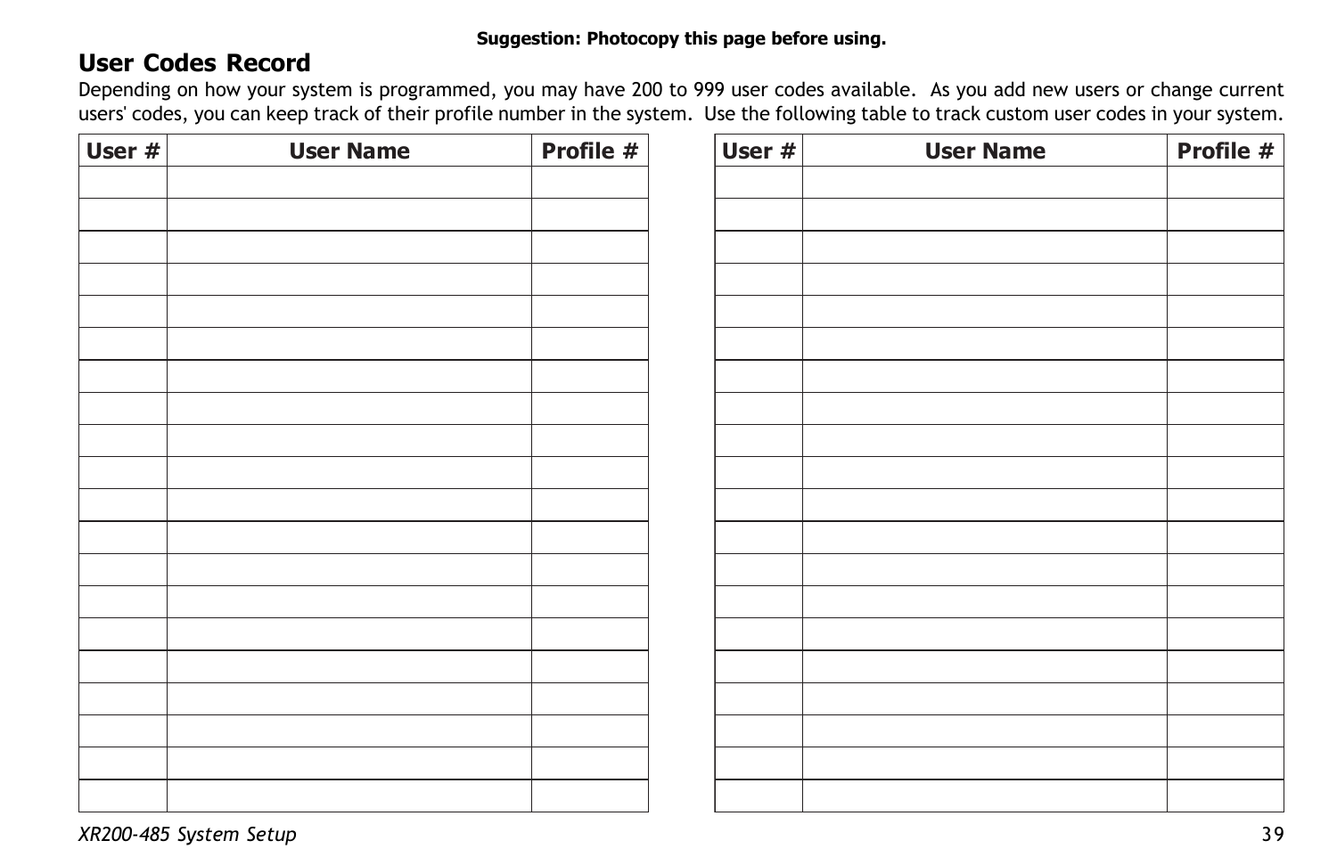**Suggestion: Photocopy this page before using.**

## User Codes Record

Depending on how your system is programmed, you may have 200 to 999 user codes available. As you add new users or change current users' codes, you can keep track of their profile number in the system. Use the following table to track custom user codes in your system.

| User # | User Name | Profile # |
|---|---|---|
| | | |
| | | |
| | | |
| | | |
| | | |
| | | |
| | | |
| | | |
| | | |
| | | |
| | | |
| | | |
| | | |
| | | |
| | | |
| | | |
| | | |
| | | |
| | | |
| | | |

| User # | User Name | Profile # |
|---|---|---|
| | | |
| | | |
| | | |
| | | |
| | | |
| | | |
| | | |
| | | |
| | | |
| | | |
| | | |
| | | |
| | | |
| | | |
| | | |
| | | |
| | | |
| | | |
| | | |
| | | |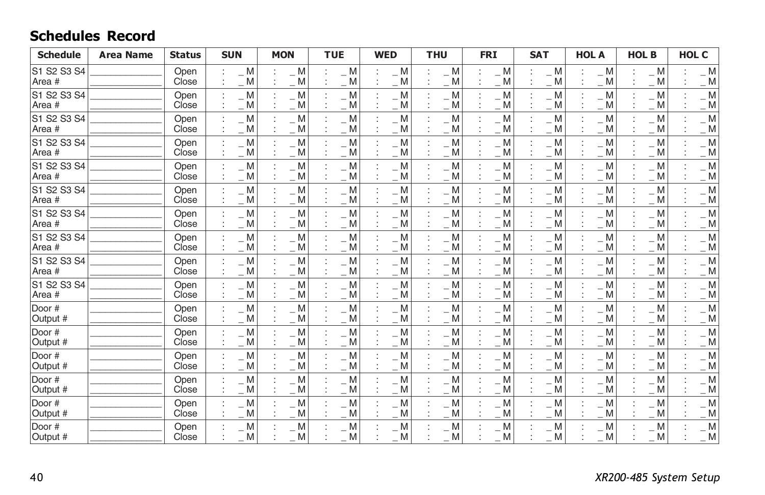## Schedules Record

| Schedule | Area Name | Status | SUN | MON | TUE | WED | THU | FRI | SAT | HOL A | HOL B | HOL C |
|---|---|---|---|---|---|---|---|---|---|---|---|---|
| S1 S2 S3 S4<br>Area # | ____________<br>____________ | Open<br>Close | : _M<br>: _M | : _M<br>: _M | : _M<br>: _M | : _M<br>: _M | : _M<br>: _M | : _M<br>: _M | : _M<br>: _M | : _M<br>: _M | : _M<br>: _M | : _M<br>: _M |
| S1 S2 S3 S4<br>Area # | ____________<br>____________ | Open<br>Close | : _M<br>: _M | : _M<br>: _M | : _M<br>: _M | : _M<br>: _M | : _M<br>: _M | : _M<br>: _M | : _M<br>: _M | : _M<br>: _M | : _M<br>: _M | : _M<br>: _M |
| S1 S2 S3 S4<br>Area # | ____________<br>____________ | Open<br>Close | : _M<br>: _M | : _M<br>: _M | : _M<br>: _M | : _M<br>: _M | : _M<br>: _M | : _M<br>: _M | : _M<br>: _M | : _M<br>: _M | : _M<br>: _M | : _M<br>: _M |
| S1 S2 S3 S4<br>Area # | ____________<br>____________ | Open<br>Close | : _M<br>: _M | : _M<br>: _M | : _M<br>: _M | : _M<br>: _M | : _M<br>: _M | : _M<br>: _M | : _M<br>: _M | : _M<br>: _M | : _M<br>: _M | : _M<br>: _M |
| S1 S2 S3 S4<br>Area # | ____________<br>____________ | Open<br>Close | : _M<br>: _M | : _M<br>: _M | : _M<br>: _M | : _M<br>: _M | : _M<br>: _M | : _M<br>: _M | : _M<br>: _M | : _M<br>: _M | : _M<br>: _M | : _M<br>: _M |
| S1 S2 S3 S4<br>Area # | ____________<br>____________ | Open<br>Close | : _M<br>: _M | : _M<br>: _M | : _M<br>: _M | : _M<br>: _M | : _M<br>: _M | : _M<br>: _M | : _M<br>: _M | : _M<br>: _M | : _M<br>: _M | : _M<br>: _M |
| S1 S2 S3 S4<br>Area # | ____________<br>____________ | Open<br>Close | : _M<br>: _M | : _M<br>: _M | : _M<br>: _M | : _M<br>: _M | : _M<br>: _M | : _M<br>: _M | : _M<br>: _M | : _M<br>: _M | : _M<br>: _M | : _M<br>: _M |
| S1 S2 S3 S4<br>Area # | ____________<br>____________ | Open<br>Close | : _M<br>: _M | : _M<br>: _M | : _M<br>: _M | : _M<br>: _M | : _M<br>: _M | : _M<br>: _M | : _M<br>: _M | : _M<br>: _M | : _M<br>: _M | : _M<br>: _M |
| S1 S2 S3 S4<br>Area # | ____________<br>____________ | Open<br>Close | : _M<br>: _M | : _M<br>: _M | : _M<br>: _M | : _M<br>: _M | : _M<br>: _M | : _M<br>: _M | : _M<br>: _M | : _M<br>: _M | : _M<br>: _M | : _M<br>: _M |
| S1 S2 S3 S4<br>Area # | ____________<br>____________ | Open<br>Close | : _M<br>: _M | : _M<br>: _M | : _M<br>: _M | : _M<br>: _M | : _M<br>: _M | : _M<br>: _M | : _M<br>: _M | : _M<br>: _M | : _M<br>: _M | : _M<br>: _M |
| Door #<br>Output # | ____________<br>____________ | Open<br>Close | : _M<br>: _M | : _M<br>: _M | : _M<br>: _M | : _M<br>: _M | : _M<br>: _M | : _M<br>: _M | : _M<br>: _M | : _M<br>: _M | : _M<br>: _M | : _M<br>: _M |
| Door #<br>Output # | ____________<br>____________ | Open<br>Close | : _M<br>: _M | : _M<br>: _M | : _M<br>: _M | : _M<br>: _M | : _M<br>: _M | : _M<br>: _M | : _M<br>: _M | : _M<br>: _M | : _M<br>: _M | : _M<br>: _M |
| Door #<br>Output # | ____________<br>____________ | Open<br>Close | : _M<br>: _M | : _M<br>: _M | : _M<br>: _M | : _M<br>: _M | : _M<br>: _M | : _M<br>: _M | : _M<br>: _M | : _M<br>: _M | : _M<br>: _M | : _M<br>: _M |
| Door #<br>Output # | ____________<br>____________ | Open<br>Close | : _M<br>: _M | : _M<br>: _M | : _M<br>: _M | : _M<br>: _M | : _M<br>: _M | : _M<br>: _M | : _M<br>: _M | : _M<br>: _M | : _M<br>: _M | : _M<br>: _M |
| Door #<br>Output # | ____________<br>____________ | Open<br>Close | : _M<br>: _M | : _M<br>: _M | : _M<br>: _M | : _M<br>: _M | : _M<br>: _M | : _M<br>: _M | : _M<br>: _M | : _M<br>: _M | : _M<br>: _M | : _M<br>: _M |
| Door #<br>Output # | ____________<br>____________ | Open<br>Close | : _M<br>: _M | : _M<br>: _M | : _M<br>: _M | : _M<br>: _M | : _M<br>: _M | : _M<br>: _M | : _M<br>: _M | : _M<br>: _M | : _M<br>: _M | : _M<br>: _M |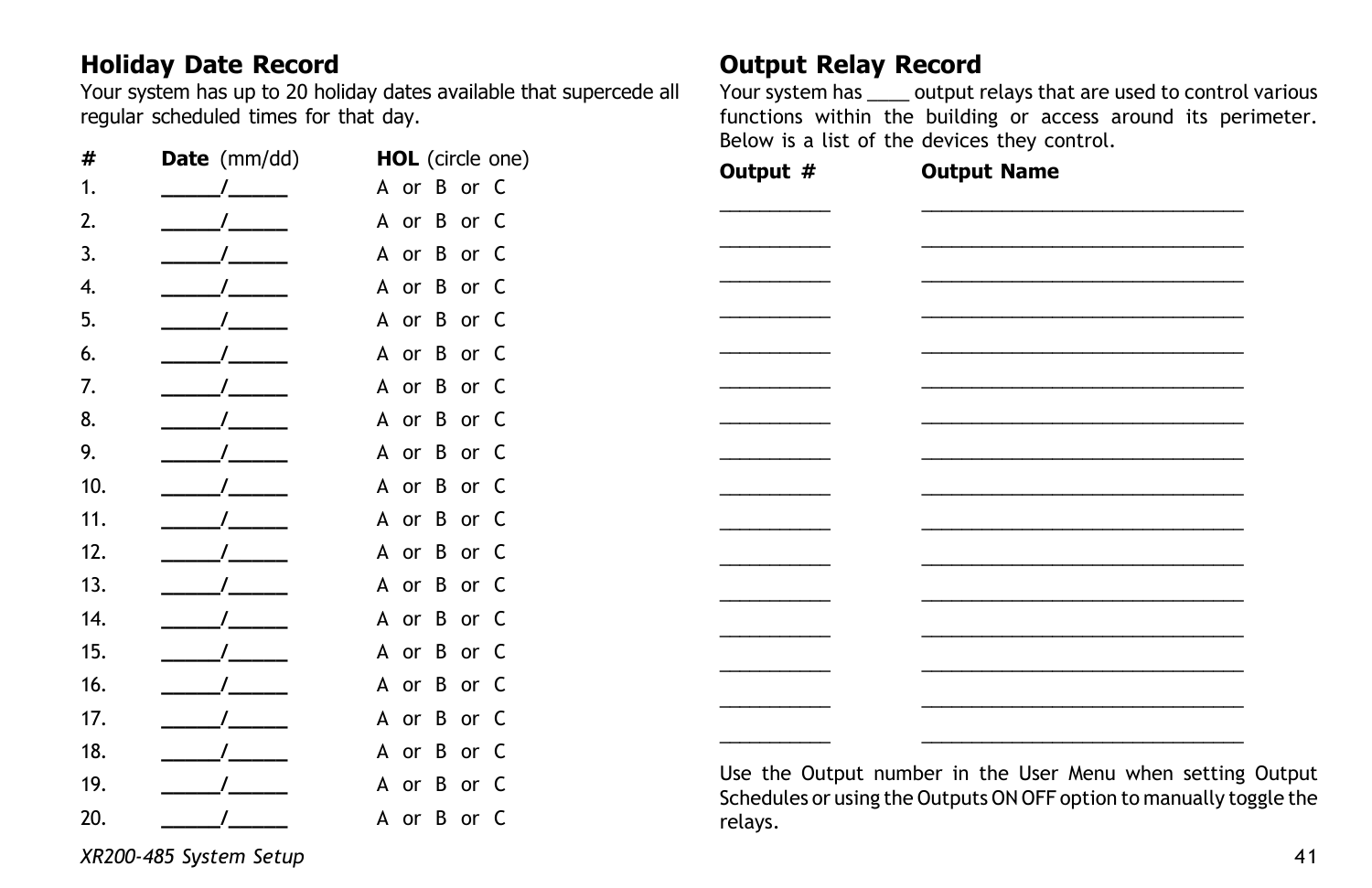## Holiday Date Record

Your system has up to 20 holiday dates available that supercede all regular scheduled times for that day.

| # | **Date** (mm/dd) | **HOL** (circle one) |
|---|---|---|
| 1. | _____/_____ | A or B or C |
| 2. | _____/_____ | A or B or C |
| 3. | _____/_____ | A or B or C |
| 4. | _____/_____ | A or B or C |
| 5. | _____/_____ | A or B or C |
| 6. | _____/_____ | A or B or C |
| 7. | _____/_____ | A or B or C |
| 8. | _____/_____ | A or B or C |
| 9. | _____/_____ | A or B or C |
| 10. | _____/_____ | A or B or C |
| 11. | _____/_____ | A or B or C |
| 12. | _____/_____ | A or B or C |
| 13. | _____/_____ | A or B or C |
| 14. | _____/_____ | A or B or C |
| 15. | _____/_____ | A or B or C |
| 16. | _____/_____ | A or B or C |
| 17. | _____/_____ | A or B or C |
| 18. | _____/_____ | A or B or C |
| 19. | _____/_____ | A or B or C |
| 20. | _____/_____ | A or B or C |

## Output Relay Record

Your system has ____ output relays that are used to control various functions within the building or access around its perimeter. Below is a list of the devices they control.

| **Output #** | **Output Name** |
|---|---|
| __________ | ______________________________ |
| __________ | ______________________________ |
| __________ | ______________________________ |
| __________ | ______________________________ |
| __________ | ______________________________ |
| __________ | ______________________________ |
| __________ | ______________________________ |
| __________ | ______________________________ |
| __________ | ______________________________ |
| __________ | ______________________________ |
| __________ | ______________________________ |
| __________ | ______________________________ |
| __________ | ______________________________ |
| __________ | ______________________________ |
| __________ | ______________________________ |
| __________ | ______________________________ |

Use the Output number in the User Menu when setting Output Schedules or using the Outputs ON OFF option to manually toggle the relays.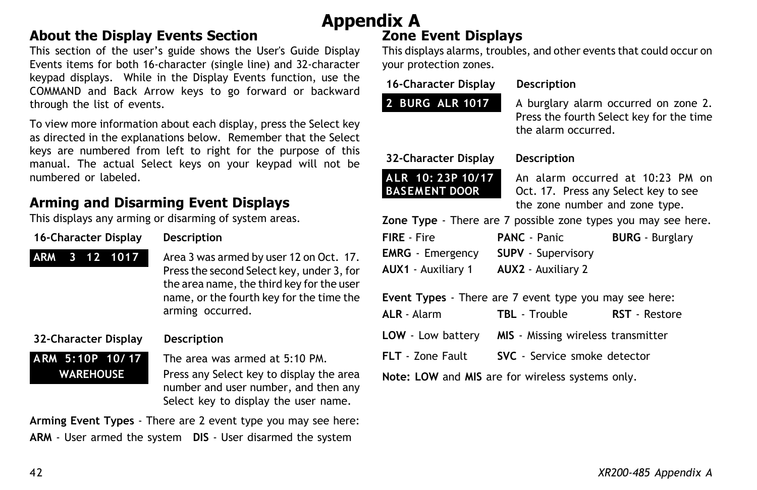# Appendix A

## About the Display Events Section

This section of the user's guide shows the User's Guide Display Events items for both 16-character (single line) and 32-character keypad displays. While in the Display Events function, use the COMMAND and Back Arrow keys to go forward or backward through the list of events.

To view more information about each display, press the Select key as directed in the explanations below. Remember that the Select keys are numbered from left to right for the purpose of this manual. The actual Select keys on your keypad will not be numbered or labeled.

## Arming and Disarming Event Displays

This displays any arming or disarming of system areas.

| 16-Character Display | Description |
|---|---|
| ARM 3 12 1017 | Area 3 was armed by user 12 on Oct. 17. Press the second Select key, under 3, for the area name, the third key for the user name, or the fourth key for the time the arming occurred. |

| 32-Character Display | Description |
|---|---|
| ARM 5:10P 10/17<br>WAREHOUSE | The area was armed at 5:10 PM.<br>Press any Select key to display the area number and user number, and then any Select key to display the user name. |

**Arming Event Types** - There are 2 event type you may see here:

**ARM** - User armed the system **DIS** - User disarmed the system

## Zone Event Displays

This displays alarms, troubles, and other events that could occur on your protection zones.

| 16-Character Display | Description |
|---|---|
| 2 BURG ALR 1017 | A burglary alarm occurred on zone 2. Press the fourth Select key for the time the alarm occurred. |

| 32-Character Display | Description |
|---|---|
| ALR 10:23P 10/17<br>BASEMENT DOOR | An alarm occurred at 10:23 PM on Oct. 17. Press any Select key to see the zone number and zone type. |

**Zone Type** - There are 7 possible zone types you may see here.

**FIRE** - Fire **PANC** - Panic **BURG** - Burglary
**EMRG** - Emergency **SUPV** - Supervisory
**AUX1** - Auxiliary 1 **AUX2** - Auxiliary 2

**Event Types** - There are 7 event type you may see here:

**ALR** - Alarm **TBL** - Trouble **RST** - Restore

**LOW** - Low battery **MIS** - Missing wireless transmitter

**FLT** - Zone Fault **SVC** - Service smoke detector

**Note: LOW** and **MIS** are for wireless systems only.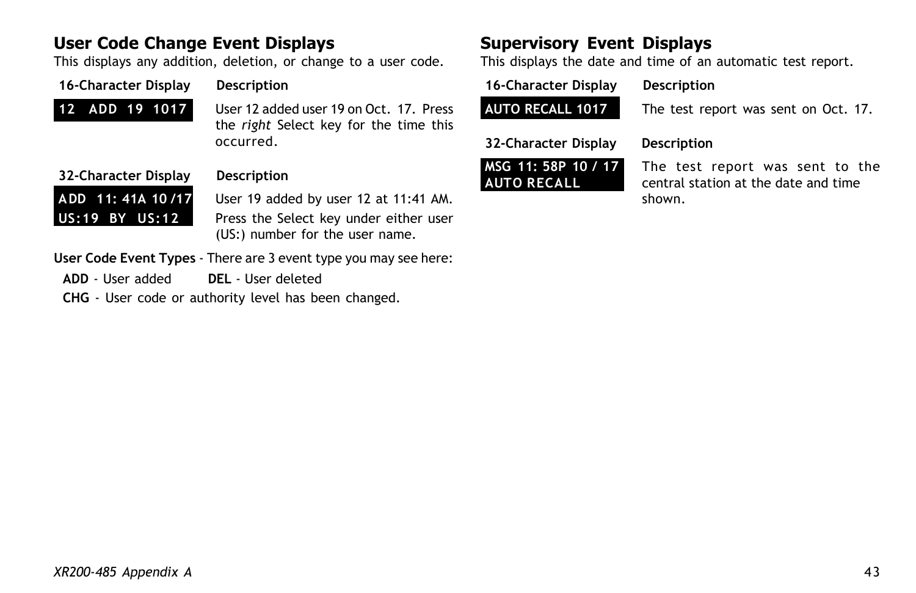## User Code Change Event Displays

This displays any addition, deletion, or change to a user code.

| 16-Character Display | Description |
|---|---|
| 12 ADD 19 1017 | User 12 added user 19 on Oct. 17. Press the *right* Select key for the time this occurred. |

| 32-Character Display | Description |
|---|---|
| ADD 11: 41A 10 /17<br>US:19 BY US:12 | User 19 added by user 12 at 11:41 AM. Press the Select key under either user (US:) number for the user name. |

**User Code Event Types** - There are 3 event type you may see here:

**ADD** - User added **DEL** - User deleted

**CHG** - User code or authority level has been changed.

## Supervisory Event Displays

This displays the date and time of an automatic test report.

| 16-Character Display | Description |
|---|---|
| AUTO RECALL 1017 | The test report was sent on Oct. 17. |

| 32-Character Display | Description |
|---|---|
| MSG 11: 58P 10 / 17<br>AUTO RECALL | The test report was sent to the central station at the date and time shown. |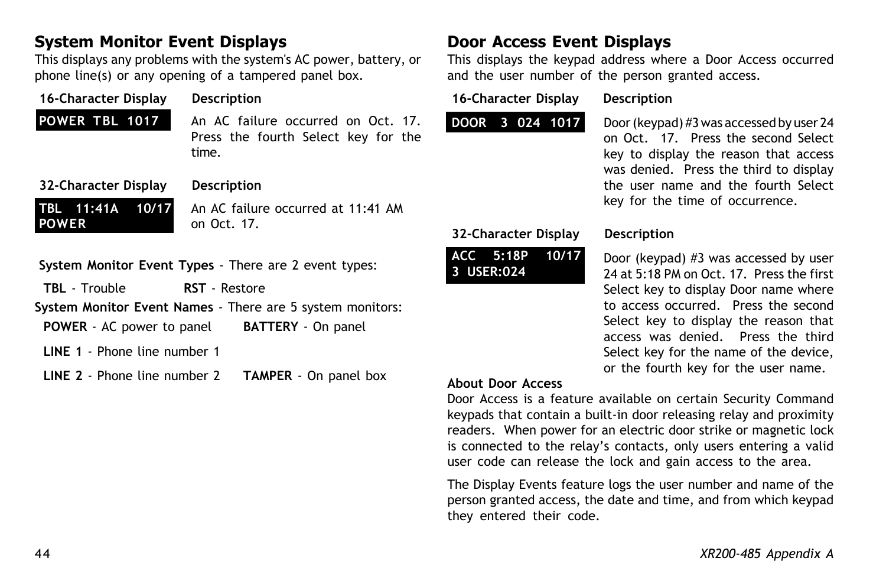## System Monitor Event Displays

This displays any problems with the system's AC power, battery, or phone line(s) or any opening of a tampered panel box.

| 16-Character Display | Description |
|---|---|
| POWER TBL 1017 | An AC failure occurred on Oct. 17. Press the fourth Select key for the time. |

| 32-Character Display | Description |
|---|---|
| TBL 11:41A 10/17<br>POWER | An AC failure occurred at 11:41 AM on Oct. 17. |

**System Monitor Event Types** - There are 2 event types:

**TBL** - Trouble **RST** - Restore

**System Monitor Event Names** - There are 5 system monitors:

**POWER** - AC power to panel **BATTERY** - On panel

**LINE 1** - Phone line number 1

**LINE 2** - Phone line number 2 **TAMPER** - On panel box

## Door Access Event Displays

This displays the keypad address where a Door Access occurred and the user number of the person granted access.

| 16-Character Display | Description |
|---|---|
| DOOR 3 024 1017 | Door (keypad) #3 was accessed by user 24 on Oct. 17. Press the second Select key to display the reason that access was denied. Press the third to display the user name and the fourth Select key for the time of occurrence. |

| 32-Character Display | Description |
|---|---|
| ACC 5:18P 10/17<br>3 USER:024 | Door (keypad) #3 was accessed by user 24 at 5:18 PM on Oct. 17. Press the first Select key to display Door name where to access occurred. Press the second Select key to display the reason that access was denied. Press the third Select key for the name of the device, or the fourth key for the user name. |

**About Door Access**

Door Access is a feature available on certain Security Command keypads that contain a built-in door releasing relay and proximity readers. When power for an electric door strike or magnetic lock is connected to the relay's contacts, only users entering a valid user code can release the lock and gain access to the area.

The Display Events feature logs the user number and name of the person granted access, the date and time, and from which keypad they entered their code.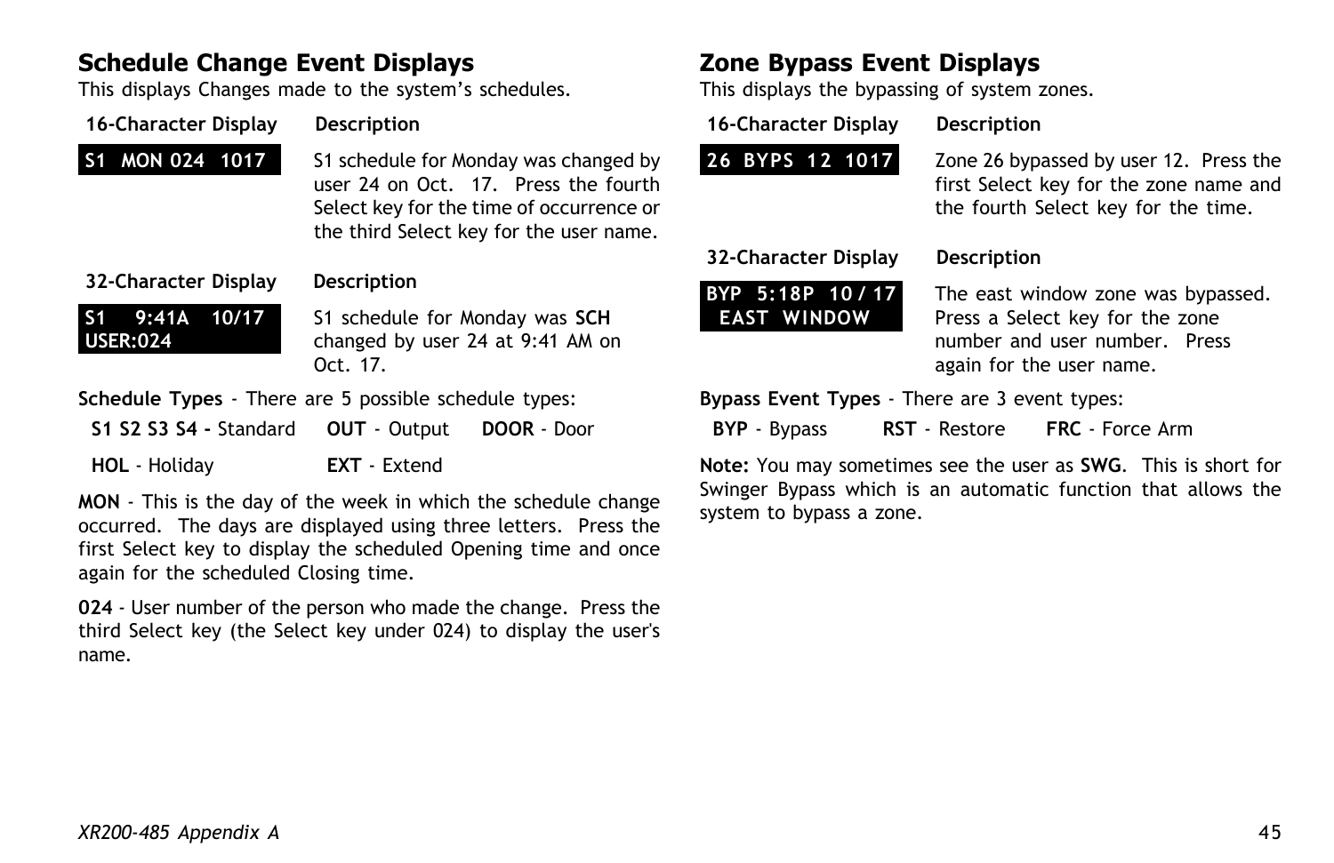## Schedule Change Event Displays

This displays Changes made to the system's schedules.

| 16-Character Display | Description |
| --- | --- |
| S1 MON 024 1017 | S1 schedule for Monday was changed by user 24 on Oct. 17. Press the fourth Select key for the time of occurrence or the third Select key for the user name. |

| 32-Character Display | Description |
| --- | --- |
| S1 9:41A 10/17 USER:024 | S1 schedule for Monday was **SCH** changed by user 24 at 9:41 AM on Oct. 17. |

**Schedule Types** - There are 5 possible schedule types:

**S1 S2 S3 S4 -** Standard **OUT** - Output **DOOR** - Door

**HOL** - Holiday **EXT** - Extend

**MON** - This is the day of the week in which the schedule change occurred. The days are displayed using three letters. Press the first Select key to display the scheduled Opening time and once again for the scheduled Closing time.

**024** - User number of the person who made the change. Press the third Select key (the Select key under 024) to display the user's name.

## Zone Bypass Event Displays

This displays the bypassing of system zones.

| 16-Character Display | Description |
| --- | --- |
| 26 BYPS 12 1017 | Zone 26 bypassed by user 12. Press the first Select key for the zone name and the fourth Select key for the time. |

| 32-Character Display | Description |
| --- | --- |
| BYP 5:18P 10 / 17 EAST WINDOW | The east window zone was bypassed. Press a Select key for the zone number and user number. Press again for the user name. |

**Bypass Event Types** - There are 3 event types:

**BYP** - Bypass **RST** - Restore **FRC** - Force Arm

**Note:** You may sometimes see the user as **SWG**. This is short for Swinger Bypass which is an automatic function that allows the system to bypass a zone.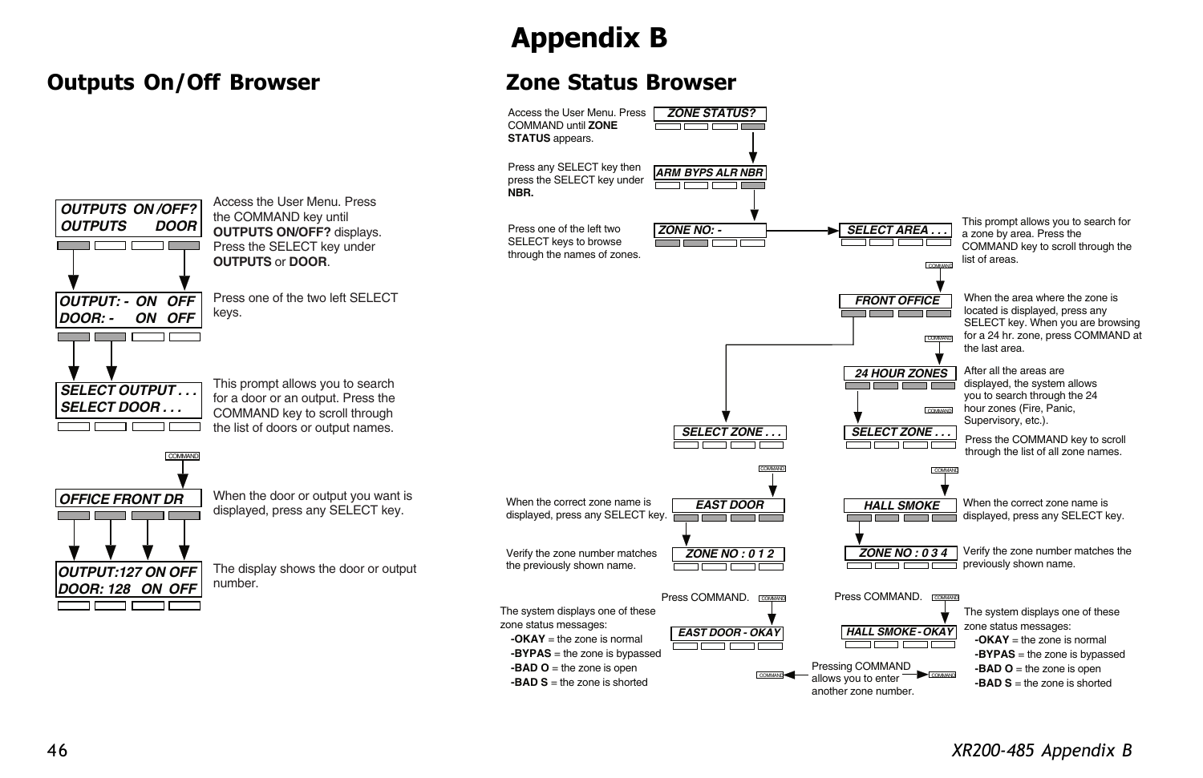# Appendix B

## Outputs On/Off Browser

OUTPUTS ON /OFF?
OUTPUTS DOOR

Access the User Menu. Press the COMMAND key until **OUTPUTS ON/OFF?** displays. Press the SELECT key under **OUTPUTS** or **DOOR**.

OUTPUT: - ON OFF
DOOR: - ON OFF

Press one of the two left SELECT keys.

SELECT OUTPUT . . .
SELECT DOOR . . .

This prompt allows you to search for a door or an output. Press the COMMAND key to scroll through the list of doors or output names.

COMMAND

OFFICE FRONT DR

When the door or output you want is displayed, press any SELECT key.

OUTPUT:127 ON OFF
DOOR: 128 ON OFF

The display shows the door or output number.

## Zone Status Browser

ZONE STATUS?

Access the User Menu. Press COMMAND until **ZONE STATUS** appears.

ARM BYPS ALR NBR

Press any SELECT key then press the SELECT key under **NBR.**

ZONE NO: -

Press one of the left two SELECT keys to browse through the names of zones.

SELECT AREA . . .

This prompt allows you to search for a zone by area. Press the COMMAND key to scroll through the list of areas.

COMMAND

FRONT OFFICE

When the area where the zone is located is displayed, press any SELECT key. When you are browsing for a 24 hr. zone, press COMMAND at the last area.

COMMAND

24 HOUR ZONES

After all the areas are displayed, the system allows you to search through the 24 hour zones (Fire, Panic, Supervisory, etc.).

COMMAND

SELECT ZONE . . .

SELECT ZONE . . .

Press the COMMAND key to scroll through the list of all zone names.

COMMAND

EAST DOOR

When the correct zone name is displayed, press any SELECT key.

ZONE NO : 0 1 2

Verify the zone number matches the previously shown name.

Press COMMAND.

COMMAND

EAST DOOR - OKAY

The system displays one of these zone status messages:

**-OKAY** = the zone is normal
**-BYPAS** = the zone is bypassed
**-BAD O** = the zone is open
**-BAD S** = the zone is shorted

COMMAND

HALL SMOKE

When the correct zone name is displayed, press any SELECT key.

ZONE NO : 0 3 4

Verify the zone number matches the previously shown name.

Press COMMAND.

COMMAND

HALL SMOKE - OKAY

The system displays one of these zone status messages:

**-OKAY** = the zone is normal
**-BYPAS** = the zone is bypassed
**-BAD O** = the zone is open
**-BAD S** = the zone is shorted

COMMAND

Pressing COMMAND allows you to enter another zone number.

COMMAND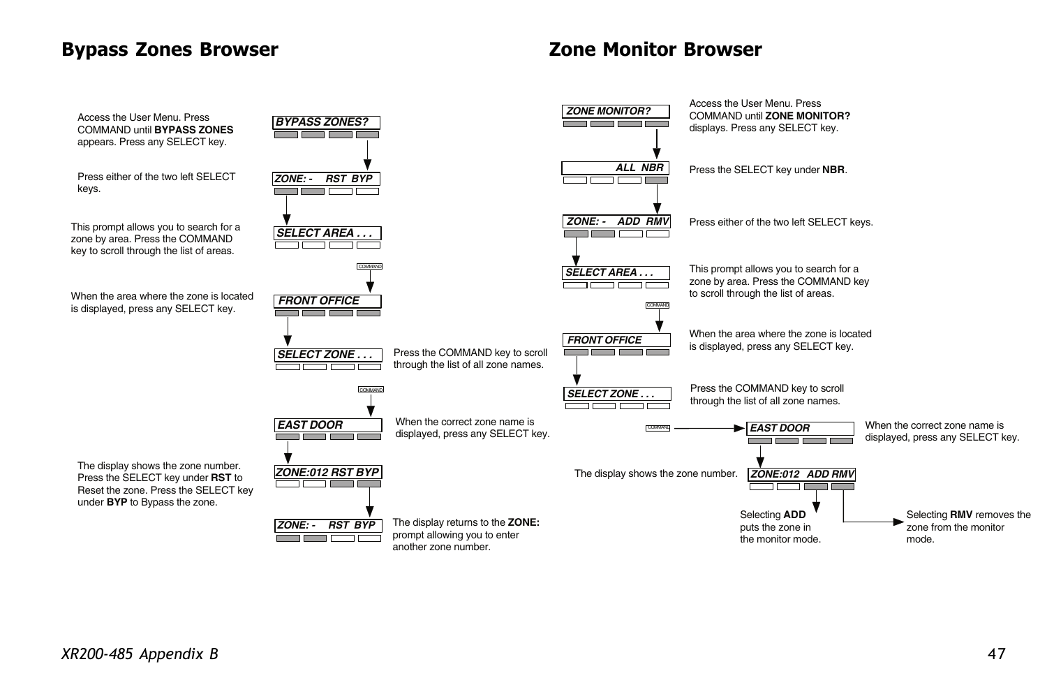# Bypass Zones Browser

Access the User Menu. Press COMMAND until **BYPASS ZONES** appears. Press any SELECT key.

BYPASS ZONES?

Press either of the two left SELECT keys.

ZONE: - RST BYP

This prompt allows you to search for a zone by area. Press the COMMAND key to scroll through the list of areas.

SELECT AREA . . .

COMMAND

When the area where the zone is located is displayed, press any SELECT key.

FRONT OFFICE

SELECT ZONE . . .

Press the COMMAND key to scroll through the list of all zone names.

COMMAND

EAST DOOR

When the correct zone name is displayed, press any SELECT key.

The display shows the zone number. Press the SELECT key under **RST** to Reset the zone. Press the SELECT key under **BYP** to Bypass the zone.

ZONE:012 RST BYP

ZONE: - RST BYP

The display returns to the **ZONE:** prompt allowing you to enter another zone number.

# Zone Monitor Browser

ZONE MONITOR?

Access the User Menu. Press COMMAND until **ZONE MONITOR?** displays. Press any SELECT key.

ALL NBR

Press the SELECT key under **NBR**.

ZONE: - ADD RMV

Press either of the two left SELECT keys.

SELECT AREA . . .

This prompt allows you to search for a zone by area. Press the COMMAND key to scroll through the list of areas.

COMMAND

FRONT OFFICE

When the area where the zone is located is displayed, press any SELECT key.

SELECT ZONE . . .

Press the COMMAND key to scroll through the list of all zone names.

COMMAND

EAST DOOR

When the correct zone name is displayed, press any SELECT key.

The display shows the zone number.

ZONE:012 ADD RMV

Selecting **ADD** puts the zone in the monitor mode.

Selecting **RMV** removes the zone from the monitor mode.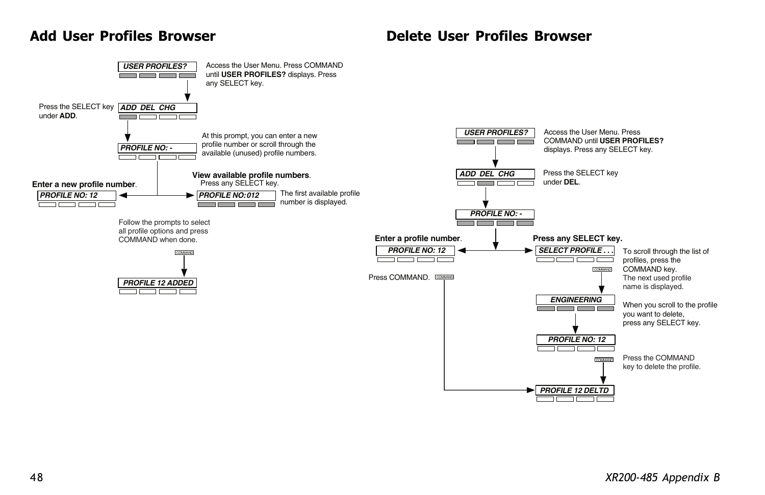# Add User Profiles Browser

**USER PROFILES?**

Access the User Menu. Press COMMAND until **USER PROFILES?** displays. Press any SELECT key.

**ADD DEL CHG**

Press the SELECT key under **ADD**.

**PROFILE NO: -**

At this prompt, you can enter a new profile number or scroll through the available (unused) profile numbers.

**Enter a new profile number**.

**PROFILE NO: 12**

**View available profile numbers**. Press any SELECT key.

**PROFILE NO:012**

The first available profile number is displayed.

Follow the prompts to select all profile options and press COMMAND when done.

COMMAND

**PROFILE 12 ADDED**

# Delete User Profiles Browser

**USER PROFILES?**

Access the User Menu. Press COMMAND until **USER PROFILES?** displays. Press any SELECT key.

**ADD DEL CHG**

Press the SELECT key under **DEL**.

**PROFILE NO: -**

**Enter a profile number**.

**PROFILE NO: 12**

Press COMMAND.

**Press any SELECT key.**

**SELECT PROFILE . . .**

To scroll through the list of profiles, press the COMMAND key. The next used profile name is displayed.

**ENGINEERING**

When you scroll to the profile you want to delete, press any SELECT key.

**PROFILE NO: 12**

Press the COMMAND key to delete the profile.

**PROFILE 12 DELTD**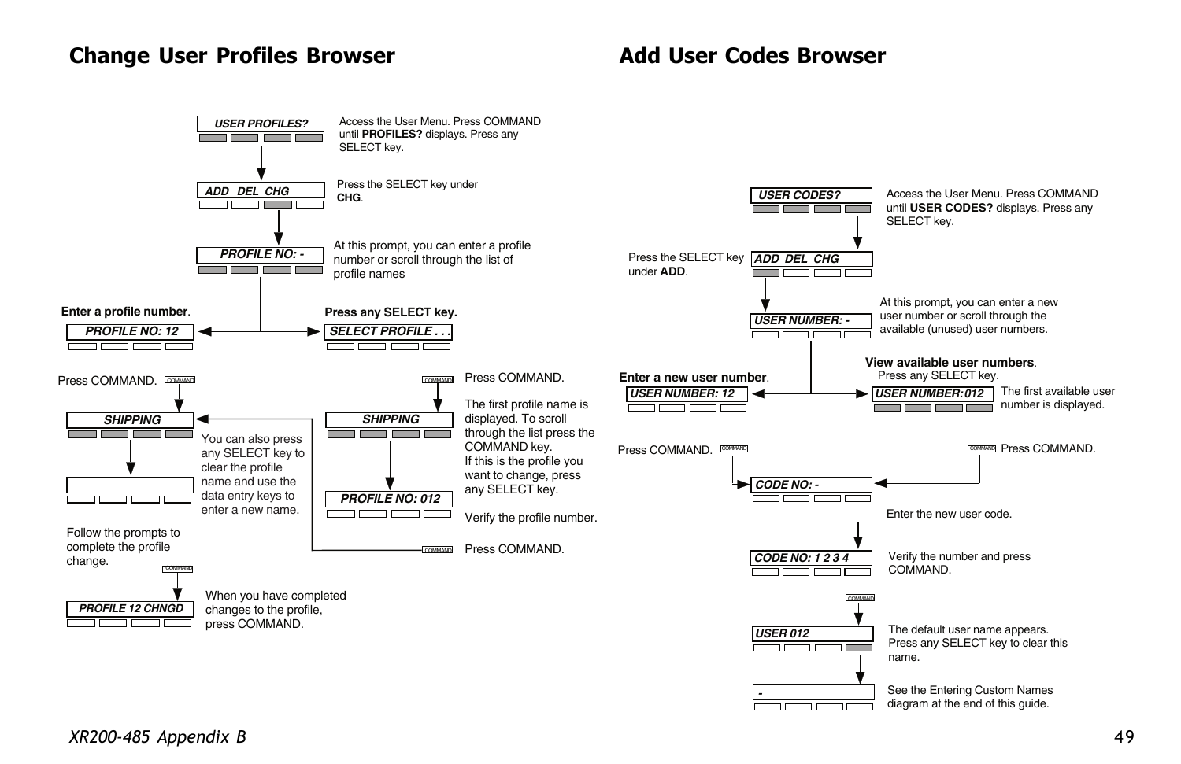# Change User Profiles Browser

USER PROFILES?

Access the User Menu. Press COMMAND until **PROFILES?** displays. Press any SELECT key.

ADD DEL CHG

Press the SELECT key under **CHG**.

PROFILE NO: -

At this prompt, you can enter a profile number or scroll through the list of profile names

**Enter a profile number**.

PROFILE NO: 12

Press COMMAND.

SHIPPING

–

You can also press any SELECT key to clear the profile name and use the data entry keys to enter a new name.

Follow the prompts to complete the profile change.

PROFILE 12 CHNGD

When you have completed changes to the profile, press COMMAND.

**Press any SELECT key.**

SELECT PROFILE . . .

Press COMMAND.

SHIPPING

The first profile name is displayed. To scroll through the list press the COMMAND key.
If this is the profile you want to change, press any SELECT key.

PROFILE NO: 012

Verify the profile number.

Press COMMAND.

# Add User Codes Browser

USER CODES?

Access the User Menu. Press COMMAND until **USER CODES?** displays. Press any SELECT key.

ADD DEL CHG

Press the SELECT key under **ADD**.

USER NUMBER: -

At this prompt, you can enter a new user number or scroll through the available (unused) user numbers.

**Enter a new user number**.

USER NUMBER: 12

Press COMMAND.

**View available user numbers**.
Press any SELECT key.

USER NUMBER:012

The first available user number is displayed.

Press COMMAND.

CODE NO: -

Enter the new user code.

CODE NO: 1 2 3 4

Verify the number and press COMMAND.

USER 012

The default user name appears. Press any SELECT key to clear this name.

-

See the Entering Custom Names diagram at the end of this guide.

*XR200-485 Appendix B*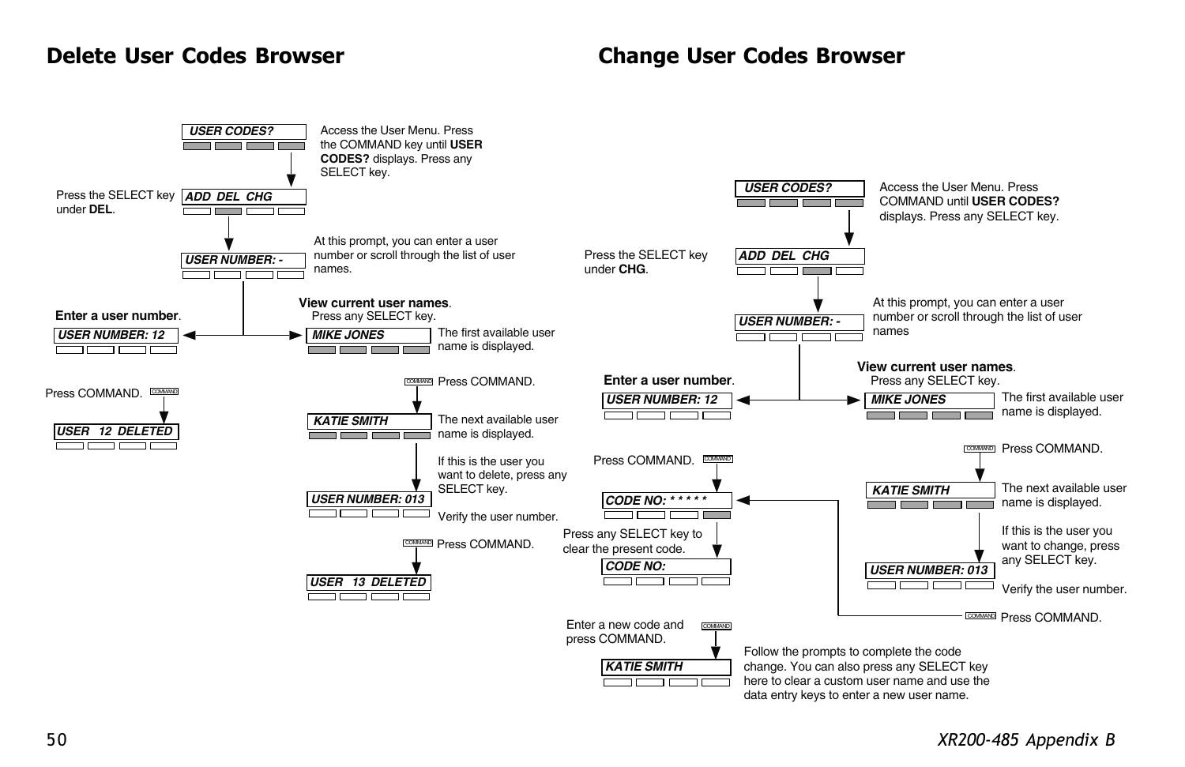# Delete User Codes Browser

USER CODES?

Access the User Menu. Press the COMMAND key until **USER CODES?** displays. Press any SELECT key.

ADD DEL CHG

Press the SELECT key under **DEL**.

USER NUMBER: -

At this prompt, you can enter a user number or scroll through the list of user names.

**Enter a user number**.

USER NUMBER: 12

Press COMMAND.

USER 12 DELETED

**View current user names**.
Press any SELECT key.

MIKE JONES

The first available user name is displayed.

Press COMMAND.

KATIE SMITH

The next available user name is displayed.

If this is the user you want to delete, press any SELECT key.

USER NUMBER: 013

Verify the user number.

Press COMMAND.

USER 13 DELETED

# Change User Codes Browser

USER CODES?

Access the User Menu. Press COMMAND until **USER CODES?** displays. Press any SELECT key.

ADD DEL CHG

Press the SELECT key under **CHG**.

USER NUMBER: -

At this prompt, you can enter a user number or scroll through the list of user names

**Enter a user number**.

USER NUMBER: 12

Press COMMAND.

CODE NO: * * * * *

Press any SELECT key to clear the present code.

CODE NO:

Enter a new code and press COMMAND.

KATIE SMITH

Follow the prompts to complete the code change. You can also press any SELECT key here to clear a custom user name and use the data entry keys to enter a new user name.

**View current user names**.
Press any SELECT key.

MIKE JONES

The first available user name is displayed.

Press COMMAND.

KATIE SMITH

The next available user name is displayed.

If this is the user you want to change, press any SELECT key.

USER NUMBER: 013

Verify the user number.

Press COMMAND.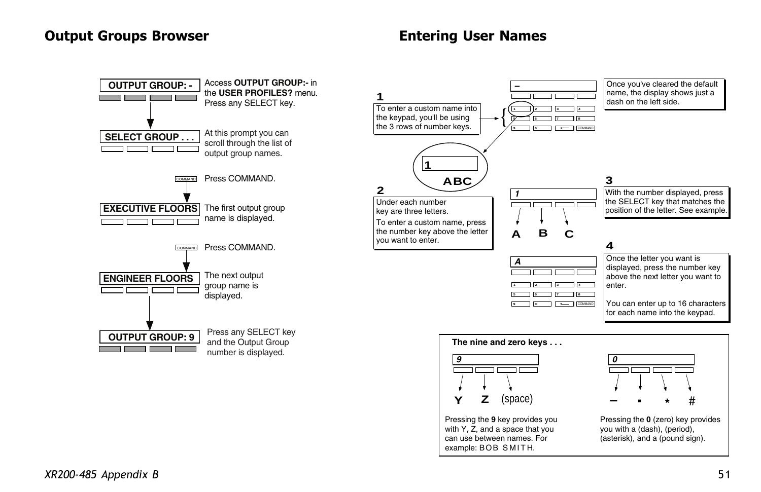## Output Groups Browser

**OUTPUT GROUP: -**

Access **OUTPUT GROUP:-** in the **USER PROFILES?** menu. Press any SELECT key.

**SELECT GROUP . . .**

At this prompt you can scroll through the list of output group names.

COMMAND

Press COMMAND.

**EXECUTIVE FLOORS**

The first output group name is displayed.

COMMAND

Press COMMAND.

**ENGINEER FLOORS**

The next output group name is displayed.

**OUTPUT GROUP: 9**

Press any SELECT key and the Output Group number is displayed.

## Entering User Names

–

Once you've cleared the default name, the display shows just a dash on the left side.

**1**

To enter a custom name into the keypad, you'll be using the 3 rows of number keys.

1 2 3 4
5 6 7 8
9 0 ⟵ COMMAND

**1**
**ABC**

**2**

Under each number key are three letters.

To enter a custom name, press the number key above the letter you want to enter.

**3**

*1*

**A B C**

With the number displayed, press the SELECT key that matches the position of the letter. See example.

**4**

*A*

1 2 3 4
5 6 7 8
9 0 ⟵ COMMAND

Once the letter you want is displayed, press the number key above the next letter you want to enter.

You can enter up to 16 characters for each name into the keypad.

**The nine and zero keys . . .**

*9*

**Y Z** (space)

Pressing the **9** key provides you with Y, Z, and a space that you can use between names. For example: BOB SMITH.

*0*

**– . * #**

Pressing the **0** (zero) key provides you with a (dash), (period), (asterisk), and a (pound sign).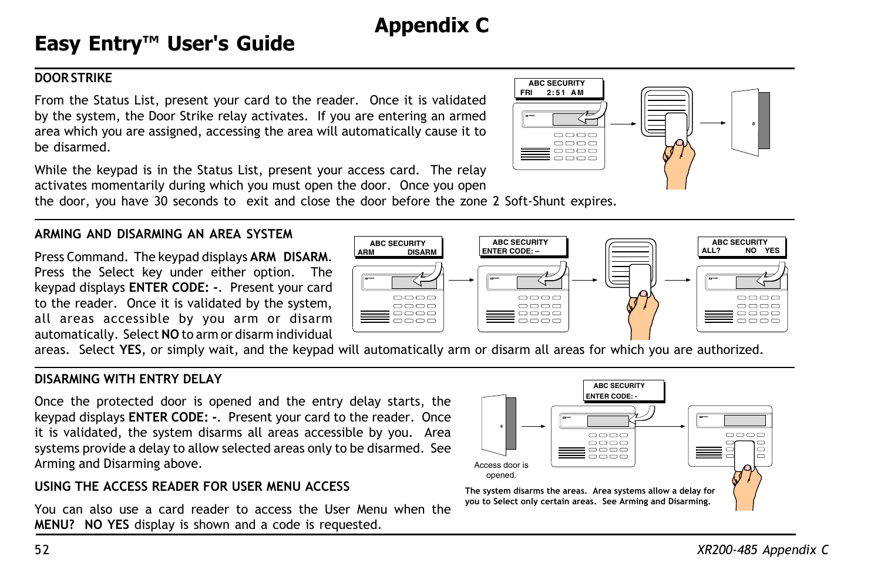# Appendix C

# Easy Entry™ User's Guide

## DOOR STRIKE

From the Status List, present your card to the reader. Once it is validated by the system, the Door Strike relay activates. If you are entering an armed area which you are assigned, accessing the area will automatically cause it to be disarmed.

While the keypad is in the Status List, present your access card. The relay activates momentarily during which you must open the door. Once you open the door, you have 30 seconds to exit and close the door before the zone 2 Soft-Shunt expires.

## ARMING AND DISARMING AN AREA SYSTEM

Press Command. The keypad displays **ARM DISARM**. Press the Select key under either option. The keypad displays **ENTER CODE: -**. Present your card to the reader. Once it is validated by the system, all areas accessible by you arm or disarm automatically. Select **NO** to arm or disarm individual areas. Select **YES**, or simply wait, and the keypad will automatically arm or disarm all areas for which you are authorized.

## DISARMING WITH ENTRY DELAY

Once the protected door is opened and the entry delay starts, the keypad displays **ENTER CODE: -**. Present your card to the reader. Once it is validated, the system disarms all areas accessible by you. Area systems provide a delay to allow selected areas only to be disarmed. See Arming and Disarming above.

Access door is opened.

**The system disarms the areas. Area systems allow a delay for you to Select only certain areas. See Arming and Disarming.**

## USING THE ACCESS READER FOR USER MENU ACCESS

You can also use a card reader to access the User Menu when the **MENU? NO YES** display is shown and a code is requested.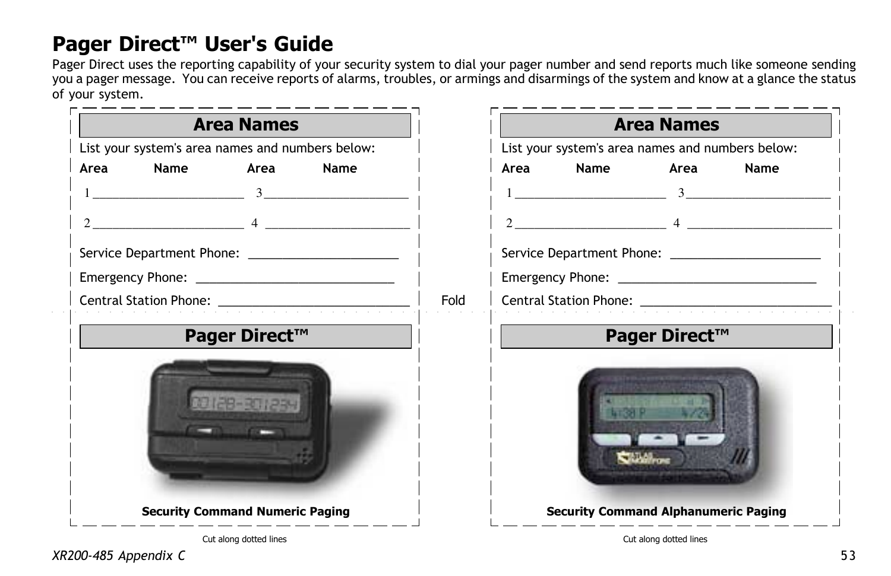# Pager Direct™ User's Guide

Pager Direct uses the reporting capability of your security system to dial your pager number and send reports much like someone sending you a pager message. You can receive reports of alarms, troubles, or armings and disarmings of the system and know at a glance the status of your system.

## Area Names

List your system's area names and numbers below:

| Area | Name | Area | Name |
|---|---|---|---|
| 1 | ______________________ | 3 | ______________________ |
| 2 | ______________________ | 4 | ______________________ |

Service Department Phone: ______________________

Emergency Phone: ______________________________

Central Station Phone: ____________________________

Fold

## Pager Direct™

Security Command Numeric Paging

Cut along dotted lines

## Area Names

List your system's area names and numbers below:

| Area | Name | Area | Name |
|---|---|---|---|
| 1 | ______________________ | 3 | ______________________ |
| 2 | ______________________ | 4 | ______________________ |

Service Department Phone: ______________________

Emergency Phone: ______________________________

Central Station Phone: ____________________________

## Pager Direct™

Security Command Alphanumeric Paging

Cut along dotted lines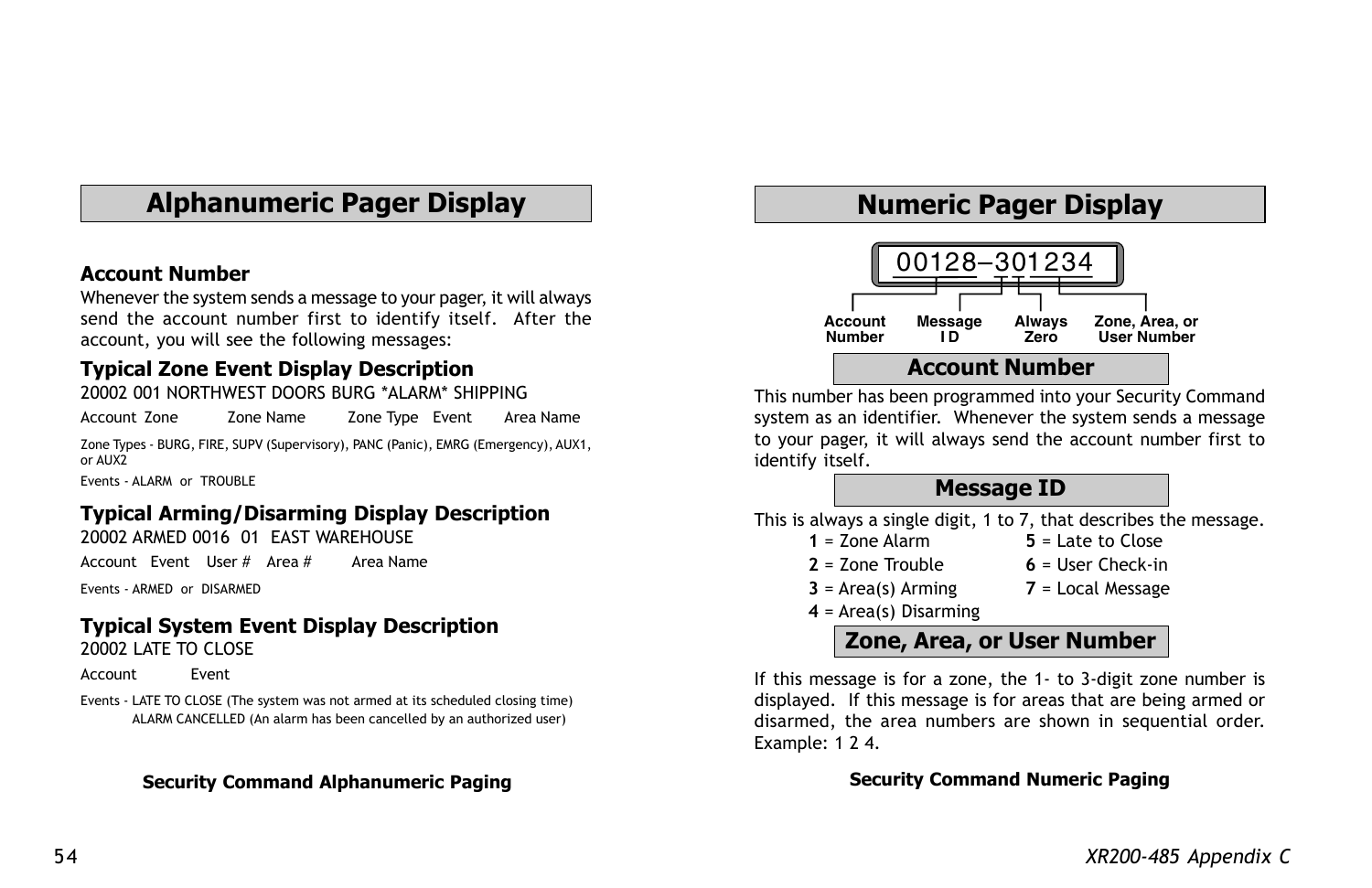# Alphanumeric Pager Display

### Account Number

Whenever the system sends a message to your pager, it will always send the account number first to identify itself. After the account, you will see the following messages:

### Typical Zone Event Display Description

20002 001 NORTHWEST DOORS BURG *ALARM* SHIPPING

Account Zone Zone Name Zone Type Event Area Name

Zone Types - BURG, FIRE, SUPV (Supervisory), PANC (Panic), EMRG (Emergency), AUX1, or AUX2

Events - ALARM or TROUBLE

### Typical Arming/Disarming Display Description

20002 ARMED 0016 01 EAST WAREHOUSE

Account Event User # Area # Area Name

Events - ARMED or DISARMED

### Typical System Event Display Description

20002 LATE TO CLOSE

Account Event

Events - LATE TO CLOSE (The system was not armed at its scheduled closing time)
ALARM CANCELLED (An alarm has been cancelled by an authorized user)

**Security Command Alphanumeric Paging**

# Numeric Pager Display

00128–301234

Account Number | Message ID | Always Zero | Zone, Area, or User Number

## Account Number

This number has been programmed into your Security Command system as an identifier. Whenever the system sends a message to your pager, it will always send the account number first to identify itself.

## Message ID

This is always a single digit, 1 to 7, that describes the message.

**1** = Zone Alarm
**2** = Zone Trouble
**3** = Area(s) Arming
**4** = Area(s) Disarming
**5** = Late to Close
**6** = User Check-in
**7** = Local Message

## Zone, Area, or User Number

If this message is for a zone, the 1- to 3-digit zone number is displayed. If this message is for areas that are being armed or disarmed, the area numbers are shown in sequential order. Example: 1 2 4.

**Security Command Numeric Paging**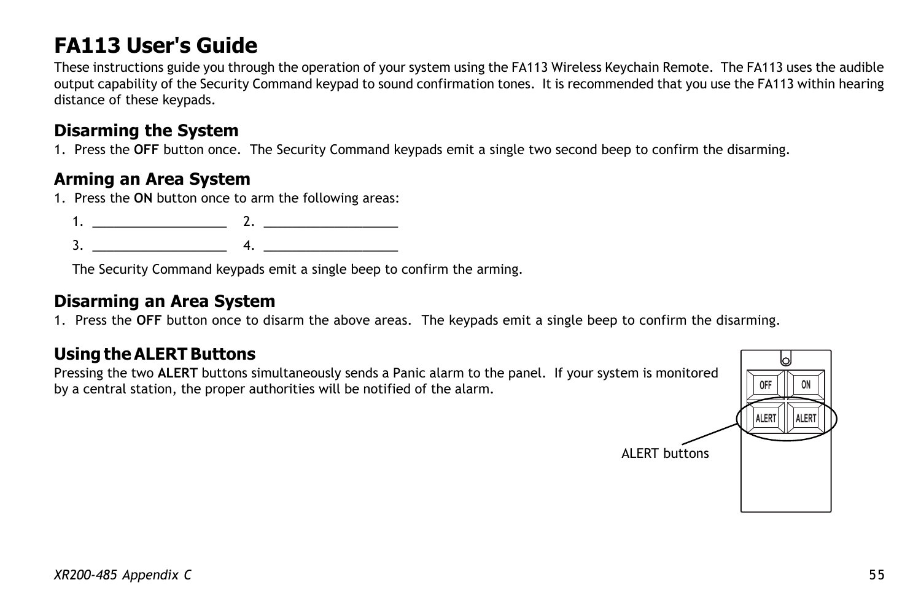# FA113 User's Guide

These instructions guide you through the operation of your system using the FA113 Wireless Keychain Remote. The FA113 uses the audible output capability of the Security Command keypad to sound confirmation tones. It is recommended that you use the FA113 within hearing distance of these keypads.

## Disarming the System

1. Press the **OFF** button once. The Security Command keypads emit a single two second beep to confirm the disarming.

## Arming an Area System

1. Press the **ON** button once to arm the following areas:

   1. ___________________ 2. ___________________

   3. ___________________ 4. ___________________

   The Security Command keypads emit a single beep to confirm the arming.

## Disarming an Area System

1. Press the **OFF** button once to disarm the above areas. The keypads emit a single beep to confirm the disarming.

## Using the ALERT Buttons

Pressing the two **ALERT** buttons simultaneously sends a Panic alarm to the panel. If your system is monitored by a central station, the proper authorities will be notified of the alarm.

OFF
ON
ALERT
ALERT
ALERT buttons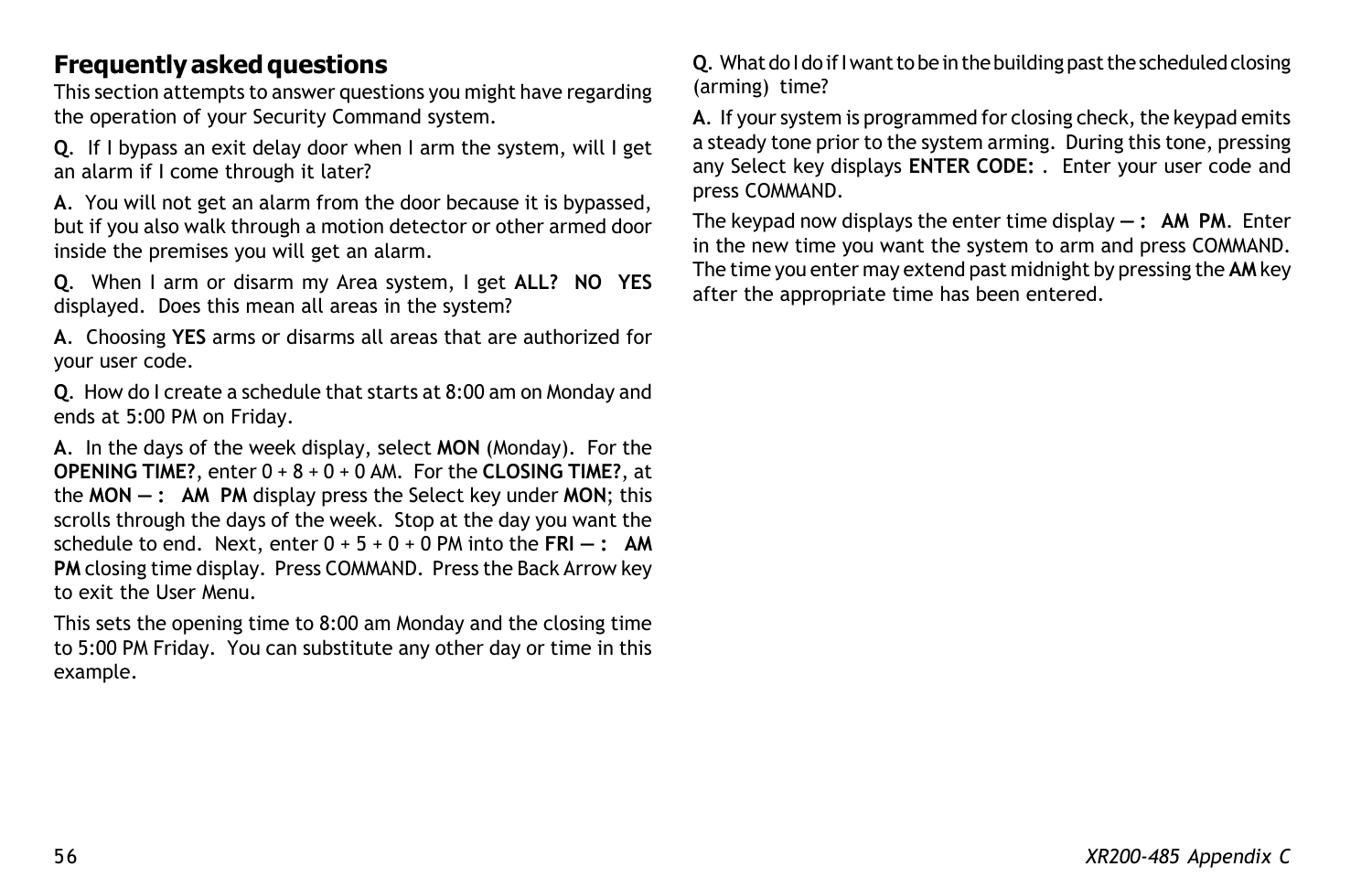## Frequently asked questions

This section attempts to answer questions you might have regarding the operation of your Security Command system.

**Q**. If I bypass an exit delay door when I arm the system, will I get an alarm if I come through it later?

**A**. You will not get an alarm from the door because it is bypassed, but if you also walk through a motion detector or other armed door inside the premises you will get an alarm.

**Q**. When I arm or disarm my Area system, I get **ALL? NO YES** displayed. Does this mean all areas in the system?

**A**. Choosing **YES** arms or disarms all areas that are authorized for your user code.

**Q**. How do I create a schedule that starts at 8:00 am on Monday and ends at 5:00 PM on Friday.

**A**. In the days of the week display, select **MON** (Monday). For the **OPENING TIME?**, enter 0 + 8 + 0 + 0 AM. For the **CLOSING TIME?**, at the **MON — : AM PM** display press the Select key under **MON**; this scrolls through the days of the week. Stop at the day you want the schedule to end. Next, enter 0 + 5 + 0 + 0 PM into the **FRI — : AM PM** closing time display. Press COMMAND. Press the Back Arrow key to exit the User Menu.

This sets the opening time to 8:00 am Monday and the closing time to 5:00 PM Friday. You can substitute any other day or time in this example.

**Q**. What do I do if I want to be in the building past the scheduled closing (arming) time?

**A**. If your system is programmed for closing check, the keypad emits a steady tone prior to the system arming. During this tone, pressing any Select key displays **ENTER CODE:** . Enter your user code and press COMMAND.

The keypad now displays the enter time display **— : AM PM**. Enter in the new time you want the system to arm and press COMMAND. The time you enter may extend past midnight by pressing the **AM** key after the appropriate time has been entered.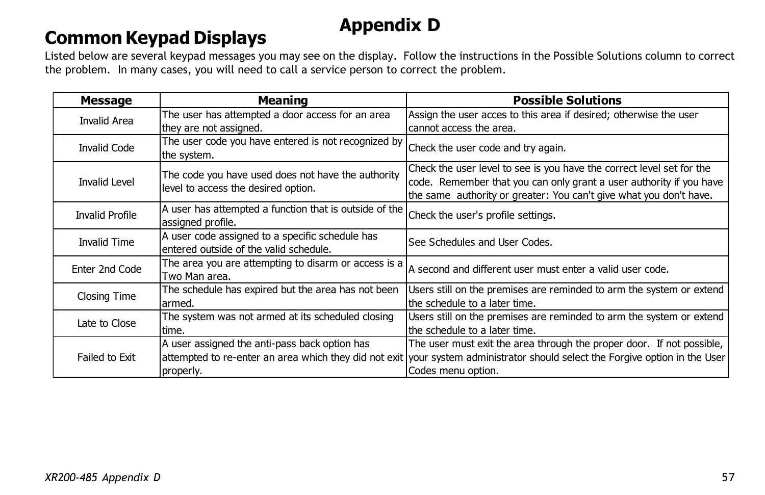# Appendix D

## Common Keypad Displays

Listed below are several keypad messages you may see on the display. Follow the instructions in the Possible Solutions column to correct the problem. In many cases, you will need to call a service person to correct the problem.

| Message | Meaning | Possible Solutions |
|---|---|---|
| Invalid Area | The user has attempted a door access for an area they are not assigned. | Assign the user acces to this area if desired; otherwise the user cannot access the area. |
| Invalid Code | The user code you have entered is not recognized by the system. | Check the user code and try again. |
| Invalid Level | The code you have used does not have the authority level to access the desired option. | Check the user level to see is you have the correct level set for the code. Remember that you can only grant a user authority if you have the same authority or greater: You can't give what you don't have. |
| Invalid Profile | A user has attempted a function that is outside of the assigned profile. | Check the user's profile settings. |
| Invalid Time | A user code assigned to a specific schedule has entered outside of the valid schedule. | See Schedules and User Codes. |
| Enter 2nd Code | The area you are attempting to disarm or access is a Two Man area. | A second and different user must enter a valid user code. |
| Closing Time | The schedule has expired but the area has not been armed. | Users still on the premises are reminded to arm the system or extend the schedule to a later time. |
| Late to Close | The system was not armed at its scheduled closing time. | Users still on the premises are reminded to arm the system or extend the schedule to a later time. |
| Failed to Exit | A user assigned the anti-pass back option has attempted to re-enter an area which they did not exit properly. | The user must exit the area through the proper door. If not possible, your system administrator should select the Forgive option in the User Codes menu option. |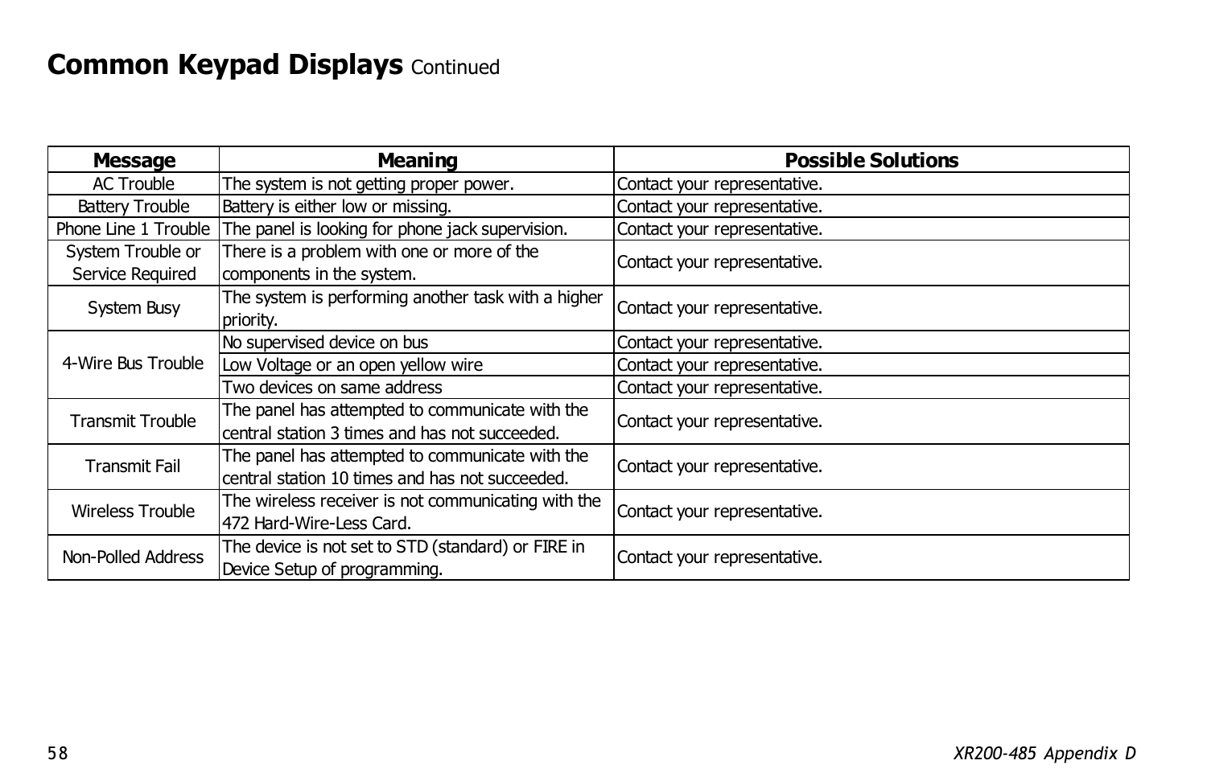# Common Keypad Displays Continued

| Message | Meaning | Possible Solutions |
| --- | --- | --- |
| AC Trouble | The system is not getting proper power. | Contact your representative. |
| Battery Trouble | Battery is either low or missing. | Contact your representative. |
| Phone Line 1 Trouble | The panel is looking for phone jack supervision. | Contact your representative. |
| System Trouble or Service Required | There is a problem with one or more of the components in the system. | Contact your representative. |
| System Busy | The system is performing another task with a higher priority. | Contact your representative. |
| 4-Wire Bus Trouble | No supervised device on bus | Contact your representative. |
| | Low Voltage or an open yellow wire | Contact your representative. |
| | Two devices on same address | Contact your representative. |
| Transmit Trouble | The panel has attempted to communicate with the central station 3 times and has not succeeded. | Contact your representative. |
| Transmit Fail | The panel has attempted to communicate with the central station 10 times and has not succeeded. | Contact your representative. |
| Wireless Trouble | The wireless receiver is not communicating with the 472 Hard-Wire-Less Card. | Contact your representative. |
| Non-Polled Address | The device is not set to STD (standard) or FIRE in Device Setup of programming. | Contact your representative. |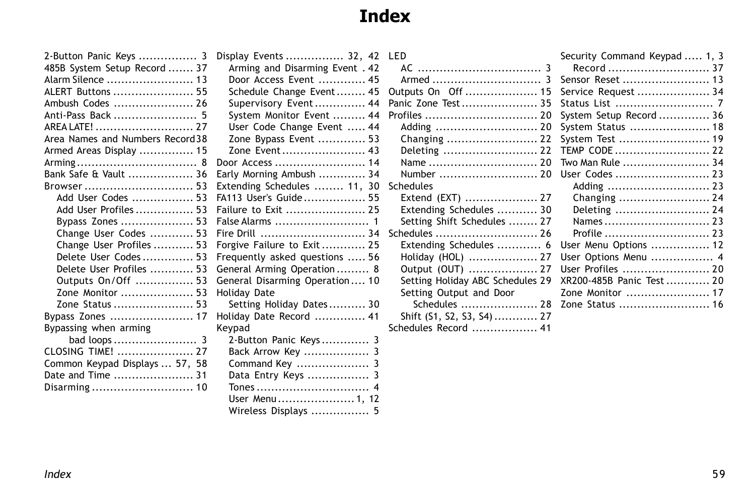# Index

2-Button Panic Keys ................ 3
485B System Setup Record ....... 37
Alarm Silence ........................ 13
ALERT Buttons ...................... 55
Ambush Codes ...................... 26
Anti-Pass Back ....................... 5
AREA LATE! ........................... 27
Area Names and Numbers Record 38
Armed Areas Display ............... 15
Arming ................................. 8
Bank Safe & Vault .................. 36
Browser .............................. 53
- Add User Codes ................ 53
- Add User Profiles ................ 53
- Bypass Zones .................... 53
- Change User Codes ............ 53
- Change User Profiles ........... 53
- Delete User Codes .............. 53
- Delete User Profiles ............ 53
- Outputs On/Off ................ 53
- Zone Monitor .................... 53
- Zone Status ...................... 53

Bypass Zones ....................... 17
Bypassing when arming
- bad loops ....................... 3

CLOSING TIME! ..................... 27
Common Keypad Displays ... 57, 58
Date and Time ...................... 31
Disarming ............................ 10
Display Events ................ 32, 42
- Arming and Disarming Event . 42
- Door Access Event ............. 45
- Schedule Change Event ........ 45
- Supervisory Event .............. 44
- System Monitor Event ......... 44
- User Code Change Event ..... 44
- Zone Bypass Event ............. 53
- Zone Event ....................... 43

Door Access ......................... 14
Early Morning Ambush ............. 34
Extending Schedules ........ 11, 30
FA113 User's Guide ................. 55
Failure to Exit ...................... 25
False Alarms .......................... 1
Fire Drill ............................ 34
Forgive Failure to Exit ............ 25
Frequently asked questions ..... 56
General Arming Operation ......... 8
General Disarming Operation .... 10
Holiday Date
- Setting Holiday Dates .......... 30

Holiday Date Record .............. 41
Keypad
- 2-Button Panic Keys ............. 3
- Back Arrow Key ................. 3
- Command Key .................... 3
- Data Entry Keys ................. 3
- Tones .............................. 4
- User Menu ..................... 1, 12
- Wireless Displays ................ 5

LED
- AC .................................. 3
- Armed .............................. 3

Outputs On Off .................... 15
Panic Zone Test ..................... 35
Profiles ............................... 20
- Adding ............................ 20
- Changing ......................... 22
- Deleting .......................... 22
- Name ............................. 20
- Number ........................... 20

Schedules
- Extend (EXT) .................... 27
- Extending Schedules ........... 30
- Setting Shift Schedules ........ 27

Schedules ............................ 26
- Extending Schedules ............ 6
- Holiday (HOL) ................... 27
- Output (OUT) ................... 27
- Setting Holiday ABC Schedules 29
- Setting Output and Door
  - Schedules ..................... 28
- Shift (S1, S2, S3, S4) ............ 27

Schedules Record .................. 41
Security Command Keypad ..... 1, 3
- Record ............................ 37

Sensor Reset ........................ 13
Service Request .................... 34
Status List ........................... 7
System Setup Record .............. 36
System Status ...................... 18
System Test ......................... 19
TEMP CODE .......................... 22
Two Man Rule ........................ 34
User Codes .......................... 23
- Adding ............................ 23
- Changing ......................... 24
- Deleting .......................... 24
- Names ............................. 23
- Profile ............................. 23

User Menu Options ................ 12
User Options Menu ................. 4
User Profiles ........................ 20
XR200-485B Panic Test ............ 20
Zone Monitor ....................... 17
Zone Status ......................... 16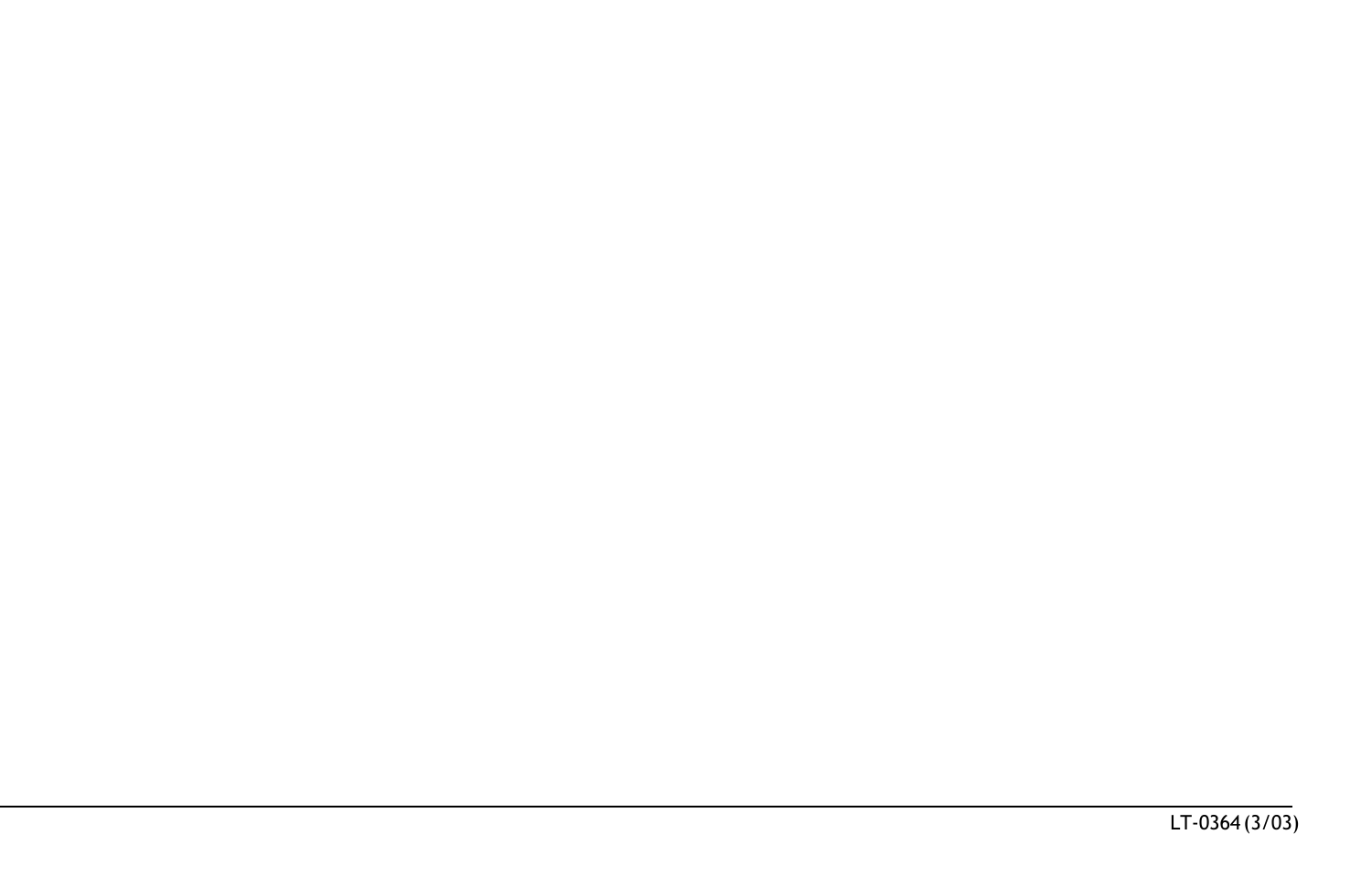LT-0364 (3/03)